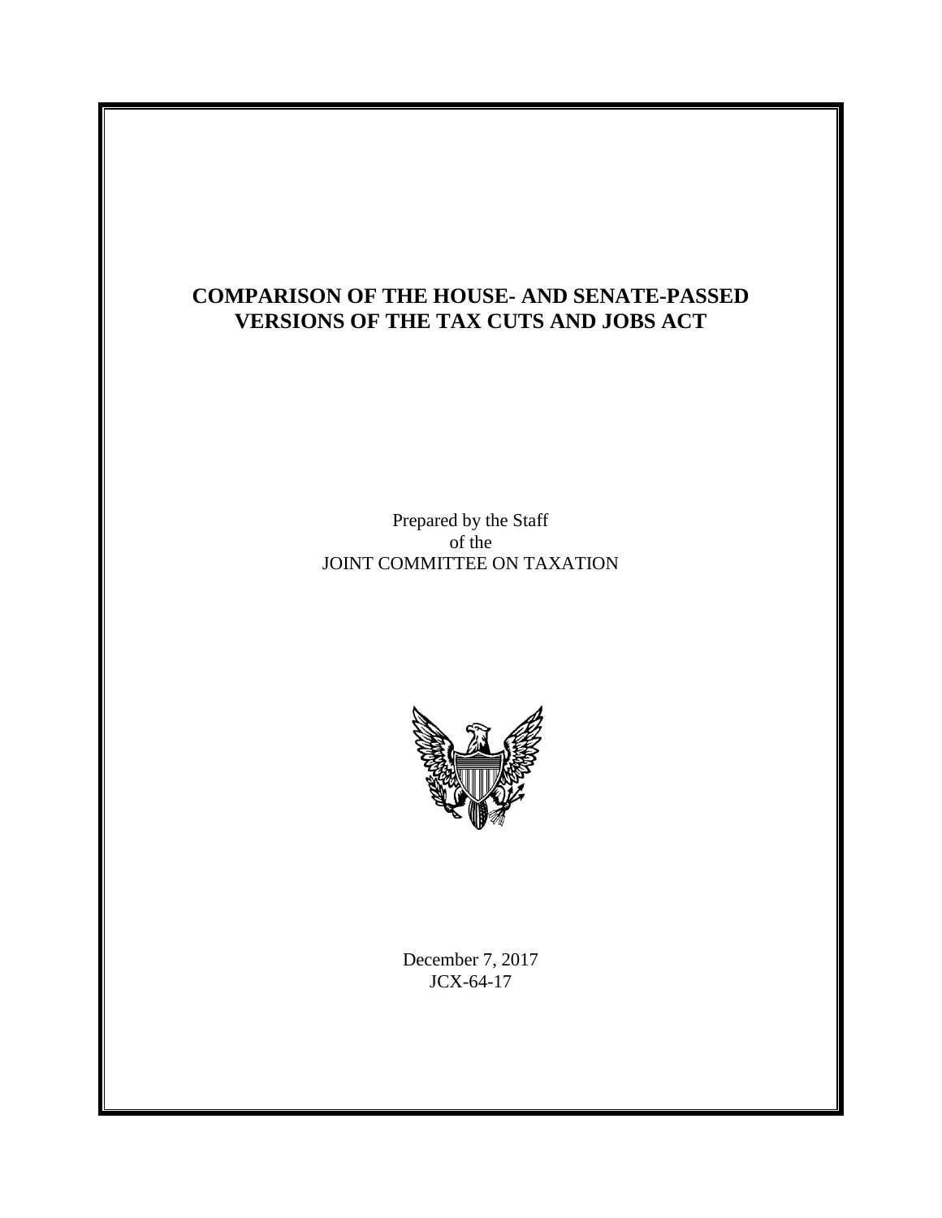# COMPARISON OF THE HOUSE- AND SENATE-PASSED VERSIONS OF THE TAX CUTS AND JOBS ACT

Prepared by the Staff
of the
JOINT COMMITTEE ON TAXATION

December 7, 2017
JCX-64-17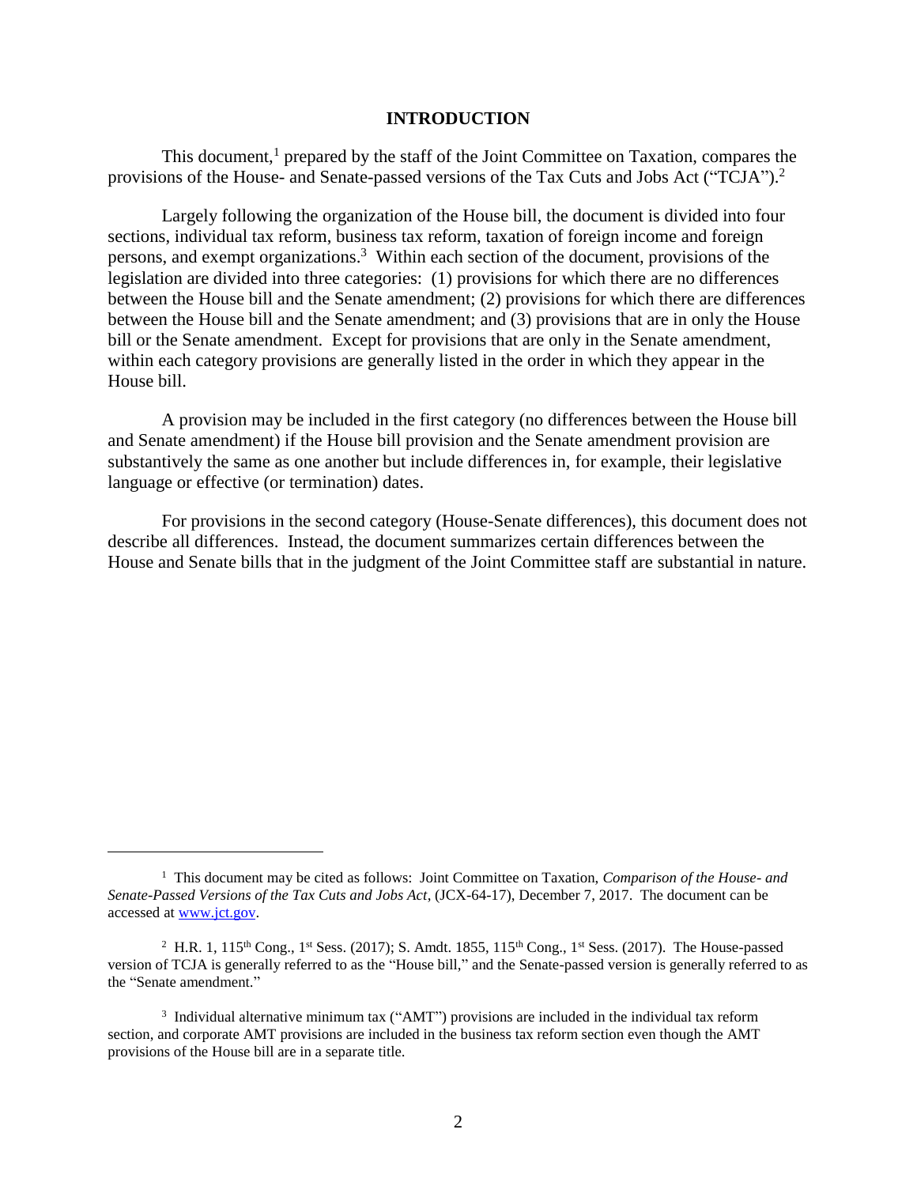# INTRODUCTION

This document,[1] prepared by the staff of the Joint Committee on Taxation, compares the provisions of the House- and Senate-passed versions of the Tax Cuts and Jobs Act ("TCJA").[2]

Largely following the organization of the House bill, the document is divided into four sections, individual tax reform, business tax reform, taxation of foreign income and foreign persons, and exempt organizations.[3] Within each section of the document, provisions of the legislation are divided into three categories: (1) provisions for which there are no differences between the House bill and the Senate amendment; (2) provisions for which there are differences between the House bill and the Senate amendment; and (3) provisions that are in only the House bill or the Senate amendment. Except for provisions that are only in the Senate amendment, within each category provisions are generally listed in the order in which they appear in the House bill.

A provision may be included in the first category (no differences between the House bill and Senate amendment) if the House bill provision and the Senate amendment provision are substantively the same as one another but include differences in, for example, their legislative language or effective (or termination) dates.

For provisions in the second category (House-Senate differences), this document does not describe all differences. Instead, the document summarizes certain differences between the House and Senate bills that in the judgment of the Joint Committee staff are substantial in nature.

---

[1] This document may be cited as follows: Joint Committee on Taxation, *Comparison of the House- and Senate-Passed Versions of the Tax Cuts and Jobs Act*, (JCX-64-17), December 7, 2017. The document can be accessed at www.jct.gov.

[2] H.R. 1, 115th Cong., 1st Sess. (2017); S. Amdt. 1855, 115th Cong., 1st Sess. (2017). The House-passed version of TCJA is generally referred to as the "House bill," and the Senate-passed version is generally referred to as the "Senate amendment."

[3] Individual alternative minimum tax ("AMT") provisions are included in the individual tax reform section, and corporate AMT provisions are included in the business tax reform section even though the AMT provisions of the House bill are in a separate title.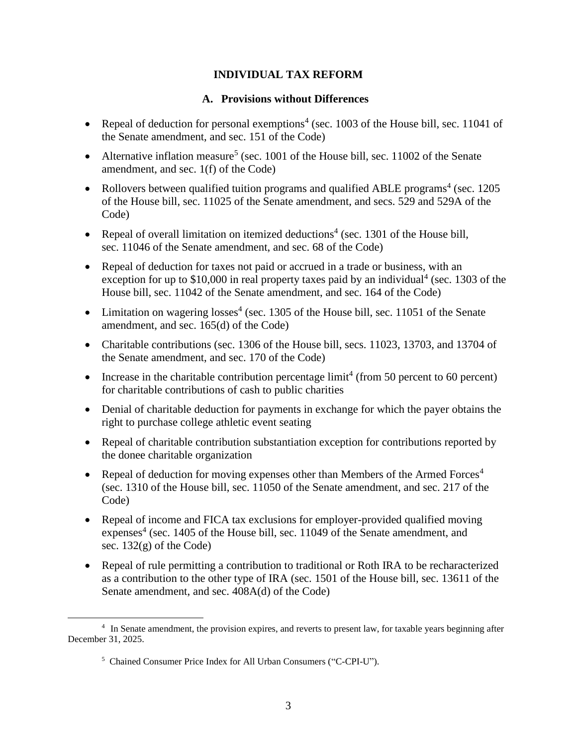# INDIVIDUAL TAX REFORM

## A. Provisions without Differences

- Repeal of deduction for personal exemptions[4] (sec. 1003 of the House bill, sec. 11041 of the Senate amendment, and sec. 151 of the Code)
- Alternative inflation measure[5] (sec. 1001 of the House bill, sec. 11002 of the Senate amendment, and sec. 1(f) of the Code)
- Rollovers between qualified tuition programs and qualified ABLE programs[4] (sec. 1205 of the House bill, sec. 11025 of the Senate amendment, and secs. 529 and 529A of the Code)
- Repeal of overall limitation on itemized deductions[4] (sec. 1301 of the House bill, sec. 11046 of the Senate amendment, and sec. 68 of the Code)
- Repeal of deduction for taxes not paid or accrued in a trade or business, with an exception for up to $10,000 in real property taxes paid by an individual[4] (sec. 1303 of the House bill, sec. 11042 of the Senate amendment, and sec. 164 of the Code)
- Limitation on wagering losses[4] (sec. 1305 of the House bill, sec. 11051 of the Senate amendment, and sec. 165(d) of the Code)
- Charitable contributions (sec. 1306 of the House bill, secs. 11023, 13703, and 13704 of the Senate amendment, and sec. 170 of the Code)
- Increase in the charitable contribution percentage limit[4] (from 50 percent to 60 percent) for charitable contributions of cash to public charities
- Denial of charitable deduction for payments in exchange for which the payer obtains the right to purchase college athletic event seating
- Repeal of charitable contribution substantiation exception for contributions reported by the donee charitable organization
- Repeal of deduction for moving expenses other than Members of the Armed Forces[4] (sec. 1310 of the House bill, sec. 11050 of the Senate amendment, and sec. 217 of the Code)
- Repeal of income and FICA tax exclusions for employer-provided qualified moving expenses[4] (sec. 1405 of the House bill, sec. 11049 of the Senate amendment, and sec. 132(g) of the Code)
- Repeal of rule permitting a contribution to traditional or Roth IRA to be recharacterized as a contribution to the other type of IRA (sec. 1501 of the House bill, sec. 13611 of the Senate amendment, and sec. 408A(d) of the Code)

---

[4] In Senate amendment, the provision expires, and reverts to present law, for taxable years beginning after December 31, 2025.

[5] Chained Consumer Price Index for All Urban Consumers ("C-CPI-U").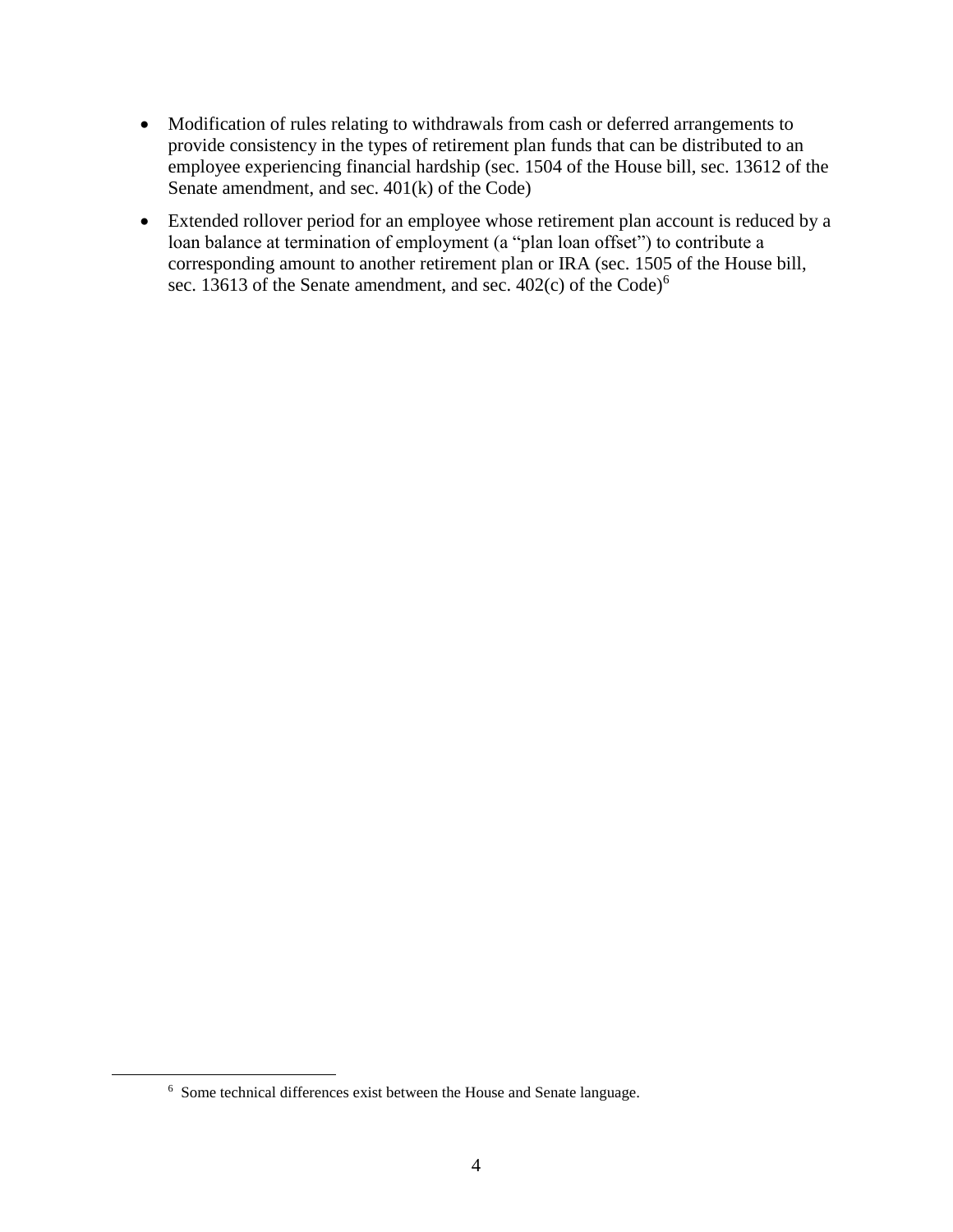- Modification of rules relating to withdrawals from cash or deferred arrangements to provide consistency in the types of retirement plan funds that can be distributed to an employee experiencing financial hardship (sec. 1504 of the House bill, sec. 13612 of the Senate amendment, and sec. 401(k) of the Code)
- Extended rollover period for an employee whose retirement plan account is reduced by a loan balance at termination of employment (a "plan loan offset") to contribute a corresponding amount to another retirement plan or IRA (sec. 1505 of the House bill, sec. 13613 of the Senate amendment, and sec. 402(c) of the Code)[6]

---

[6] Some technical differences exist between the House and Senate language.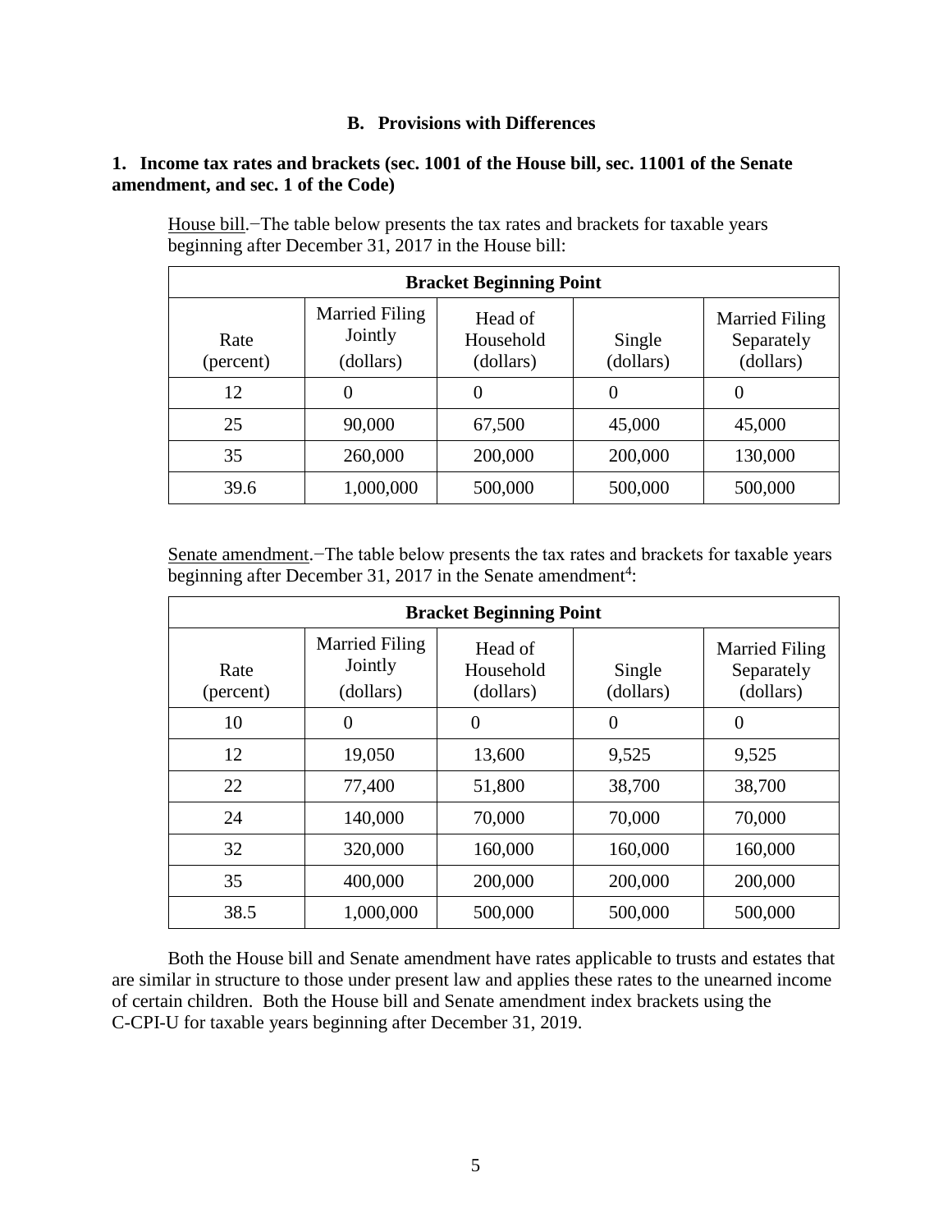## B. Provisions with Differences

### 1. Income tax rates and brackets (sec. 1001 of the House bill, sec. 11001 of the Senate amendment, and sec. 1 of the Code)

House bill.−The table below presents the tax rates and brackets for taxable years beginning after December 31, 2017 in the House bill:

| Bracket Beginning Point | | | | |
|---|---|---|---|---|
| Rate (percent) | Married Filing Jointly (dollars) | Head of Household (dollars) | Single (dollars) | Married Filing Separately (dollars) |
| 12 | 0 | 0 | 0 | 0 |
| 25 | 90,000 | 67,500 | 45,000 | 45,000 |
| 35 | 260,000 | 200,000 | 200,000 | 130,000 |
| 39.6 | 1,000,000 | 500,000 | 500,000 | 500,000 |

Senate amendment.−The table below presents the tax rates and brackets for taxable years beginning after December 31, 2017 in the Senate amendment[4]:

| Bracket Beginning Point | | | | |
|---|---|---|---|---|
| Rate (percent) | Married Filing Jointly (dollars) | Head of Household (dollars) | Single (dollars) | Married Filing Separately (dollars) |
| 10 | 0 | 0 | 0 | 0 |
| 12 | 19,050 | 13,600 | 9,525 | 9,525 |
| 22 | 77,400 | 51,800 | 38,700 | 38,700 |
| 24 | 140,000 | 70,000 | 70,000 | 70,000 |
| 32 | 320,000 | 160,000 | 160,000 | 160,000 |
| 35 | 400,000 | 200,000 | 200,000 | 200,000 |
| 38.5 | 1,000,000 | 500,000 | 500,000 | 500,000 |

Both the House bill and Senate amendment have rates applicable to trusts and estates that are similar in structure to those under present law and applies these rates to the unearned income of certain children. Both the House bill and Senate amendment index brackets using the C-CPI-U for taxable years beginning after December 31, 2019.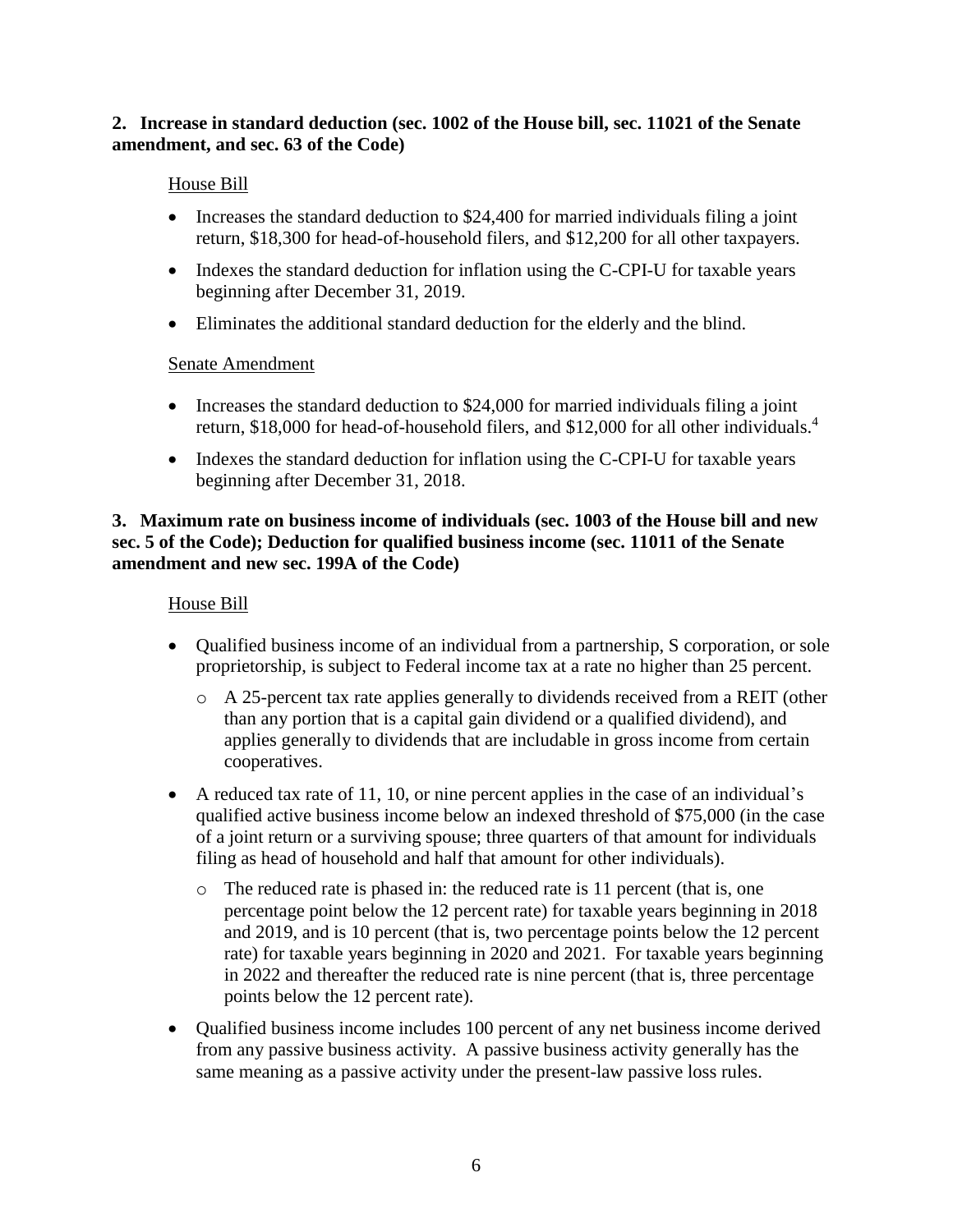**2. Increase in standard deduction (sec. 1002 of the House bill, sec. 11021 of the Senate amendment, and sec. 63 of the Code)**

House Bill

- Increases the standard deduction to $24,400 for married individuals filing a joint return, $18,300 for head-of-household filers, and $12,200 for all other taxpayers.
- Indexes the standard deduction for inflation using the C-CPI-U for taxable years beginning after December 31, 2019.
- Eliminates the additional standard deduction for the elderly and the blind.

Senate Amendment

- Increases the standard deduction to $24,000 for married individuals filing a joint return, $18,000 for head-of-household filers, and $12,000 for all other individuals.[4]
- Indexes the standard deduction for inflation using the C-CPI-U for taxable years beginning after December 31, 2018.

**3. Maximum rate on business income of individuals (sec. 1003 of the House bill and new sec. 5 of the Code); Deduction for qualified business income (sec. 11011 of the Senate amendment and new sec. 199A of the Code)**

House Bill

- Qualified business income of an individual from a partnership, S corporation, or sole proprietorship, is subject to Federal income tax at a rate no higher than 25 percent.
  - A 25-percent tax rate applies generally to dividends received from a REIT (other than any portion that is a capital gain dividend or a qualified dividend), and applies generally to dividends that are includable in gross income from certain cooperatives.
- A reduced tax rate of 11, 10, or nine percent applies in the case of an individual's qualified active business income below an indexed threshold of $75,000 (in the case of a joint return or a surviving spouse; three quarters of that amount for individuals filing as head of household and half that amount for other individuals).
  - The reduced rate is phased in: the reduced rate is 11 percent (that is, one percentage point below the 12 percent rate) for taxable years beginning in 2018 and 2019, and is 10 percent (that is, two percentage points below the 12 percent rate) for taxable years beginning in 2020 and 2021. For taxable years beginning in 2022 and thereafter the reduced rate is nine percent (that is, three percentage points below the 12 percent rate).
- Qualified business income includes 100 percent of any net business income derived from any passive business activity. A passive business activity generally has the same meaning as a passive activity under the present-law passive loss rules.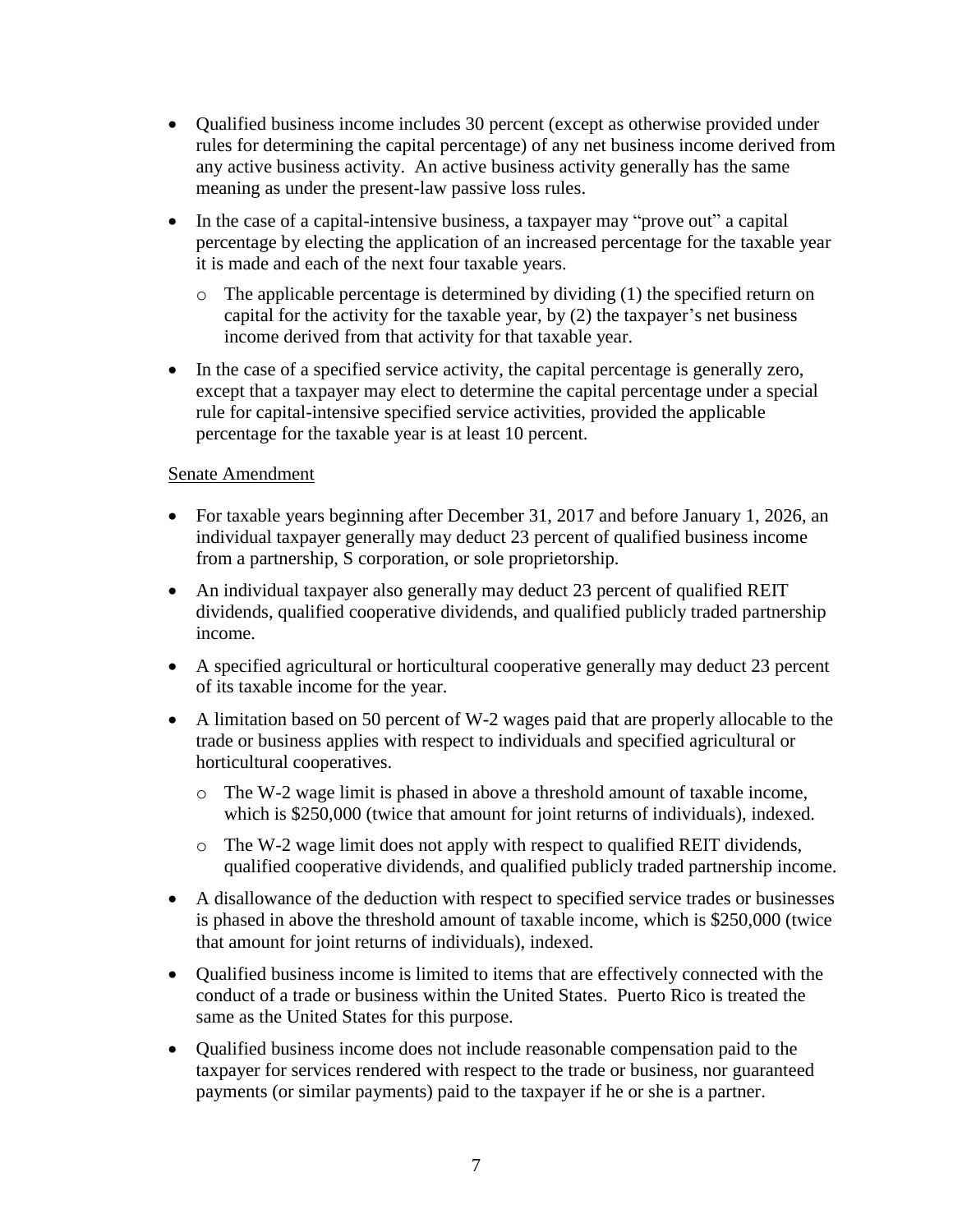- Qualified business income includes 30 percent (except as otherwise provided under rules for determining the capital percentage) of any net business income derived from any active business activity. An active business activity generally has the same meaning as under the present-law passive loss rules.
- In the case of a capital-intensive business, a taxpayer may "prove out" a capital percentage by electing the application of an increased percentage for the taxable year it is made and each of the next four taxable years.
  - The applicable percentage is determined by dividing (1) the specified return on capital for the activity for the taxable year, by (2) the taxpayer's net business income derived from that activity for that taxable year.
- In the case of a specified service activity, the capital percentage is generally zero, except that a taxpayer may elect to determine the capital percentage under a special rule for capital-intensive specified service activities, provided the applicable percentage for the taxable year is at least 10 percent.

Senate Amendment

- For taxable years beginning after December 31, 2017 and before January 1, 2026, an individual taxpayer generally may deduct 23 percent of qualified business income from a partnership, S corporation, or sole proprietorship.
- An individual taxpayer also generally may deduct 23 percent of qualified REIT dividends, qualified cooperative dividends, and qualified publicly traded partnership income.
- A specified agricultural or horticultural cooperative generally may deduct 23 percent of its taxable income for the year.
- A limitation based on 50 percent of W-2 wages paid that are properly allocable to the trade or business applies with respect to individuals and specified agricultural or horticultural cooperatives.
  - The W-2 wage limit is phased in above a threshold amount of taxable income, which is $250,000 (twice that amount for joint returns of individuals), indexed.
  - The W-2 wage limit does not apply with respect to qualified REIT dividends, qualified cooperative dividends, and qualified publicly traded partnership income.
- A disallowance of the deduction with respect to specified service trades or businesses is phased in above the threshold amount of taxable income, which is $250,000 (twice that amount for joint returns of individuals), indexed.
- Qualified business income is limited to items that are effectively connected with the conduct of a trade or business within the United States. Puerto Rico is treated the same as the United States for this purpose.
- Qualified business income does not include reasonable compensation paid to the taxpayer for services rendered with respect to the trade or business, nor guaranteed payments (or similar payments) paid to the taxpayer if he or she is a partner.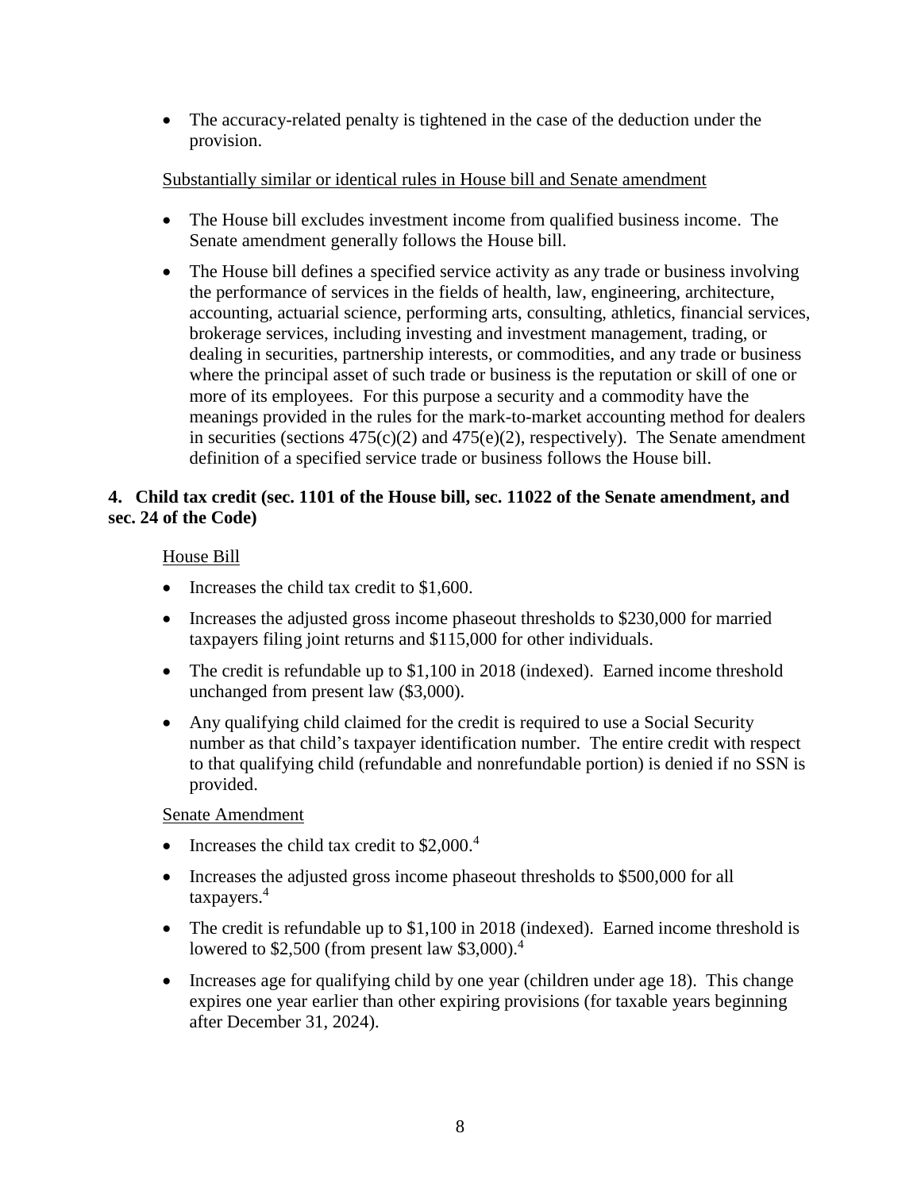- The accuracy-related penalty is tightened in the case of the deduction under the provision.

Substantially similar or identical rules in House bill and Senate amendment

- The House bill excludes investment income from qualified business income. The Senate amendment generally follows the House bill.
- The House bill defines a specified service activity as any trade or business involving the performance of services in the fields of health, law, engineering, architecture, accounting, actuarial science, performing arts, consulting, athletics, financial services, brokerage services, including investing and investment management, trading, or dealing in securities, partnership interests, or commodities, and any trade or business where the principal asset of such trade or business is the reputation or skill of one or more of its employees. For this purpose a security and a commodity have the meanings provided in the rules for the mark-to-market accounting method for dealers in securities (sections 475(c)(2) and 475(e)(2), respectively). The Senate amendment definition of a specified service trade or business follows the House bill.

### 4. Child tax credit (sec. 1101 of the House bill, sec. 11022 of the Senate amendment, and sec. 24 of the Code)

House Bill

- Increases the child tax credit to $1,600.
- Increases the adjusted gross income phaseout thresholds to $230,000 for married taxpayers filing joint returns and $115,000 for other individuals.
- The credit is refundable up to $1,100 in 2018 (indexed). Earned income threshold unchanged from present law ($3,000).
- Any qualifying child claimed for the credit is required to use a Social Security number as that child's taxpayer identification number. The entire credit with respect to that qualifying child (refundable and nonrefundable portion) is denied if no SSN is provided.

Senate Amendment

- Increases the child tax credit to $2,000.[4]
- Increases the adjusted gross income phaseout thresholds to $500,000 for all taxpayers.[4]
- The credit is refundable up to $1,100 in 2018 (indexed). Earned income threshold is lowered to $2,500 (from present law $3,000).[4]
- Increases age for qualifying child by one year (children under age 18). This change expires one year earlier than other expiring provisions (for taxable years beginning after December 31, 2024).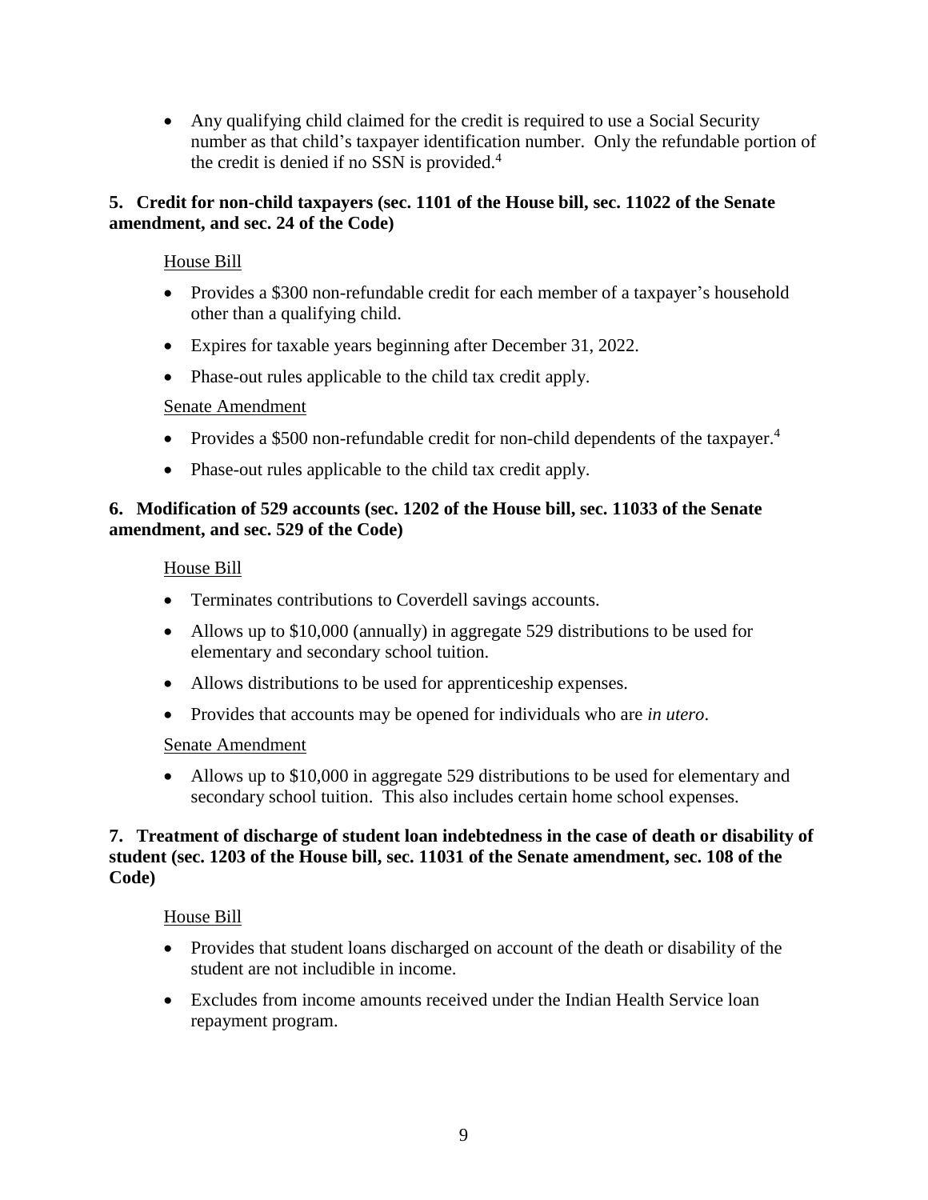- Any qualifying child claimed for the credit is required to use a Social Security number as that child's taxpayer identification number. Only the refundable portion of the credit is denied if no SSN is provided.[4]

**5. Credit for non-child taxpayers (sec. 1101 of the House bill, sec. 11022 of the Senate amendment, and sec. 24 of the Code)**

House Bill

- Provides a $300 non-refundable credit for each member of a taxpayer's household other than a qualifying child.
- Expires for taxable years beginning after December 31, 2022.
- Phase-out rules applicable to the child tax credit apply.

Senate Amendment

- Provides a $500 non-refundable credit for non-child dependents of the taxpayer.[4]
- Phase-out rules applicable to the child tax credit apply.

**6. Modification of 529 accounts (sec. 1202 of the House bill, sec. 11033 of the Senate amendment, and sec. 529 of the Code)**

House Bill

- Terminates contributions to Coverdell savings accounts.
- Allows up to $10,000 (annually) in aggregate 529 distributions to be used for elementary and secondary school tuition.
- Allows distributions to be used for apprenticeship expenses.
- Provides that accounts may be opened for individuals who are *in utero*.

Senate Amendment

- Allows up to $10,000 in aggregate 529 distributions to be used for elementary and secondary school tuition. This also includes certain home school expenses.

**7. Treatment of discharge of student loan indebtedness in the case of death or disability of student (sec. 1203 of the House bill, sec. 11031 of the Senate amendment, sec. 108 of the Code)**

House Bill

- Provides that student loans discharged on account of the death or disability of the student are not includible in income.
- Excludes from income amounts received under the Indian Health Service loan repayment program.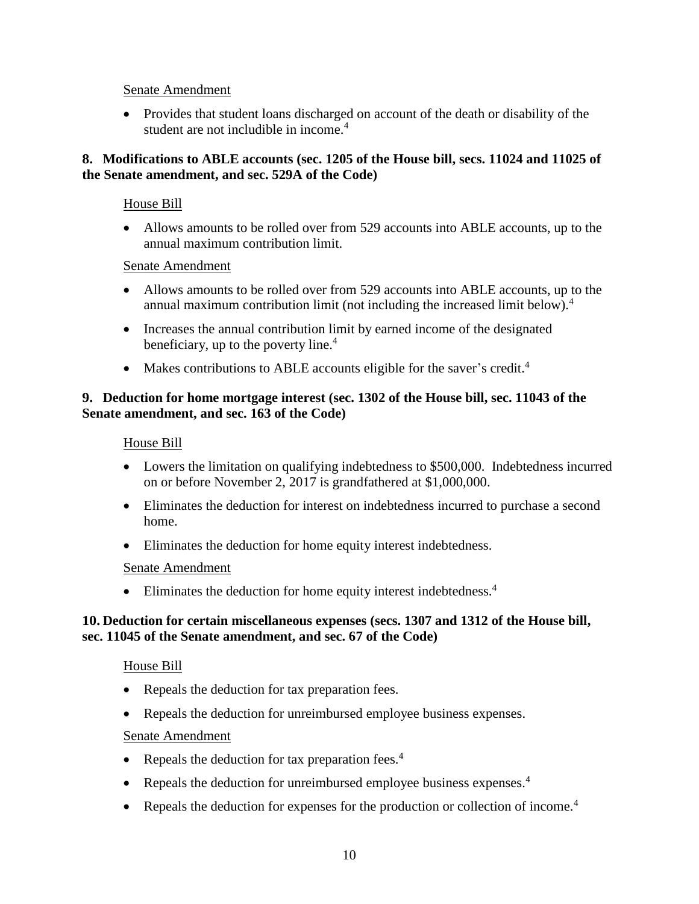Senate Amendment

- Provides that student loans discharged on account of the death or disability of the student are not includible in income.[4]

**8. Modifications to ABLE accounts (sec. 1205 of the House bill, secs. 11024 and 11025 of the Senate amendment, and sec. 529A of the Code)**

House Bill

- Allows amounts to be rolled over from 529 accounts into ABLE accounts, up to the annual maximum contribution limit.

Senate Amendment

- Allows amounts to be rolled over from 529 accounts into ABLE accounts, up to the annual maximum contribution limit (not including the increased limit below).[4]
- Increases the annual contribution limit by earned income of the designated beneficiary, up to the poverty line.[4]
- Makes contributions to ABLE accounts eligible for the saver's credit.[4]

**9. Deduction for home mortgage interest (sec. 1302 of the House bill, sec. 11043 of the Senate amendment, and sec. 163 of the Code)**

House Bill

- Lowers the limitation on qualifying indebtedness to $500,000. Indebtedness incurred on or before November 2, 2017 is grandfathered at $1,000,000.
- Eliminates the deduction for interest on indebtedness incurred to purchase a second home.
- Eliminates the deduction for home equity interest indebtedness.

Senate Amendment

- Eliminates the deduction for home equity interest indebtedness.[4]

**10. Deduction for certain miscellaneous expenses (secs. 1307 and 1312 of the House bill, sec. 11045 of the Senate amendment, and sec. 67 of the Code)**

House Bill

- Repeals the deduction for tax preparation fees.
- Repeals the deduction for unreimbursed employee business expenses.

Senate Amendment

- Repeals the deduction for tax preparation fees.[4]
- Repeals the deduction for unreimbursed employee business expenses.[4]
- Repeals the deduction for expenses for the production or collection of income.[4]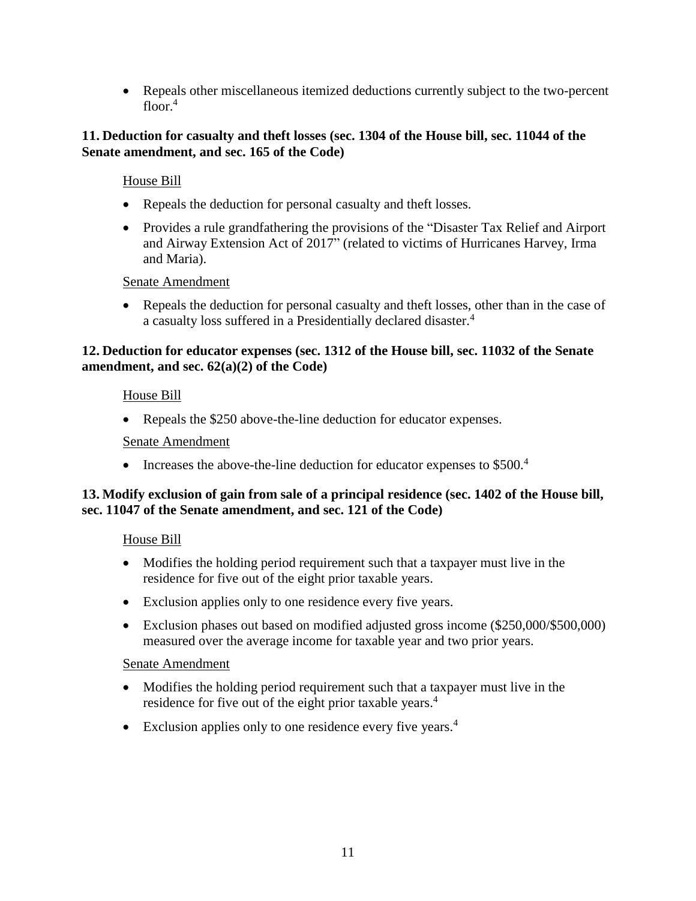- Repeals other miscellaneous itemized deductions currently subject to the two-percent floor.[4]

**11. Deduction for casualty and theft losses (sec. 1304 of the House bill, sec. 11044 of the Senate amendment, and sec. 165 of the Code)**

House Bill

- Repeals the deduction for personal casualty and theft losses.
- Provides a rule grandfathering the provisions of the "Disaster Tax Relief and Airport and Airway Extension Act of 2017" (related to victims of Hurricanes Harvey, Irma and Maria).

Senate Amendment

- Repeals the deduction for personal casualty and theft losses, other than in the case of a casualty loss suffered in a Presidentially declared disaster.[4]

**12. Deduction for educator expenses (sec. 1312 of the House bill, sec. 11032 of the Senate amendment, and sec. 62(a)(2) of the Code)**

House Bill

- Repeals the $250 above-the-line deduction for educator expenses.

Senate Amendment

- Increases the above-the-line deduction for educator expenses to $500.[4]

**13. Modify exclusion of gain from sale of a principal residence (sec. 1402 of the House bill, sec. 11047 of the Senate amendment, and sec. 121 of the Code)**

House Bill

- Modifies the holding period requirement such that a taxpayer must live in the residence for five out of the eight prior taxable years.
- Exclusion applies only to one residence every five years.
- Exclusion phases out based on modified adjusted gross income ($250,000/$500,000) measured over the average income for taxable year and two prior years.

Senate Amendment

- Modifies the holding period requirement such that a taxpayer must live in the residence for five out of the eight prior taxable years.[4]
- Exclusion applies only to one residence every five years.[4]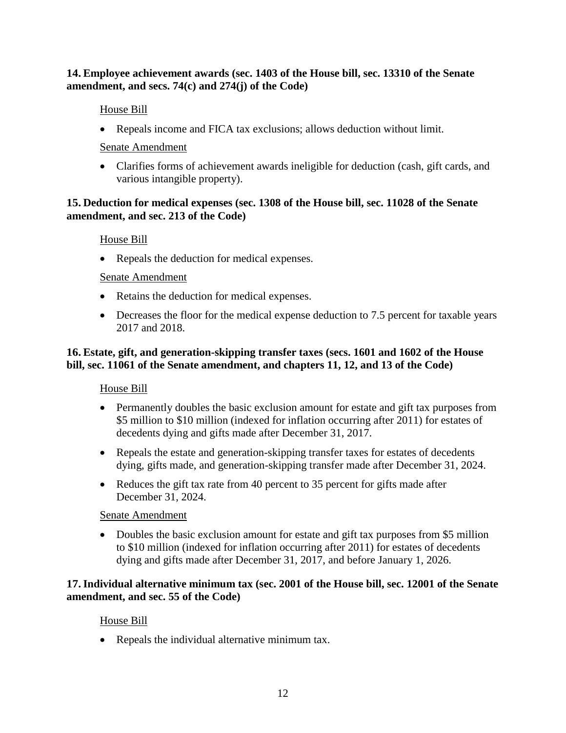**14. Employee achievement awards (sec. 1403 of the House bill, sec. 13310 of the Senate amendment, and secs. 74(c) and 274(j) of the Code)**

House Bill

- Repeals income and FICA tax exclusions; allows deduction without limit.

Senate Amendment

- Clarifies forms of achievement awards ineligible for deduction (cash, gift cards, and various intangible property).

**15. Deduction for medical expenses (sec. 1308 of the House bill, sec. 11028 of the Senate amendment, and sec. 213 of the Code)**

House Bill

- Repeals the deduction for medical expenses.

Senate Amendment

- Retains the deduction for medical expenses.
- Decreases the floor for the medical expense deduction to 7.5 percent for taxable years 2017 and 2018.

**16. Estate, gift, and generation-skipping transfer taxes (secs. 1601 and 1602 of the House bill, sec. 11061 of the Senate amendment, and chapters 11, 12, and 13 of the Code)**

House Bill

- Permanently doubles the basic exclusion amount for estate and gift tax purposes from \$5 million to \$10 million (indexed for inflation occurring after 2011) for estates of decedents dying and gifts made after December 31, 2017.
- Repeals the estate and generation-skipping transfer taxes for estates of decedents dying, gifts made, and generation-skipping transfer made after December 31, 2024.
- Reduces the gift tax rate from 40 percent to 35 percent for gifts made after December 31, 2024.

Senate Amendment

- Doubles the basic exclusion amount for estate and gift tax purposes from \$5 million to \$10 million (indexed for inflation occurring after 2011) for estates of decedents dying and gifts made after December 31, 2017, and before January 1, 2026.

**17. Individual alternative minimum tax (sec. 2001 of the House bill, sec. 12001 of the Senate amendment, and sec. 55 of the Code)**

House Bill

- Repeals the individual alternative minimum tax.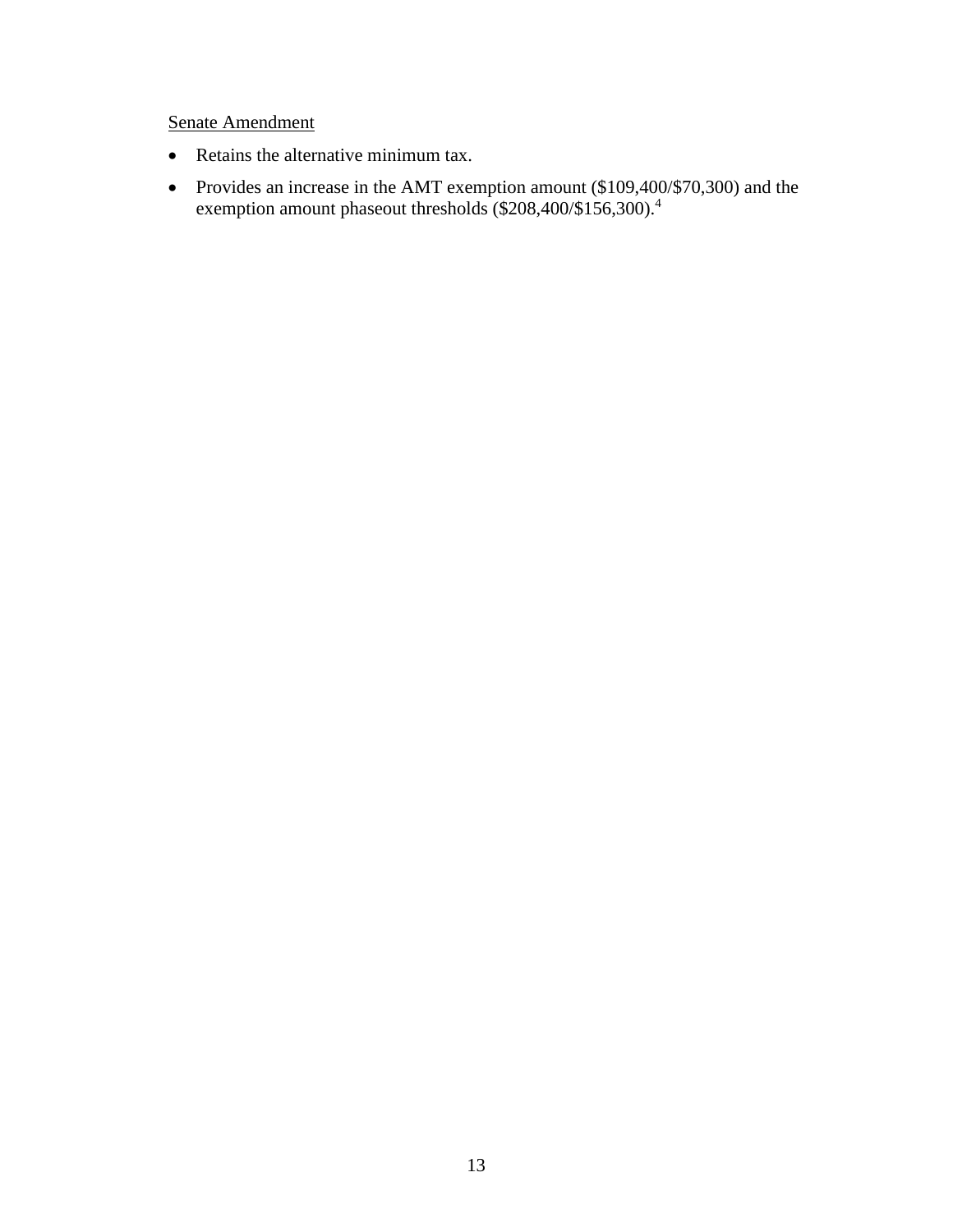<u>Senate Amendment</u>

- Retains the alternative minimum tax.
- Provides an increase in the AMT exemption amount ($109,400/$70,300) and the exemption amount phaseout thresholds ($208,400/$156,300).[4]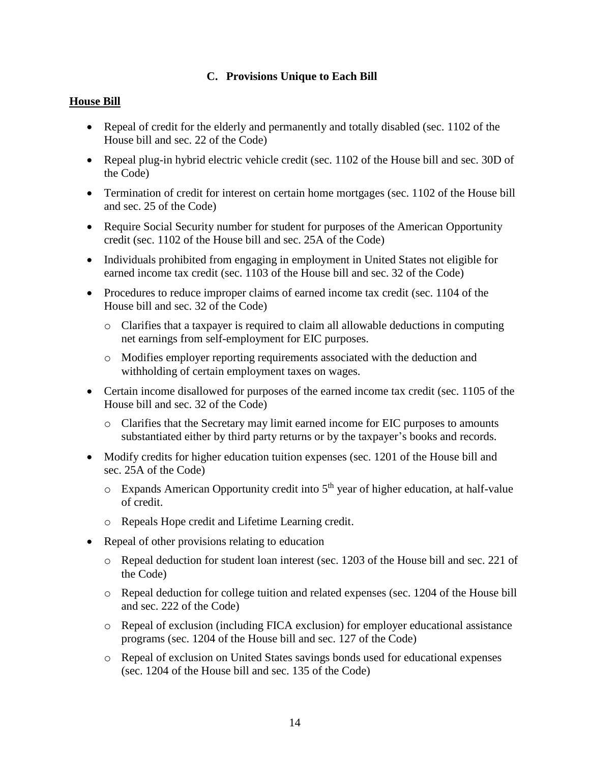### C. Provisions Unique to Each Bill

**House Bill**

- Repeal of credit for the elderly and permanently and totally disabled (sec. 1102 of the House bill and sec. 22 of the Code)
- Repeal plug-in hybrid electric vehicle credit (sec. 1102 of the House bill and sec. 30D of the Code)
- Termination of credit for interest on certain home mortgages (sec. 1102 of the House bill and sec. 25 of the Code)
- Require Social Security number for student for purposes of the American Opportunity credit (sec. 1102 of the House bill and sec. 25A of the Code)
- Individuals prohibited from engaging in employment in United States not eligible for earned income tax credit (sec. 1103 of the House bill and sec. 32 of the Code)
- Procedures to reduce improper claims of earned income tax credit (sec. 1104 of the House bill and sec. 32 of the Code)
  - Clarifies that a taxpayer is required to claim all allowable deductions in computing net earnings from self-employment for EIC purposes.
  - Modifies employer reporting requirements associated with the deduction and withholding of certain employment taxes on wages.
- Certain income disallowed for purposes of the earned income tax credit (sec. 1105 of the House bill and sec. 32 of the Code)
  - Clarifies that the Secretary may limit earned income for EIC purposes to amounts substantiated either by third party returns or by the taxpayer's books and records.
- Modify credits for higher education tuition expenses (sec. 1201 of the House bill and sec. 25A of the Code)
  - Expands American Opportunity credit into 5th year of higher education, at half-value of credit.
  - Repeals Hope credit and Lifetime Learning credit.
- Repeal of other provisions relating to education
  - Repeal deduction for student loan interest (sec. 1203 of the House bill and sec. 221 of the Code)
  - Repeal deduction for college tuition and related expenses (sec. 1204 of the House bill and sec. 222 of the Code)
  - Repeal of exclusion (including FICA exclusion) for employer educational assistance programs (sec. 1204 of the House bill and sec. 127 of the Code)
  - Repeal of exclusion on United States savings bonds used for educational expenses (sec. 1204 of the House bill and sec. 135 of the Code)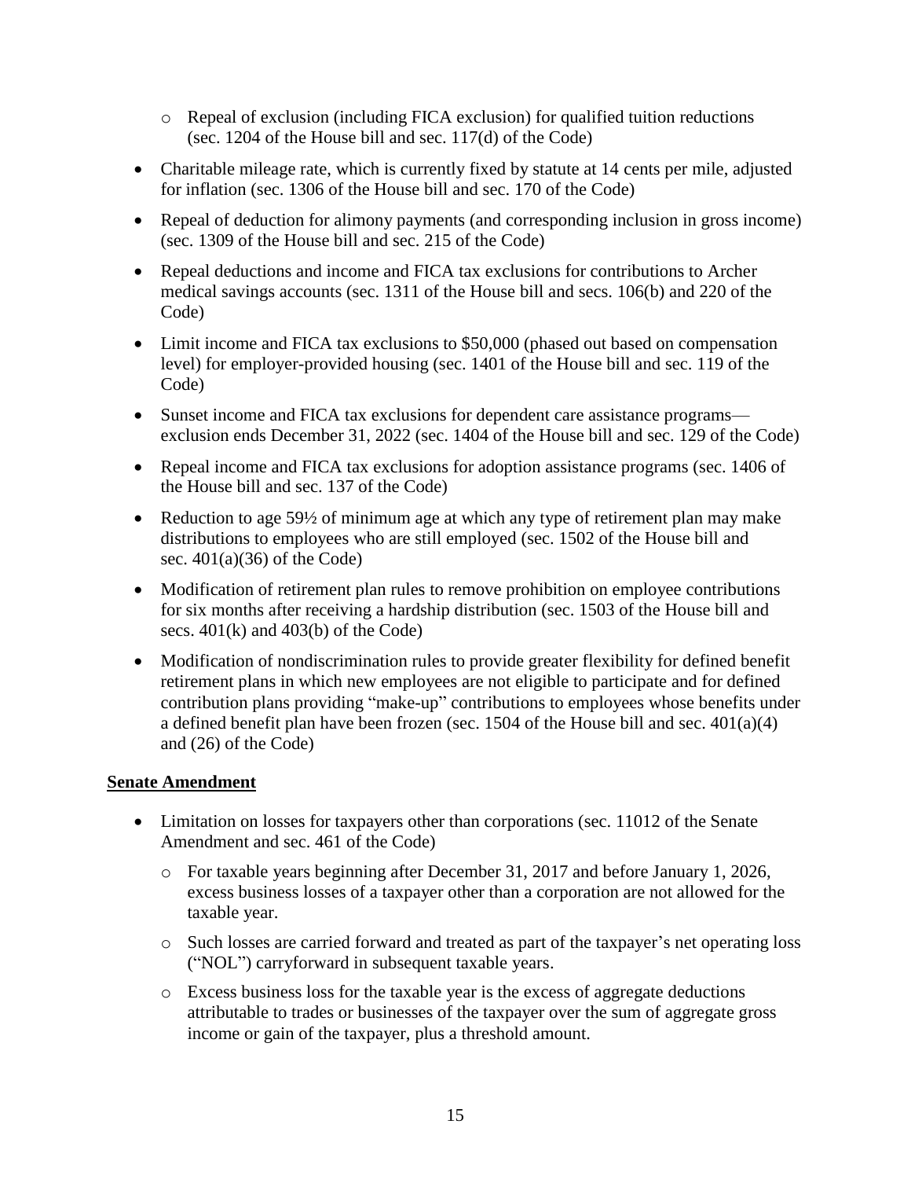- Repeal of exclusion (including FICA exclusion) for qualified tuition reductions (sec. 1204 of the House bill and sec. 117(d) of the Code)

- Charitable mileage rate, which is currently fixed by statute at 14 cents per mile, adjusted for inflation (sec. 1306 of the House bill and sec. 170 of the Code)

- Repeal of deduction for alimony payments (and corresponding inclusion in gross income) (sec. 1309 of the House bill and sec. 215 of the Code)

- Repeal deductions and income and FICA tax exclusions for contributions to Archer medical savings accounts (sec. 1311 of the House bill and secs. 106(b) and 220 of the Code)

- Limit income and FICA tax exclusions to $50,000 (phased out based on compensation level) for employer-provided housing (sec. 1401 of the House bill and sec. 119 of the Code)

- Sunset income and FICA tax exclusions for dependent care assistance programs—exclusion ends December 31, 2022 (sec. 1404 of the House bill and sec. 129 of the Code)

- Repeal income and FICA tax exclusions for adoption assistance programs (sec. 1406 of the House bill and sec. 137 of the Code)

- Reduction to age 59½ of minimum age at which any type of retirement plan may make distributions to employees who are still employed (sec. 1502 of the House bill and sec. 401(a)(36) of the Code)

- Modification of retirement plan rules to remove prohibition on employee contributions for six months after receiving a hardship distribution (sec. 1503 of the House bill and secs. 401(k) and 403(b) of the Code)

- Modification of nondiscrimination rules to provide greater flexibility for defined benefit retirement plans in which new employees are not eligible to participate and for defined contribution plans providing "make-up" contributions to employees whose benefits under a defined benefit plan have been frozen (sec. 1504 of the House bill and sec. 401(a)(4) and (26) of the Code)

**Senate Amendment**

- Limitation on losses for taxpayers other than corporations (sec. 11012 of the Senate Amendment and sec. 461 of the Code)
  - For taxable years beginning after December 31, 2017 and before January 1, 2026, excess business losses of a taxpayer other than a corporation are not allowed for the taxable year.
  - Such losses are carried forward and treated as part of the taxpayer's net operating loss ("NOL") carryforward in subsequent taxable years.
  - Excess business loss for the taxable year is the excess of aggregate deductions attributable to trades or businesses of the taxpayer over the sum of aggregate gross income or gain of the taxpayer, plus a threshold amount.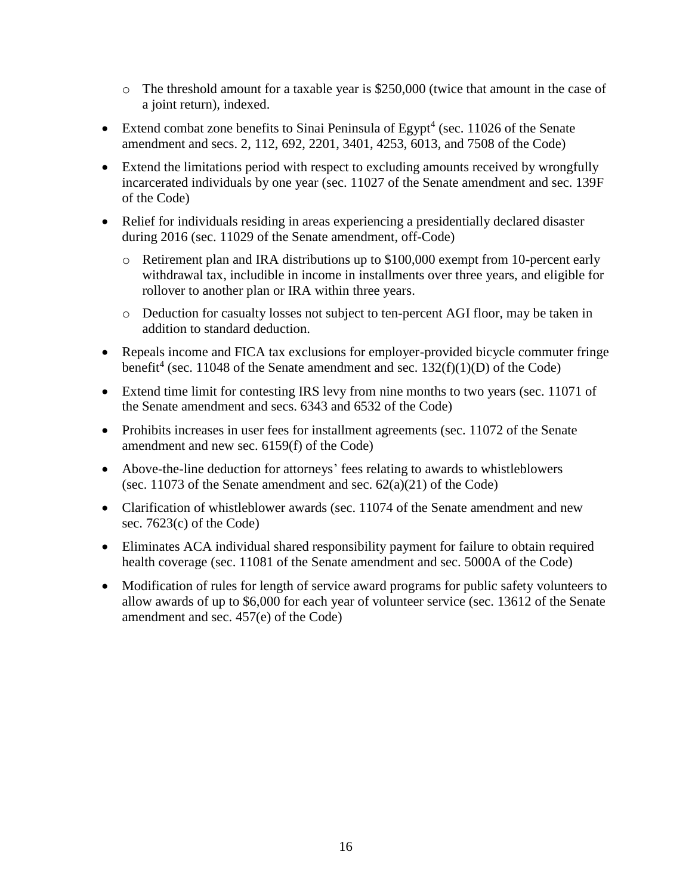- The threshold amount for a taxable year is $250,000 (twice that amount in the case of a joint return), indexed.
- Extend combat zone benefits to Sinai Peninsula of Egypt[4] (sec. 11026 of the Senate amendment and secs. 2, 112, 692, 2201, 3401, 4253, 6013, and 7508 of the Code)
- Extend the limitations period with respect to excluding amounts received by wrongfully incarcerated individuals by one year (sec. 11027 of the Senate amendment and sec. 139F of the Code)
- Relief for individuals residing in areas experiencing a presidentially declared disaster during 2016 (sec. 11029 of the Senate amendment, off-Code)
  - Retirement plan and IRA distributions up to $100,000 exempt from 10-percent early withdrawal tax, includible in income in installments over three years, and eligible for rollover to another plan or IRA within three years.
  - Deduction for casualty losses not subject to ten-percent AGI floor, may be taken in addition to standard deduction.
- Repeals income and FICA tax exclusions for employer-provided bicycle commuter fringe benefit[4] (sec. 11048 of the Senate amendment and sec. 132(f)(1)(D) of the Code)
- Extend time limit for contesting IRS levy from nine months to two years (sec. 11071 of the Senate amendment and secs. 6343 and 6532 of the Code)
- Prohibits increases in user fees for installment agreements (sec. 11072 of the Senate amendment and new sec. 6159(f) of the Code)
- Above-the-line deduction for attorneys' fees relating to awards to whistleblowers (sec. 11073 of the Senate amendment and sec. 62(a)(21) of the Code)
- Clarification of whistleblower awards (sec. 11074 of the Senate amendment and new sec. 7623(c) of the Code)
- Eliminates ACA individual shared responsibility payment for failure to obtain required health coverage (sec. 11081 of the Senate amendment and sec. 5000A of the Code)
- Modification of rules for length of service award programs for public safety volunteers to allow awards of up to $6,000 for each year of volunteer service (sec. 13612 of the Senate amendment and sec. 457(e) of the Code)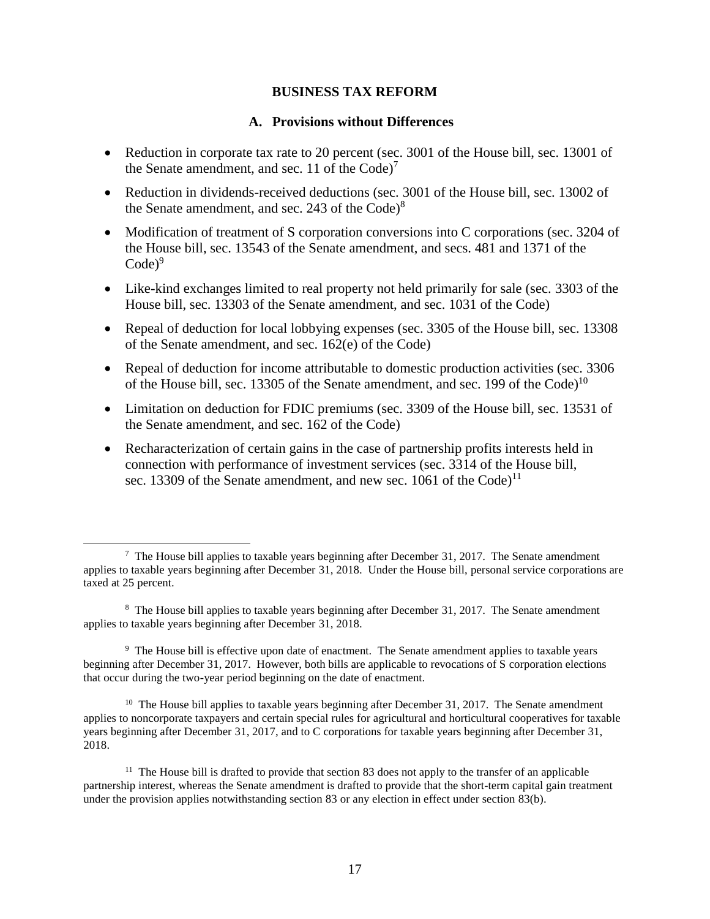# BUSINESS TAX REFORM

## A. Provisions without Differences

- Reduction in corporate tax rate to 20 percent (sec. 3001 of the House bill, sec. 13001 of the Senate amendment, and sec. 11 of the Code)[7]
- Reduction in dividends-received deductions (sec. 3001 of the House bill, sec. 13002 of the Senate amendment, and sec. 243 of the Code)[8]
- Modification of treatment of S corporation conversions into C corporations (sec. 3204 of the House bill, sec. 13543 of the Senate amendment, and secs. 481 and 1371 of the Code)[9]
- Like-kind exchanges limited to real property not held primarily for sale (sec. 3303 of the House bill, sec. 13303 of the Senate amendment, and sec. 1031 of the Code)
- Repeal of deduction for local lobbying expenses (sec. 3305 of the House bill, sec. 13308 of the Senate amendment, and sec. 162(e) of the Code)
- Repeal of deduction for income attributable to domestic production activities (sec. 3306 of the House bill, sec. 13305 of the Senate amendment, and sec. 199 of the Code)[10]
- Limitation on deduction for FDIC premiums (sec. 3309 of the House bill, sec. 13531 of the Senate amendment, and sec. 162 of the Code)
- Recharacterization of certain gains in the case of partnership profits interests held in connection with performance of investment services (sec. 3314 of the House bill, sec. 13309 of the Senate amendment, and new sec. 1061 of the Code)[11]

---

[7] The House bill applies to taxable years beginning after December 31, 2017. The Senate amendment applies to taxable years beginning after December 31, 2018. Under the House bill, personal service corporations are taxed at 25 percent.

[8] The House bill applies to taxable years beginning after December 31, 2017. The Senate amendment applies to taxable years beginning after December 31, 2018.

[9] The House bill is effective upon date of enactment. The Senate amendment applies to taxable years beginning after December 31, 2017. However, both bills are applicable to revocations of S corporation elections that occur during the two-year period beginning on the date of enactment.

[10] The House bill applies to taxable years beginning after December 31, 2017. The Senate amendment applies to noncorporate taxpayers and certain special rules for agricultural and horticultural cooperatives for taxable years beginning after December 31, 2017, and to C corporations for taxable years beginning after December 31, 2018.

[11] The House bill is drafted to provide that section 83 does not apply to the transfer of an applicable partnership interest, whereas the Senate amendment is drafted to provide that the short-term capital gain treatment under the provision applies notwithstanding section 83 or any election in effect under section 83(b).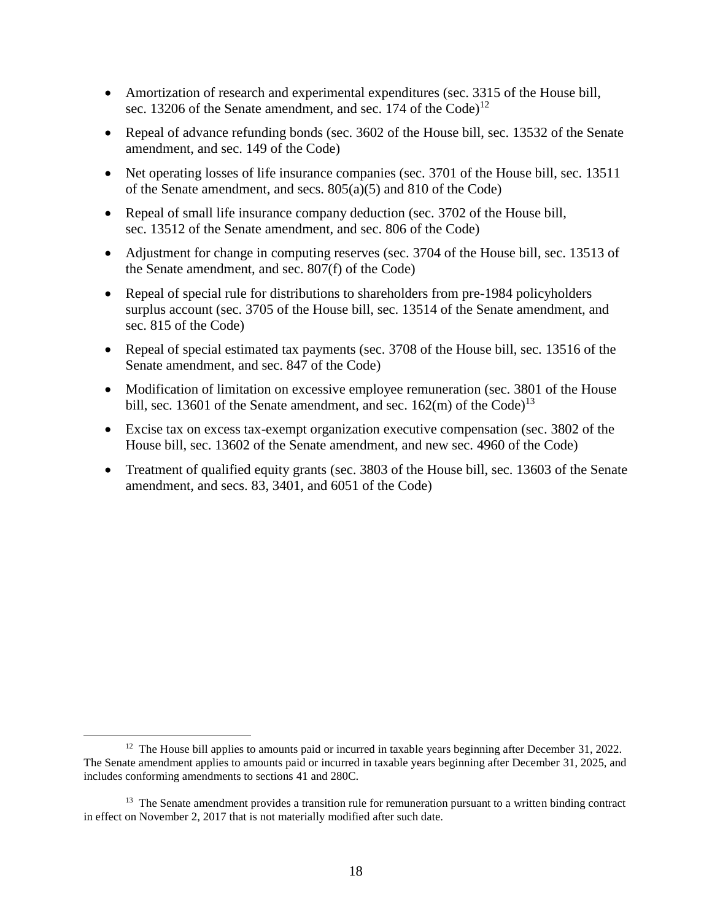- Amortization of research and experimental expenditures (sec. 3315 of the House bill, sec. 13206 of the Senate amendment, and sec. 174 of the Code)[12]
- Repeal of advance refunding bonds (sec. 3602 of the House bill, sec. 13532 of the Senate amendment, and sec. 149 of the Code)
- Net operating losses of life insurance companies (sec. 3701 of the House bill, sec. 13511 of the Senate amendment, and secs. 805(a)(5) and 810 of the Code)
- Repeal of small life insurance company deduction (sec. 3702 of the House bill, sec. 13512 of the Senate amendment, and sec. 806 of the Code)
- Adjustment for change in computing reserves (sec. 3704 of the House bill, sec. 13513 of the Senate amendment, and sec. 807(f) of the Code)
- Repeal of special rule for distributions to shareholders from pre-1984 policyholders surplus account (sec. 3705 of the House bill, sec. 13514 of the Senate amendment, and sec. 815 of the Code)
- Repeal of special estimated tax payments (sec. 3708 of the House bill, sec. 13516 of the Senate amendment, and sec. 847 of the Code)
- Modification of limitation on excessive employee remuneration (sec. 3801 of the House bill, sec. 13601 of the Senate amendment, and sec. 162(m) of the Code)[13]
- Excise tax on excess tax-exempt organization executive compensation (sec. 3802 of the House bill, sec. 13602 of the Senate amendment, and new sec. 4960 of the Code)
- Treatment of qualified equity grants (sec. 3803 of the House bill, sec. 13603 of the Senate amendment, and secs. 83, 3401, and 6051 of the Code)

---

[12] The House bill applies to amounts paid or incurred in taxable years beginning after December 31, 2022. The Senate amendment applies to amounts paid or incurred in taxable years beginning after December 31, 2025, and includes conforming amendments to sections 41 and 280C.

[13] The Senate amendment provides a transition rule for remuneration pursuant to a written binding contract in effect on November 2, 2017 that is not materially modified after such date.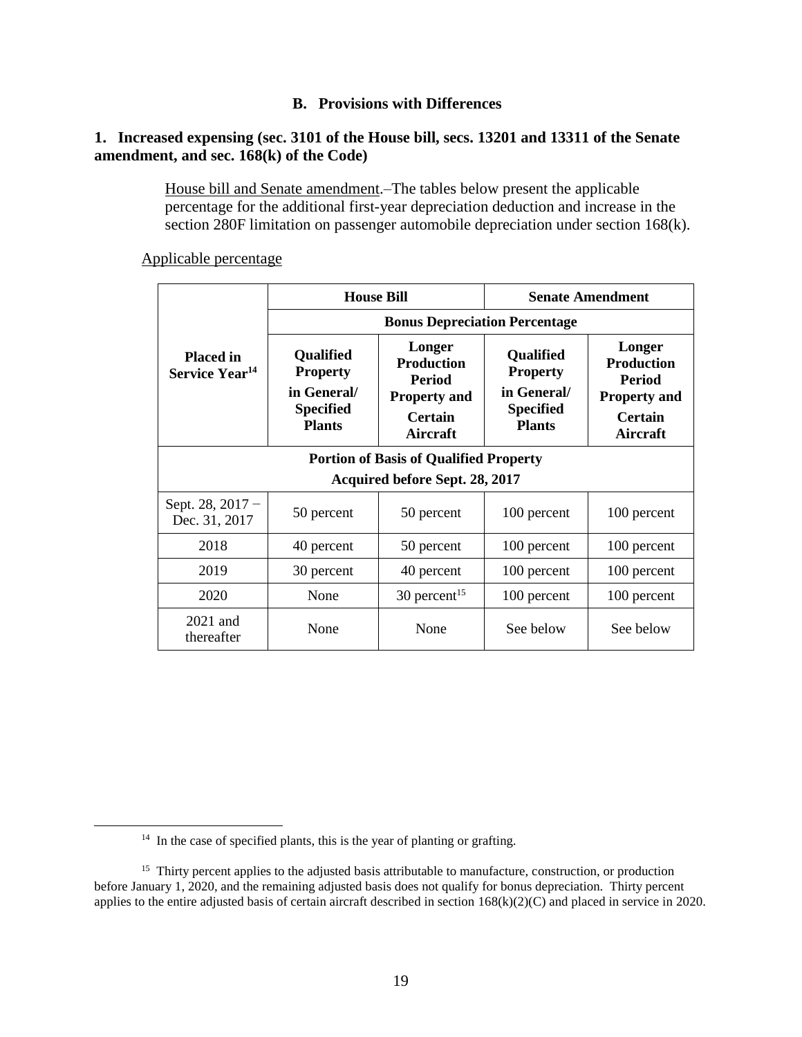## B. Provisions with Differences

### 1. Increased expensing (sec. 3101 of the House bill, secs. 13201 and 13311 of the Senate amendment, and sec. 168(k) of the Code)

House bill and Senate amendment.–The tables below present the applicable percentage for the additional first-year depreciation deduction and increase in the section 280F limitation on passenger automobile depreciation under section 168(k).

Applicable percentage

| Placed in Service Year[14] | House Bill | | Senate Amendment | |
|---|---|---|---|---|
| | Bonus Depreciation Percentage | | | |
| | Qualified Property in General/ Specified Plants | Longer Production Period Property and Certain Aircraft | Qualified Property in General/ Specified Plants | Longer Production Period Property and Certain Aircraft |
| Portion of Basis of Qualified Property Acquired before Sept. 28, 2017 | | | | |
| Sept. 28, 2017 – Dec. 31, 2017 | 50 percent | 50 percent | 100 percent | 100 percent |
| 2018 | 40 percent | 50 percent | 100 percent | 100 percent |
| 2019 | 30 percent | 40 percent | 100 percent | 100 percent |
| 2020 | None | 30 percent[15] | 100 percent | 100 percent |
| 2021 and thereafter | None | None | See below | See below |

[14] In the case of specified plants, this is the year of planting or grafting.

[15] Thirty percent applies to the adjusted basis attributable to manufacture, construction, or production before January 1, 2020, and the remaining adjusted basis does not qualify for bonus depreciation. Thirty percent applies to the entire adjusted basis of certain aircraft described in section 168(k)(2)(C) and placed in service in 2020.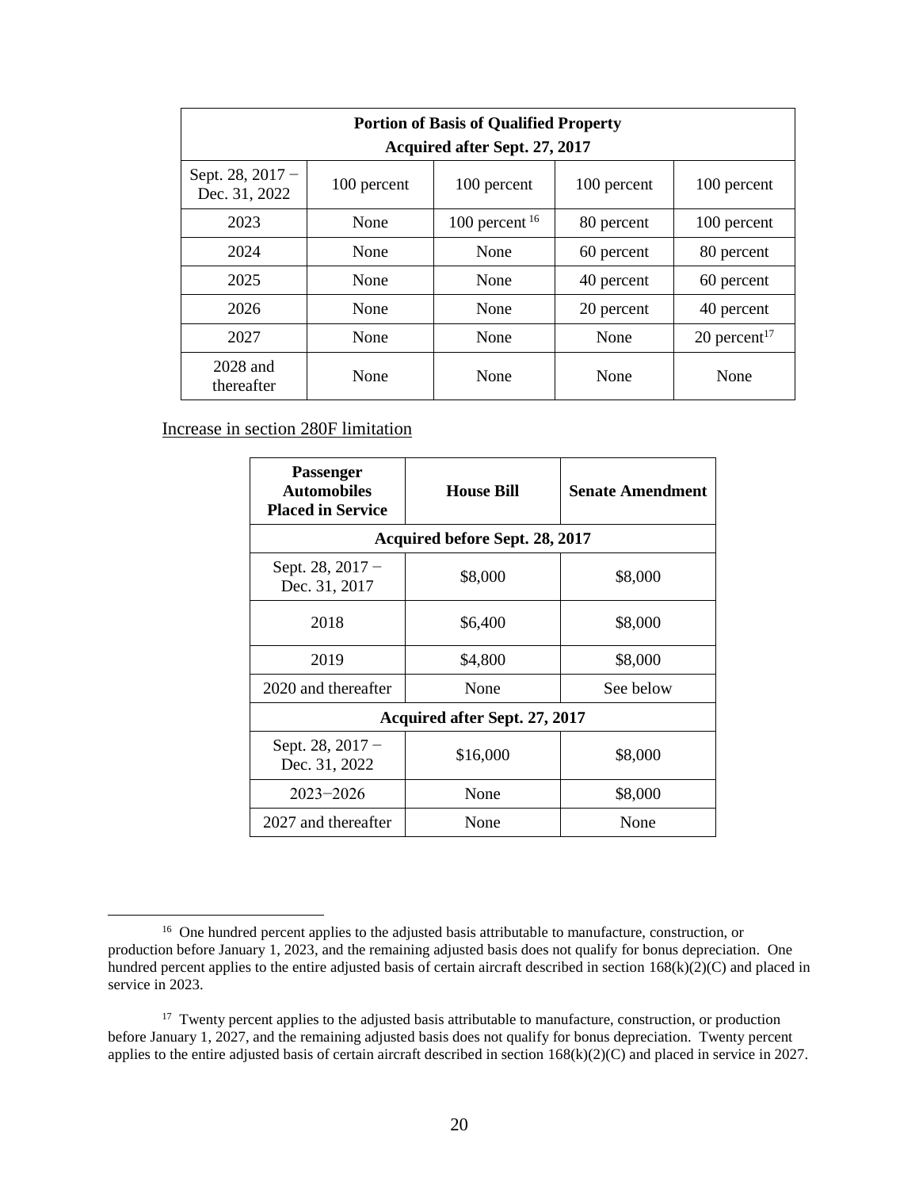| Portion of Basis of Qualified Property Acquired after Sept. 27, 2017 | | | | |
|---|---|---|---|---|
| Sept. 28, 2017 − Dec. 31, 2022 | 100 percent | 100 percent | 100 percent | 100 percent |
| 2023 | None | 100 percent [16] | 80 percent | 100 percent |
| 2024 | None | None | 60 percent | 80 percent |
| 2025 | None | None | 40 percent | 60 percent |
| 2026 | None | None | 20 percent | 40 percent |
| 2027 | None | None | None | 20 percent[17] |
| 2028 and thereafter | None | None | None | None |

Increase in section 280F limitation

| Passenger Automobiles Placed in Service | House Bill | Senate Amendment |
|---|---|---|
| **Acquired before Sept. 28, 2017** | | |
| Sept. 28, 2017 − Dec. 31, 2017 | $8,000 | $8,000 |
| 2018 | $6,400 | $8,000 |
| 2019 | $4,800 | $8,000 |
| 2020 and thereafter | None | See below |
| **Acquired after Sept. 27, 2017** | | |
| Sept. 28, 2017 − Dec. 31, 2022 | $16,000 | $8,000 |
| 2023−2026 | None | $8,000 |
| 2027 and thereafter | None | None |

[16] One hundred percent applies to the adjusted basis attributable to manufacture, construction, or production before January 1, 2023, and the remaining adjusted basis does not qualify for bonus depreciation. One hundred percent applies to the entire adjusted basis of certain aircraft described in section 168(k)(2)(C) and placed in service in 2023.

[17] Twenty percent applies to the adjusted basis attributable to manufacture, construction, or production before January 1, 2027, and the remaining adjusted basis does not qualify for bonus depreciation. Twenty percent applies to the entire adjusted basis of certain aircraft described in section 168(k)(2)(C) and placed in service in 2027.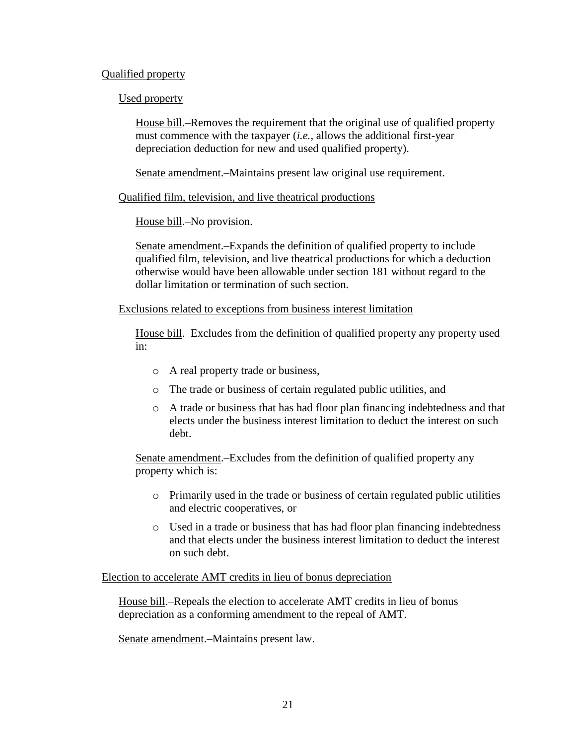## Qualified property

### Used property

House bill.–Removes the requirement that the original use of qualified property must commence with the taxpayer (*i.e.*, allows the additional first-year depreciation deduction for new and used qualified property).

Senate amendment.–Maintains present law original use requirement.

### Qualified film, television, and live theatrical productions

House bill.–No provision.

Senate amendment.–Expands the definition of qualified property to include qualified film, television, and live theatrical productions for which a deduction otherwise would have been allowable under section 181 without regard to the dollar limitation or termination of such section.

### Exclusions related to exceptions from business interest limitation

House bill.–Excludes from the definition of qualified property any property used in:

- A real property trade or business,
- The trade or business of certain regulated public utilities, and
- A trade or business that has had floor plan financing indebtedness and that elects under the business interest limitation to deduct the interest on such debt.

Senate amendment.–Excludes from the definition of qualified property any property which is:

- Primarily used in the trade or business of certain regulated public utilities and electric cooperatives, or
- Used in a trade or business that has had floor plan financing indebtedness and that elects under the business interest limitation to deduct the interest on such debt.

## Election to accelerate AMT credits in lieu of bonus depreciation

House bill.–Repeals the election to accelerate AMT credits in lieu of bonus depreciation as a conforming amendment to the repeal of AMT.

Senate amendment.–Maintains present law.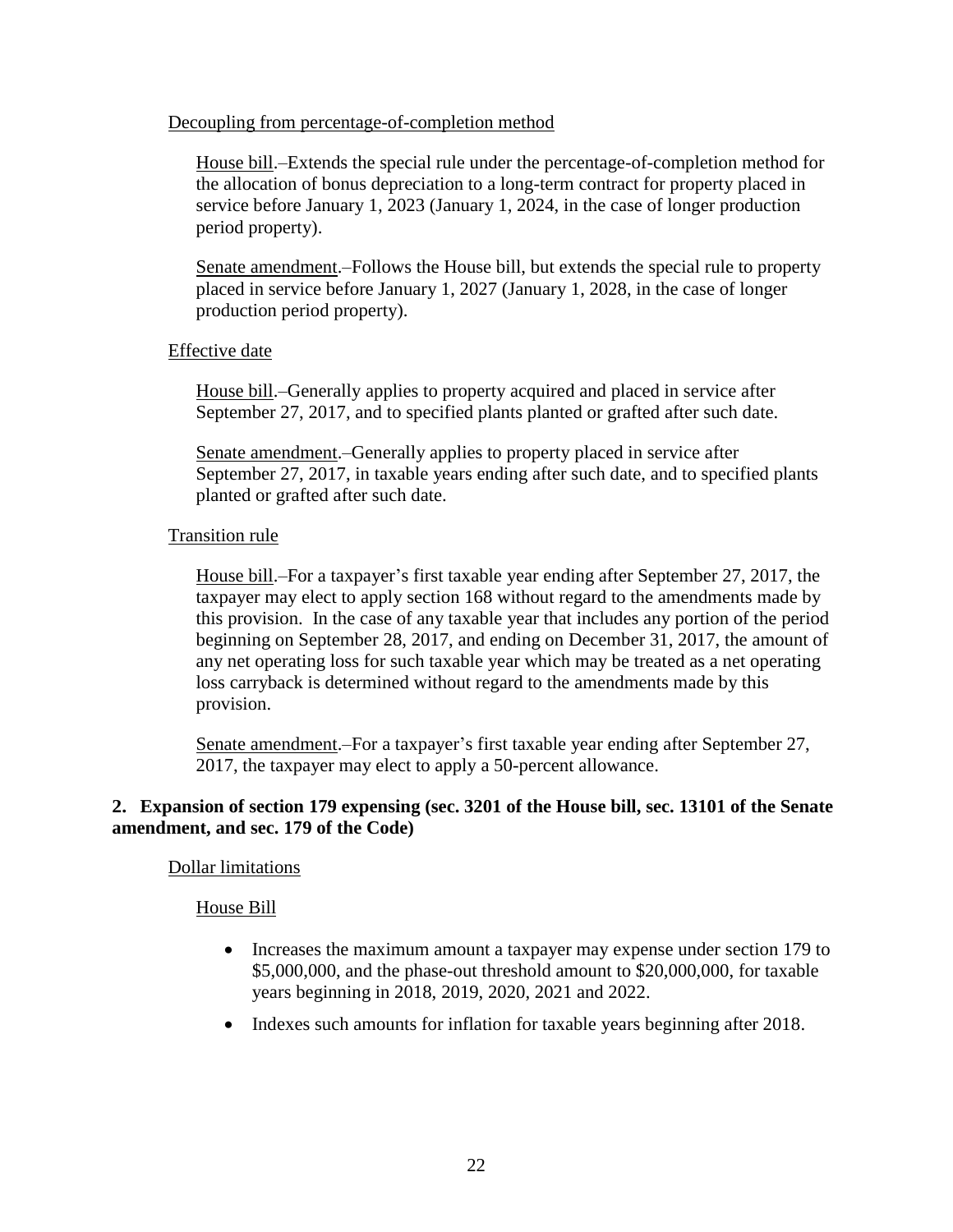Decoupling from percentage-of-completion method

House bill.–Extends the special rule under the percentage-of-completion method for the allocation of bonus depreciation to a long-term contract for property placed in service before January 1, 2023 (January 1, 2024, in the case of longer production period property).

Senate amendment.–Follows the House bill, but extends the special rule to property placed in service before January 1, 2027 (January 1, 2028, in the case of longer production period property).

Effective date

House bill.–Generally applies to property acquired and placed in service after September 27, 2017, and to specified plants planted or grafted after such date.

Senate amendment.–Generally applies to property placed in service after September 27, 2017, in taxable years ending after such date, and to specified plants planted or grafted after such date.

Transition rule

House bill.–For a taxpayer's first taxable year ending after September 27, 2017, the taxpayer may elect to apply section 168 without regard to the amendments made by this provision. In the case of any taxable year that includes any portion of the period beginning on September 28, 2017, and ending on December 31, 2017, the amount of any net operating loss for such taxable year which may be treated as a net operating loss carryback is determined without regard to the amendments made by this provision.

Senate amendment.–For a taxpayer's first taxable year ending after September 27, 2017, the taxpayer may elect to apply a 50-percent allowance.

**2. Expansion of section 179 expensing (sec. 3201 of the House bill, sec. 13101 of the Senate amendment, and sec. 179 of the Code)**

Dollar limitations

House Bill

- Increases the maximum amount a taxpayer may expense under section 179 to \$5,000,000, and the phase-out threshold amount to \$20,000,000, for taxable years beginning in 2018, 2019, 2020, 2021 and 2022.
- Indexes such amounts for inflation for taxable years beginning after 2018.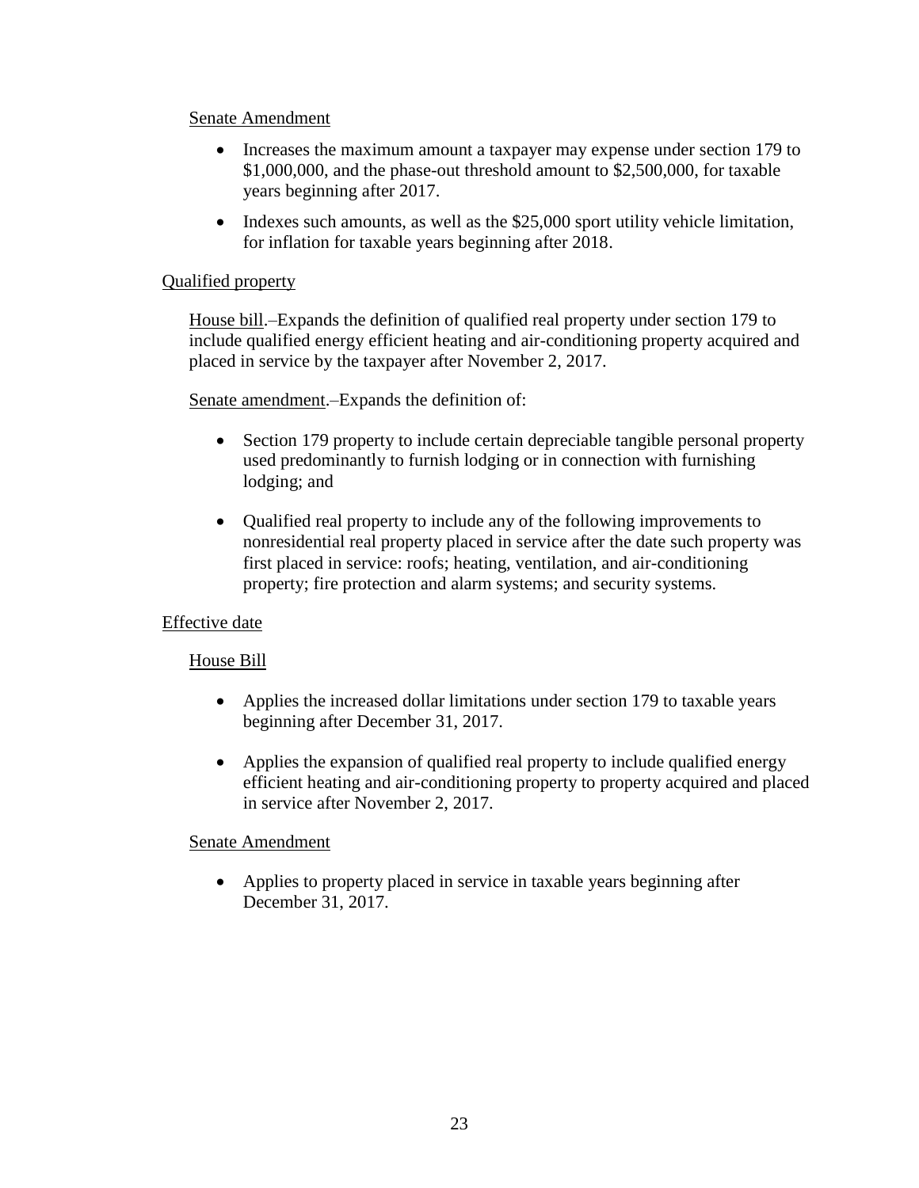Senate Amendment

- Increases the maximum amount a taxpayer may expense under section 179 to $1,000,000, and the phase-out threshold amount to $2,500,000, for taxable years beginning after 2017.
- Indexes such amounts, as well as the $25,000 sport utility vehicle limitation, for inflation for taxable years beginning after 2018.

Qualified property

House bill.–Expands the definition of qualified real property under section 179 to include qualified energy efficient heating and air-conditioning property acquired and placed in service by the taxpayer after November 2, 2017.

Senate amendment.–Expands the definition of:

- Section 179 property to include certain depreciable tangible personal property used predominantly to furnish lodging or in connection with furnishing lodging; and
- Qualified real property to include any of the following improvements to nonresidential real property placed in service after the date such property was first placed in service: roofs; heating, ventilation, and air-conditioning property; fire protection and alarm systems; and security systems.

Effective date

House Bill

- Applies the increased dollar limitations under section 179 to taxable years beginning after December 31, 2017.
- Applies the expansion of qualified real property to include qualified energy efficient heating and air-conditioning property to property acquired and placed in service after November 2, 2017.

Senate Amendment

- Applies to property placed in service in taxable years beginning after December 31, 2017.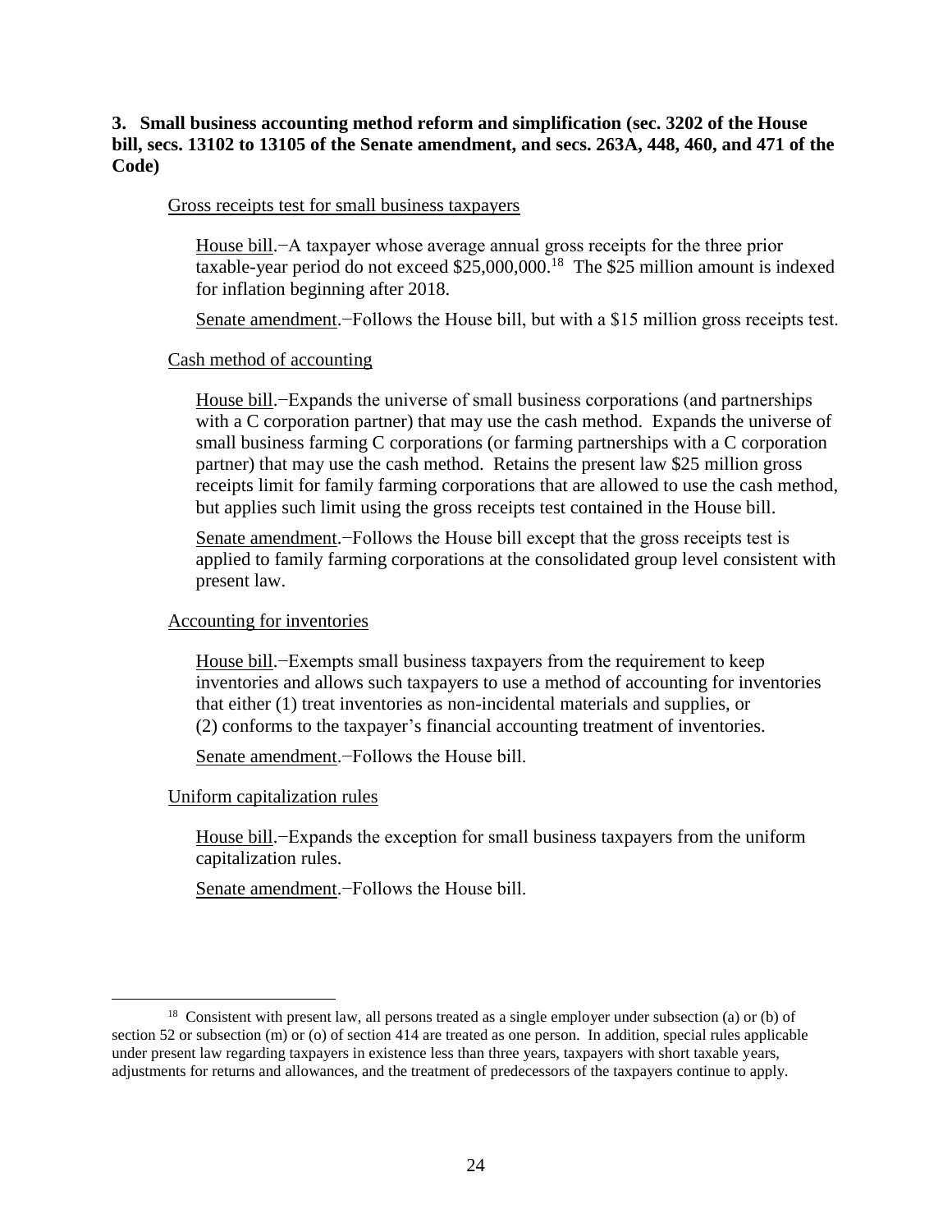**3. Small business accounting method reform and simplification (sec. 3202 of the House bill, secs. 13102 to 13105 of the Senate amendment, and secs. 263A, 448, 460, and 471 of the Code)**

Gross receipts test for small business taxpayers

House bill.−A taxpayer whose average annual gross receipts for the three prior taxable-year period do not exceed $25,000,000.[18] The $25 million amount is indexed for inflation beginning after 2018.

Senate amendment.−Follows the House bill, but with a $15 million gross receipts test.

Cash method of accounting

House bill.−Expands the universe of small business corporations (and partnerships with a C corporation partner) that may use the cash method. Expands the universe of small business farming C corporations (or farming partnerships with a C corporation partner) that may use the cash method. Retains the present law $25 million gross receipts limit for family farming corporations that are allowed to use the cash method, but applies such limit using the gross receipts test contained in the House bill.

Senate amendment.−Follows the House bill except that the gross receipts test is applied to family farming corporations at the consolidated group level consistent with present law.

Accounting for inventories

House bill.−Exempts small business taxpayers from the requirement to keep inventories and allows such taxpayers to use a method of accounting for inventories that either (1) treat inventories as non-incidental materials and supplies, or (2) conforms to the taxpayer's financial accounting treatment of inventories.

Senate amendment.−Follows the House bill.

Uniform capitalization rules

House bill.−Expands the exception for small business taxpayers from the uniform capitalization rules.

Senate amendment.−Follows the House bill.

---

[18] Consistent with present law, all persons treated as a single employer under subsection (a) or (b) of section 52 or subsection (m) or (o) of section 414 are treated as one person. In addition, special rules applicable under present law regarding taxpayers in existence less than three years, taxpayers with short taxable years, adjustments for returns and allowances, and the treatment of predecessors of the taxpayers continue to apply.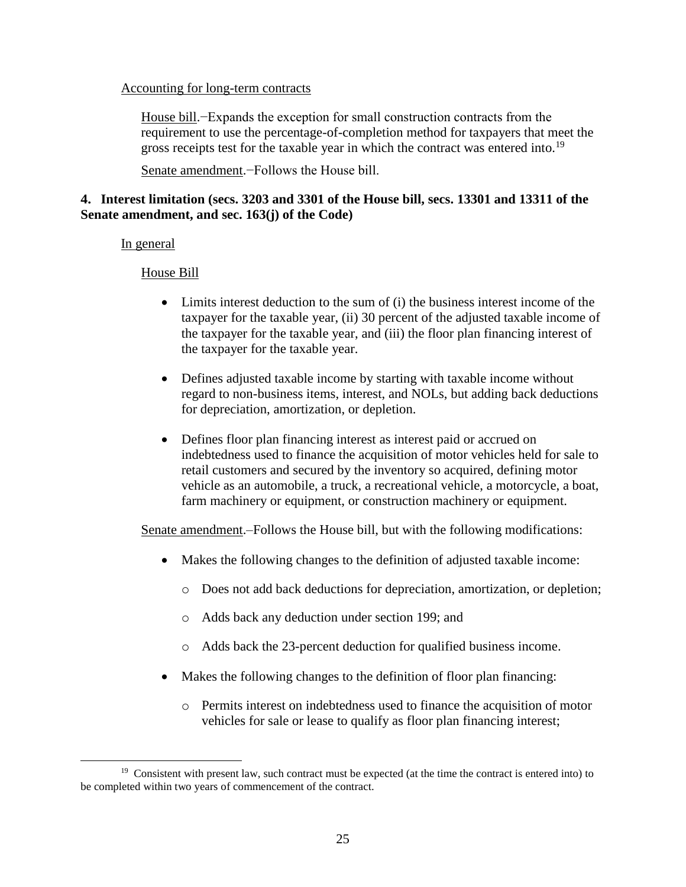Accounting for long-term contracts

House bill.−Expands the exception for small construction contracts from the requirement to use the percentage-of-completion method for taxpayers that meet the gross receipts test for the taxable year in which the contract was entered into.[19]

Senate amendment.−Follows the House bill.

**4. Interest limitation (secs. 3203 and 3301 of the House bill, secs. 13301 and 13311 of the Senate amendment, and sec. 163(j) of the Code)**

In general

House Bill

- Limits interest deduction to the sum of (i) the business interest income of the taxpayer for the taxable year, (ii) 30 percent of the adjusted taxable income of the taxpayer for the taxable year, and (iii) the floor plan financing interest of the taxpayer for the taxable year.
- Defines adjusted taxable income by starting with taxable income without regard to non-business items, interest, and NOLs, but adding back deductions for depreciation, amortization, or depletion.
- Defines floor plan financing interest as interest paid or accrued on indebtedness used to finance the acquisition of motor vehicles held for sale to retail customers and secured by the inventory so acquired, defining motor vehicle as an automobile, a truck, a recreational vehicle, a motorcycle, a boat, farm machinery or equipment, or construction machinery or equipment.

Senate amendment.–Follows the House bill, but with the following modifications:

- Makes the following changes to the definition of adjusted taxable income:
  - Does not add back deductions for depreciation, amortization, or depletion;
  - Adds back any deduction under section 199; and
  - Adds back the 23-percent deduction for qualified business income.
- Makes the following changes to the definition of floor plan financing:
  - Permits interest on indebtedness used to finance the acquisition of motor vehicles for sale or lease to qualify as floor plan financing interest;

[19] Consistent with present law, such contract must be expected (at the time the contract is entered into) to be completed within two years of commencement of the contract.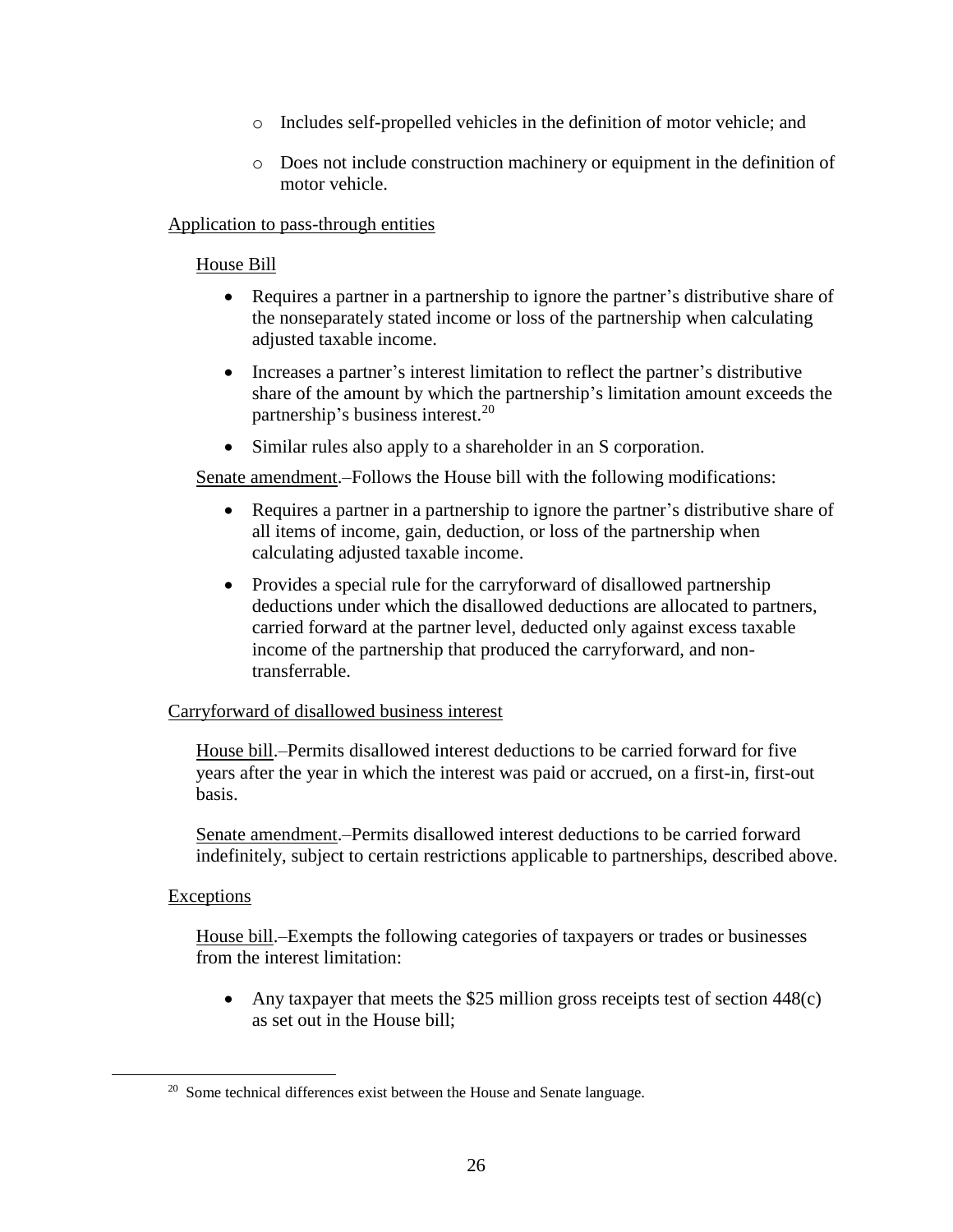- Includes self-propelled vehicles in the definition of motor vehicle; and

  - Does not include construction machinery or equipment in the definition of motor vehicle.

Application to pass-through entities

House Bill

- Requires a partner in a partnership to ignore the partner's distributive share of the nonseparately stated income or loss of the partnership when calculating adjusted taxable income.

- Increases a partner's interest limitation to reflect the partner's distributive share of the amount by which the partnership's limitation amount exceeds the partnership's business interest.[20]

- Similar rules also apply to a shareholder in an S corporation.

Senate amendment.–Follows the House bill with the following modifications:

- Requires a partner in a partnership to ignore the partner's distributive share of all items of income, gain, deduction, or loss of the partnership when calculating adjusted taxable income.

- Provides a special rule for the carryforward of disallowed partnership deductions under which the disallowed deductions are allocated to partners, carried forward at the partner level, deducted only against excess taxable income of the partnership that produced the carryforward, and non-transferrable.

Carryforward of disallowed business interest

House bill.–Permits disallowed interest deductions to be carried forward for five years after the year in which the interest was paid or accrued, on a first-in, first-out basis.

Senate amendment.–Permits disallowed interest deductions to be carried forward indefinitely, subject to certain restrictions applicable to partnerships, described above.

Exceptions

House bill.–Exempts the following categories of taxpayers or trades or businesses from the interest limitation:

- Any taxpayer that meets the $25 million gross receipts test of section 448(c) as set out in the House bill;

[20] Some technical differences exist between the House and Senate language.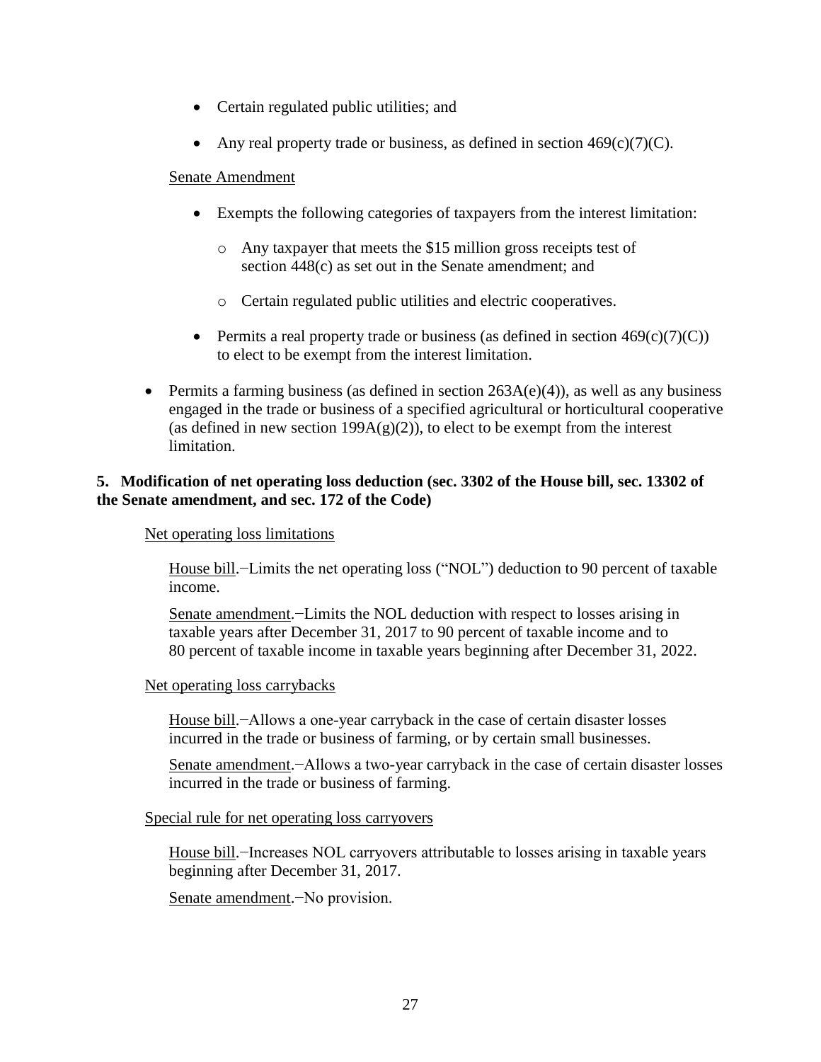- Certain regulated public utilities; and
- Any real property trade or business, as defined in section 469(c)(7)(C).

Senate Amendment

- Exempts the following categories of taxpayers from the interest limitation:
  - Any taxpayer that meets the $15 million gross receipts test of section 448(c) as set out in the Senate amendment; and
  - Certain regulated public utilities and electric cooperatives.
- Permits a real property trade or business (as defined in section 469(c)(7)(C)) to elect to be exempt from the interest limitation.

- Permits a farming business (as defined in section 263A(e)(4)), as well as any business engaged in the trade or business of a specified agricultural or horticultural cooperative (as defined in new section 199A(g)(2)), to elect to be exempt from the interest limitation.

**5. Modification of net operating loss deduction (sec. 3302 of the House bill, sec. 13302 of the Senate amendment, and sec. 172 of the Code)**

Net operating loss limitations

House bill.−Limits the net operating loss ("NOL") deduction to 90 percent of taxable income.

Senate amendment.−Limits the NOL deduction with respect to losses arising in taxable years after December 31, 2017 to 90 percent of taxable income and to 80 percent of taxable income in taxable years beginning after December 31, 2022.

Net operating loss carrybacks

House bill.−Allows a one-year carryback in the case of certain disaster losses incurred in the trade or business of farming, or by certain small businesses.

Senate amendment.−Allows a two-year carryback in the case of certain disaster losses incurred in the trade or business of farming.

Special rule for net operating loss carryovers

House bill.−Increases NOL carryovers attributable to losses arising in taxable years beginning after December 31, 2017.

Senate amendment.−No provision.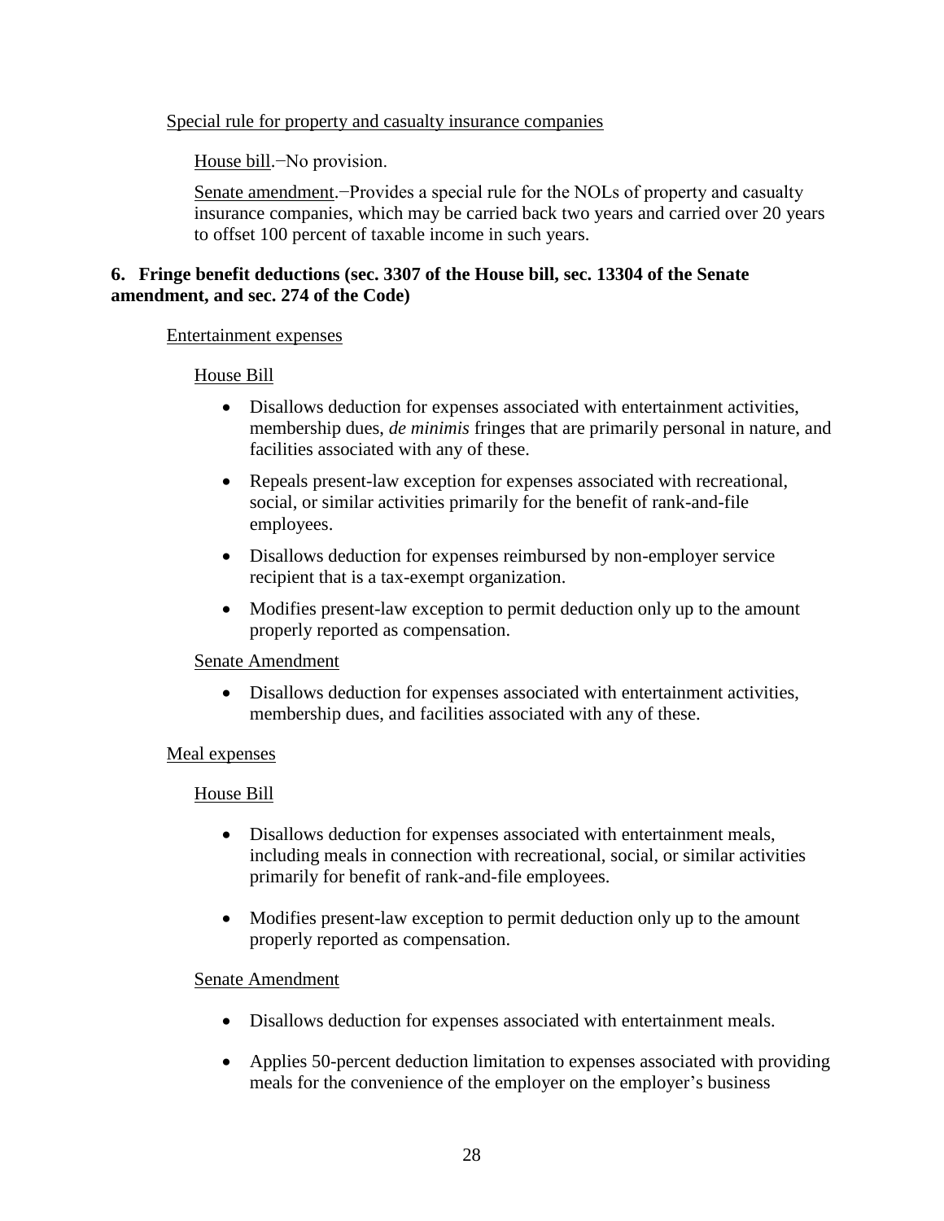Special rule for property and casualty insurance companies

House bill.−No provision.

Senate amendment.−Provides a special rule for the NOLs of property and casualty insurance companies, which may be carried back two years and carried over 20 years to offset 100 percent of taxable income in such years.

**6. Fringe benefit deductions (sec. 3307 of the House bill, sec. 13304 of the Senate amendment, and sec. 274 of the Code)**

Entertainment expenses

House Bill

- Disallows deduction for expenses associated with entertainment activities, membership dues, *de minimis* fringes that are primarily personal in nature, and facilities associated with any of these.
- Repeals present-law exception for expenses associated with recreational, social, or similar activities primarily for the benefit of rank-and-file employees.
- Disallows deduction for expenses reimbursed by non-employer service recipient that is a tax-exempt organization.
- Modifies present-law exception to permit deduction only up to the amount properly reported as compensation.

Senate Amendment

- Disallows deduction for expenses associated with entertainment activities, membership dues, and facilities associated with any of these.

Meal expenses

House Bill

- Disallows deduction for expenses associated with entertainment meals, including meals in connection with recreational, social, or similar activities primarily for benefit of rank-and-file employees.
- Modifies present-law exception to permit deduction only up to the amount properly reported as compensation.

Senate Amendment

- Disallows deduction for expenses associated with entertainment meals.
- Applies 50-percent deduction limitation to expenses associated with providing meals for the convenience of the employer on the employer's business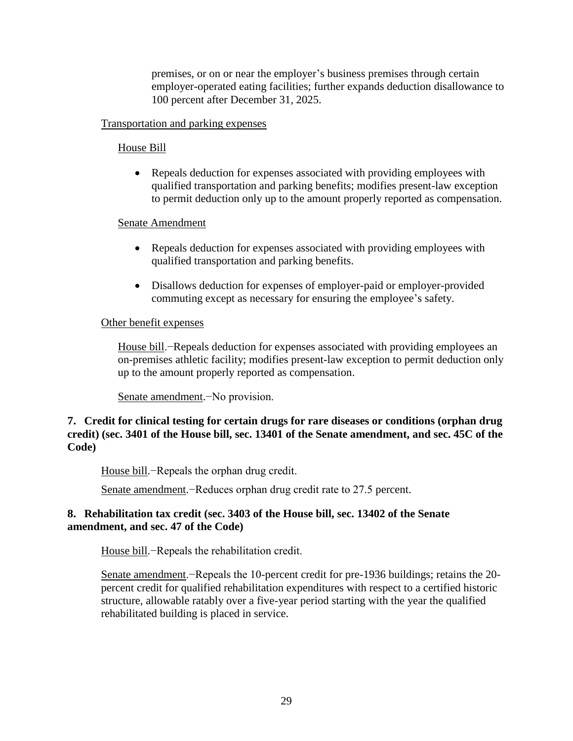premises, or on or near the employer's business premises through certain employer-operated eating facilities; further expands deduction disallowance to 100 percent after December 31, 2025.

Transportation and parking expenses

House Bill

- Repeals deduction for expenses associated with providing employees with qualified transportation and parking benefits; modifies present-law exception to permit deduction only up to the amount properly reported as compensation.

Senate Amendment

- Repeals deduction for expenses associated with providing employees with qualified transportation and parking benefits.
- Disallows deduction for expenses of employer-paid or employer-provided commuting except as necessary for ensuring the employee's safety.

Other benefit expenses

House bill.−Repeals deduction for expenses associated with providing employees an on-premises athletic facility; modifies present-law exception to permit deduction only up to the amount properly reported as compensation.

Senate amendment.−No provision.

**7. Credit for clinical testing for certain drugs for rare diseases or conditions (orphan drug credit) (sec. 3401 of the House bill, sec. 13401 of the Senate amendment, and sec. 45C of the Code)**

House bill.−Repeals the orphan drug credit.

Senate amendment.−Reduces orphan drug credit rate to 27.5 percent.

**8. Rehabilitation tax credit (sec. 3403 of the House bill, sec. 13402 of the Senate amendment, and sec. 47 of the Code)**

House bill.−Repeals the rehabilitation credit.

Senate amendment.−Repeals the 10-percent credit for pre-1936 buildings; retains the 20-percent credit for qualified rehabilitation expenditures with respect to a certified historic structure, allowable ratably over a five-year period starting with the year the qualified rehabilitated building is placed in service.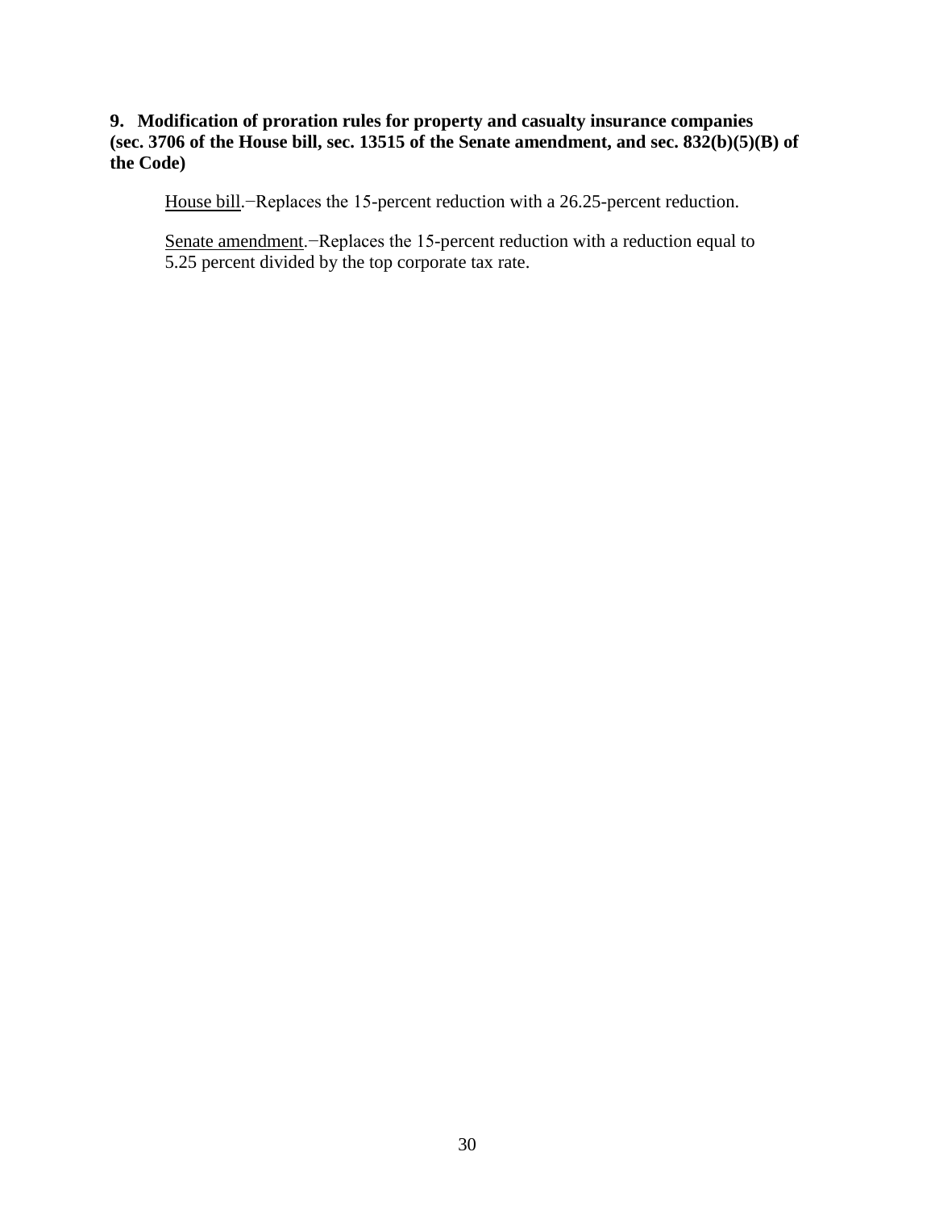**9. Modification of proration rules for property and casualty insurance companies (sec. 3706 of the House bill, sec. 13515 of the Senate amendment, and sec. 832(b)(5)(B) of the Code)**

House bill.−Replaces the 15-percent reduction with a 26.25-percent reduction.

Senate amendment.−Replaces the 15-percent reduction with a reduction equal to 5.25 percent divided by the top corporate tax rate.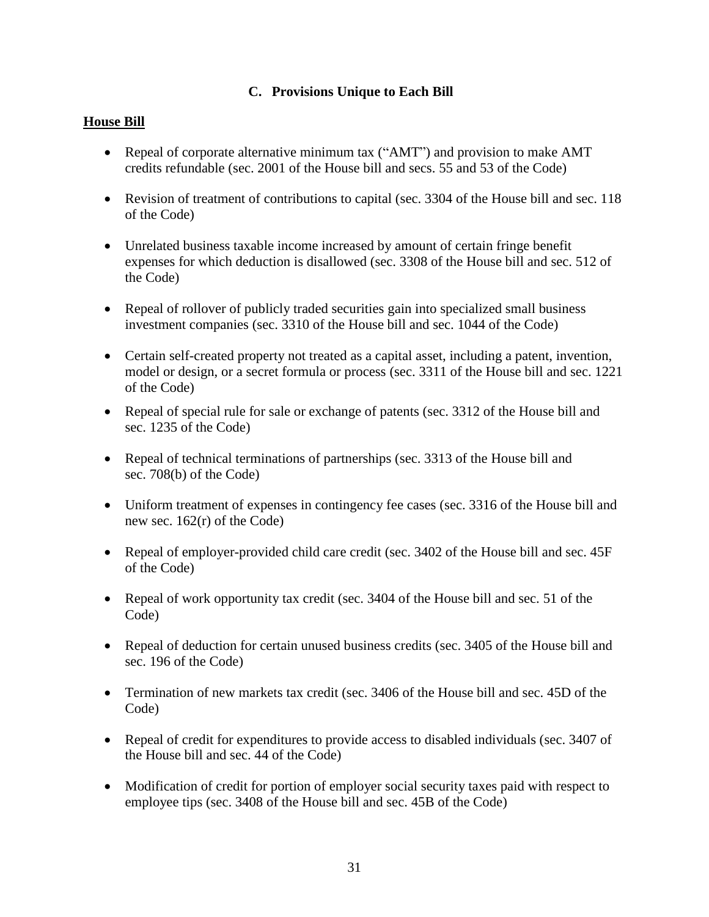## C. Provisions Unique to Each Bill

**House Bill**

- Repeal of corporate alternative minimum tax ("AMT") and provision to make AMT credits refundable (sec. 2001 of the House bill and secs. 55 and 53 of the Code)
- Revision of treatment of contributions to capital (sec. 3304 of the House bill and sec. 118 of the Code)
- Unrelated business taxable income increased by amount of certain fringe benefit expenses for which deduction is disallowed (sec. 3308 of the House bill and sec. 512 of the Code)
- Repeal of rollover of publicly traded securities gain into specialized small business investment companies (sec. 3310 of the House bill and sec. 1044 of the Code)
- Certain self-created property not treated as a capital asset, including a patent, invention, model or design, or a secret formula or process (sec. 3311 of the House bill and sec. 1221 of the Code)
- Repeal of special rule for sale or exchange of patents (sec. 3312 of the House bill and sec. 1235 of the Code)
- Repeal of technical terminations of partnerships (sec. 3313 of the House bill and sec. 708(b) of the Code)
- Uniform treatment of expenses in contingency fee cases (sec. 3316 of the House bill and new sec. 162(r) of the Code)
- Repeal of employer-provided child care credit (sec. 3402 of the House bill and sec. 45F of the Code)
- Repeal of work opportunity tax credit (sec. 3404 of the House bill and sec. 51 of the Code)
- Repeal of deduction for certain unused business credits (sec. 3405 of the House bill and sec. 196 of the Code)
- Termination of new markets tax credit (sec. 3406 of the House bill and sec. 45D of the Code)
- Repeal of credit for expenditures to provide access to disabled individuals (sec. 3407 of the House bill and sec. 44 of the Code)
- Modification of credit for portion of employer social security taxes paid with respect to employee tips (sec. 3408 of the House bill and sec. 45B of the Code)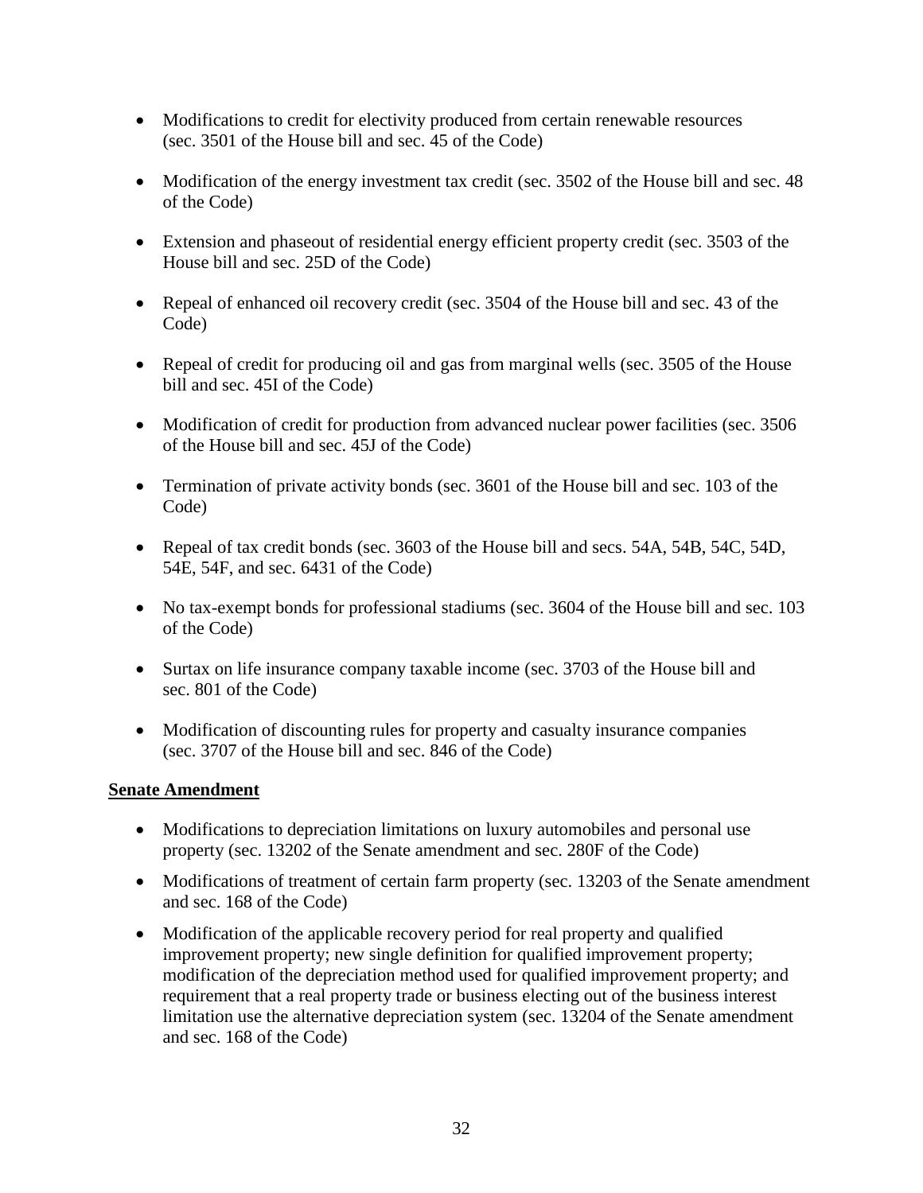- Modifications to credit for electivity produced from certain renewable resources (sec. 3501 of the House bill and sec. 45 of the Code)

- Modification of the energy investment tax credit (sec. 3502 of the House bill and sec. 48 of the Code)

- Extension and phaseout of residential energy efficient property credit (sec. 3503 of the House bill and sec. 25D of the Code)

- Repeal of enhanced oil recovery credit (sec. 3504 of the House bill and sec. 43 of the Code)

- Repeal of credit for producing oil and gas from marginal wells (sec. 3505 of the House bill and sec. 45I of the Code)

- Modification of credit for production from advanced nuclear power facilities (sec. 3506 of the House bill and sec. 45J of the Code)

- Termination of private activity bonds (sec. 3601 of the House bill and sec. 103 of the Code)

- Repeal of tax credit bonds (sec. 3603 of the House bill and secs. 54A, 54B, 54C, 54D, 54E, 54F, and sec. 6431 of the Code)

- No tax-exempt bonds for professional stadiums (sec. 3604 of the House bill and sec. 103 of the Code)

- Surtax on life insurance company taxable income (sec. 3703 of the House bill and sec. 801 of the Code)

- Modification of discounting rules for property and casualty insurance companies (sec. 3707 of the House bill and sec. 846 of the Code)

**Senate Amendment**

- Modifications to depreciation limitations on luxury automobiles and personal use property (sec. 13202 of the Senate amendment and sec. 280F of the Code)
- Modifications of treatment of certain farm property (sec. 13203 of the Senate amendment and sec. 168 of the Code)
- Modification of the applicable recovery period for real property and qualified improvement property; new single definition for qualified improvement property; modification of the depreciation method used for qualified improvement property; and requirement that a real property trade or business electing out of the business interest limitation use the alternative depreciation system (sec. 13204 of the Senate amendment and sec. 168 of the Code)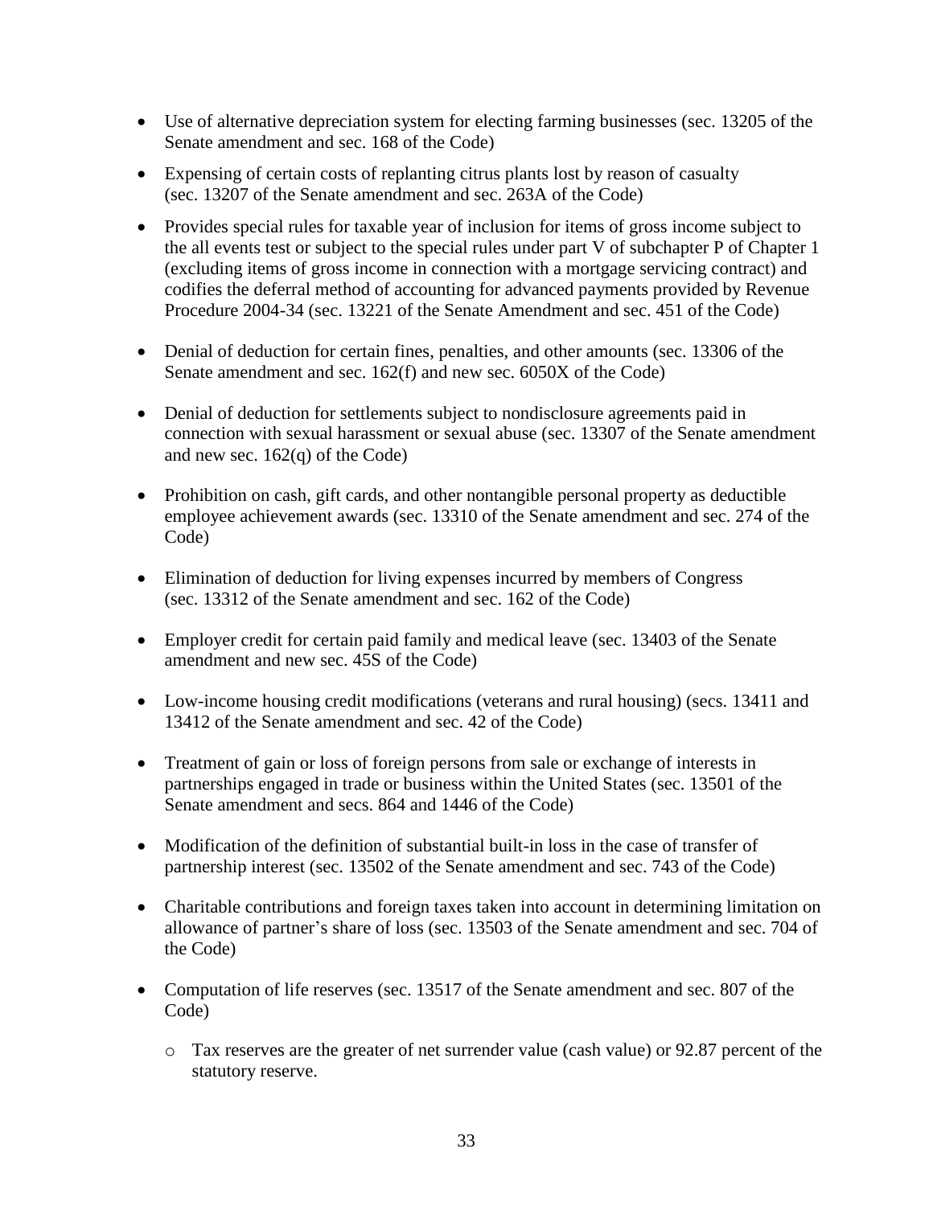- Use of alternative depreciation system for electing farming businesses (sec. 13205 of the Senate amendment and sec. 168 of the Code)
- Expensing of certain costs of replanting citrus plants lost by reason of casualty (sec. 13207 of the Senate amendment and sec. 263A of the Code)
- Provides special rules for taxable year of inclusion for items of gross income subject to the all events test or subject to the special rules under part V of subchapter P of Chapter 1 (excluding items of gross income in connection with a mortgage servicing contract) and codifies the deferral method of accounting for advanced payments provided by Revenue Procedure 2004-34 (sec. 13221 of the Senate Amendment and sec. 451 of the Code)
- Denial of deduction for certain fines, penalties, and other amounts (sec. 13306 of the Senate amendment and sec. 162(f) and new sec. 6050X of the Code)
- Denial of deduction for settlements subject to nondisclosure agreements paid in connection with sexual harassment or sexual abuse (sec. 13307 of the Senate amendment and new sec. 162(q) of the Code)
- Prohibition on cash, gift cards, and other nontangible personal property as deductible employee achievement awards (sec. 13310 of the Senate amendment and sec. 274 of the Code)
- Elimination of deduction for living expenses incurred by members of Congress (sec. 13312 of the Senate amendment and sec. 162 of the Code)
- Employer credit for certain paid family and medical leave (sec. 13403 of the Senate amendment and new sec. 45S of the Code)
- Low-income housing credit modifications (veterans and rural housing) (secs. 13411 and 13412 of the Senate amendment and sec. 42 of the Code)
- Treatment of gain or loss of foreign persons from sale or exchange of interests in partnerships engaged in trade or business within the United States (sec. 13501 of the Senate amendment and secs. 864 and 1446 of the Code)
- Modification of the definition of substantial built-in loss in the case of transfer of partnership interest (sec. 13502 of the Senate amendment and sec. 743 of the Code)
- Charitable contributions and foreign taxes taken into account in determining limitation on allowance of partner's share of loss (sec. 13503 of the Senate amendment and sec. 704 of the Code)
- Computation of life reserves (sec. 13517 of the Senate amendment and sec. 807 of the Code)
  - Tax reserves are the greater of net surrender value (cash value) or 92.87 percent of the statutory reserve.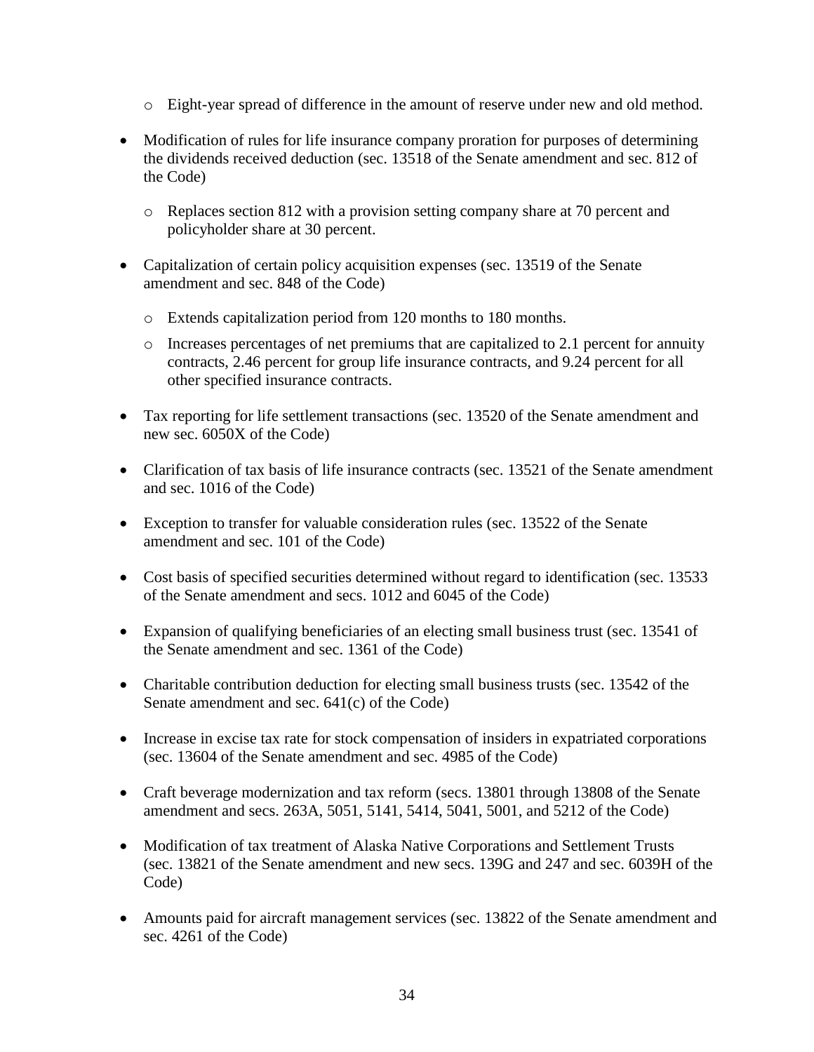- Eight-year spread of difference in the amount of reserve under new and old method.

- Modification of rules for life insurance company proration for purposes of determining the dividends received deduction (sec. 13518 of the Senate amendment and sec. 812 of the Code)
  - Replaces section 812 with a provision setting company share at 70 percent and policyholder share at 30 percent.

- Capitalization of certain policy acquisition expenses (sec. 13519 of the Senate amendment and sec. 848 of the Code)
  - Extends capitalization period from 120 months to 180 months.
  - Increases percentages of net premiums that are capitalized to 2.1 percent for annuity contracts, 2.46 percent for group life insurance contracts, and 9.24 percent for all other specified insurance contracts.

- Tax reporting for life settlement transactions (sec. 13520 of the Senate amendment and new sec. 6050X of the Code)

- Clarification of tax basis of life insurance contracts (sec. 13521 of the Senate amendment and sec. 1016 of the Code)

- Exception to transfer for valuable consideration rules (sec. 13522 of the Senate amendment and sec. 101 of the Code)

- Cost basis of specified securities determined without regard to identification (sec. 13533 of the Senate amendment and secs. 1012 and 6045 of the Code)

- Expansion of qualifying beneficiaries of an electing small business trust (sec. 13541 of the Senate amendment and sec. 1361 of the Code)

- Charitable contribution deduction for electing small business trusts (sec. 13542 of the Senate amendment and sec. 641(c) of the Code)

- Increase in excise tax rate for stock compensation of insiders in expatriated corporations (sec. 13604 of the Senate amendment and sec. 4985 of the Code)

- Craft beverage modernization and tax reform (secs. 13801 through 13808 of the Senate amendment and secs. 263A, 5051, 5141, 5414, 5041, 5001, and 5212 of the Code)

- Modification of tax treatment of Alaska Native Corporations and Settlement Trusts (sec. 13821 of the Senate amendment and new secs. 139G and 247 and sec. 6039H of the Code)

- Amounts paid for aircraft management services (sec. 13822 of the Senate amendment and sec. 4261 of the Code)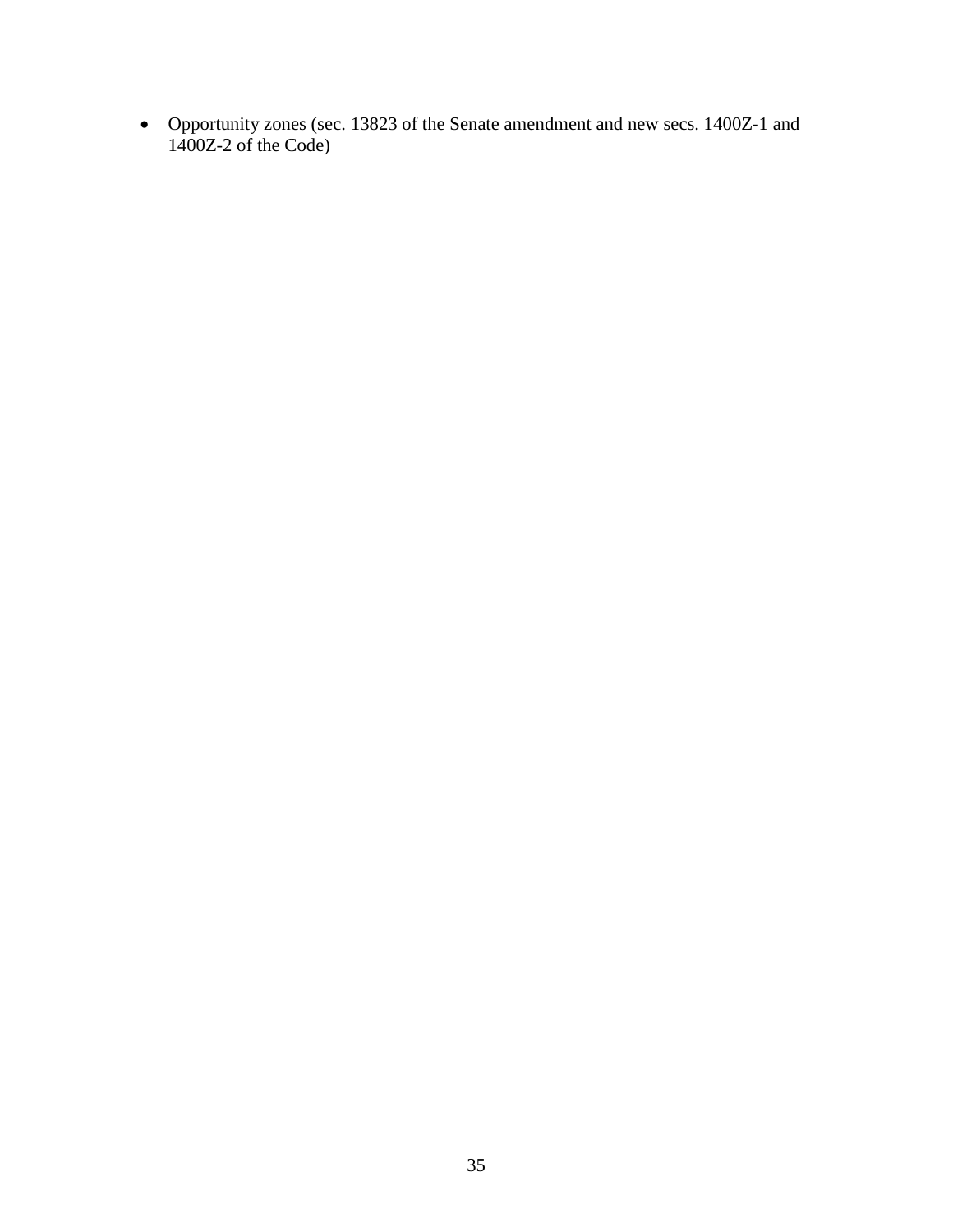- Opportunity zones (sec. 13823 of the Senate amendment and new secs. 1400Z-1 and 1400Z-2 of the Code)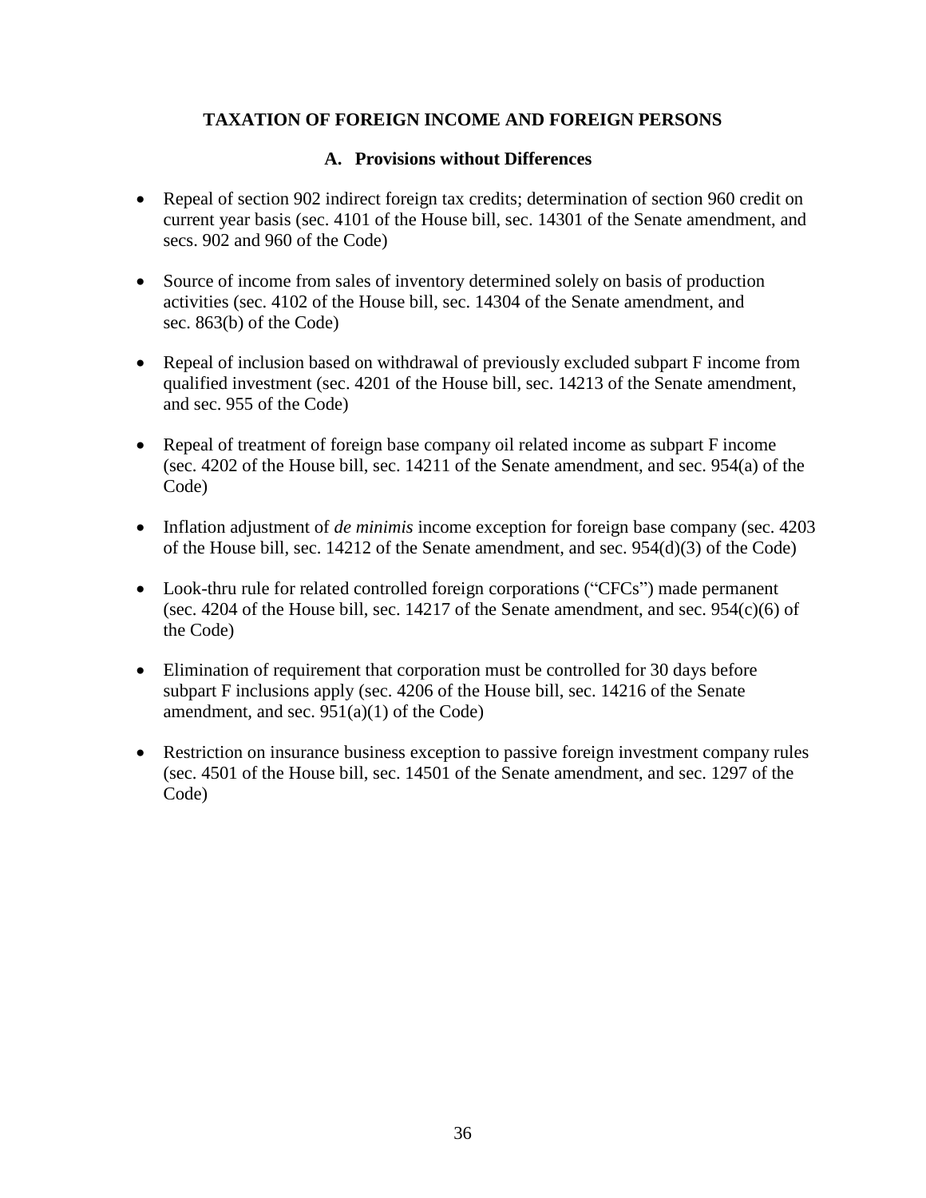# TAXATION OF FOREIGN INCOME AND FOREIGN PERSONS

## A. Provisions without Differences

- Repeal of section 902 indirect foreign tax credits; determination of section 960 credit on current year basis (sec. 4101 of the House bill, sec. 14301 of the Senate amendment, and secs. 902 and 960 of the Code)
- Source of income from sales of inventory determined solely on basis of production activities (sec. 4102 of the House bill, sec. 14304 of the Senate amendment, and sec. 863(b) of the Code)
- Repeal of inclusion based on withdrawal of previously excluded subpart F income from qualified investment (sec. 4201 of the House bill, sec. 14213 of the Senate amendment, and sec. 955 of the Code)
- Repeal of treatment of foreign base company oil related income as subpart F income (sec. 4202 of the House bill, sec. 14211 of the Senate amendment, and sec. 954(a) of the Code)
- Inflation adjustment of *de minimis* income exception for foreign base company (sec. 4203 of the House bill, sec. 14212 of the Senate amendment, and sec. 954(d)(3) of the Code)
- Look-thru rule for related controlled foreign corporations ("CFCs") made permanent (sec. 4204 of the House bill, sec. 14217 of the Senate amendment, and sec. 954(c)(6) of the Code)
- Elimination of requirement that corporation must be controlled for 30 days before subpart F inclusions apply (sec. 4206 of the House bill, sec. 14216 of the Senate amendment, and sec. 951(a)(1) of the Code)
- Restriction on insurance business exception to passive foreign investment company rules (sec. 4501 of the House bill, sec. 14501 of the Senate amendment, and sec. 1297 of the Code)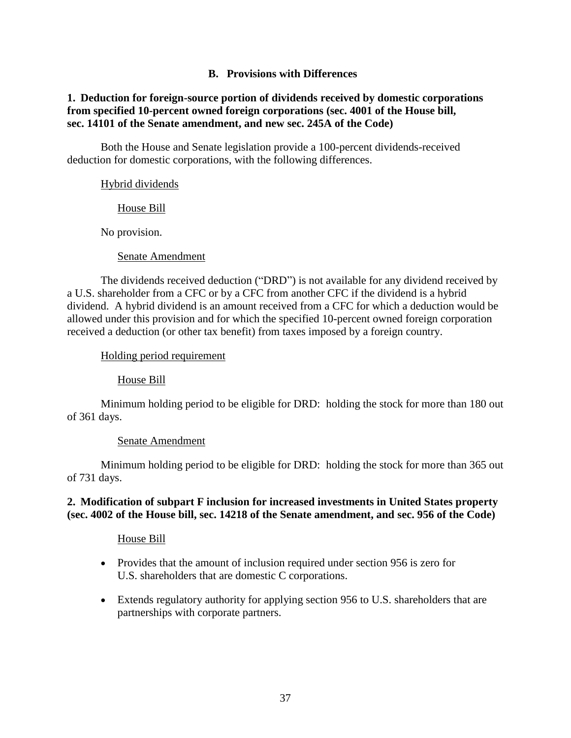## B. Provisions with Differences

### 1. Deduction for foreign-source portion of dividends received by domestic corporations from specified 10-percent owned foreign corporations (sec. 4001 of the House bill, sec. 14101 of the Senate amendment, and new sec. 245A of the Code)

Both the House and Senate legislation provide a 100-percent dividends-received deduction for domestic corporations, with the following differences.

Hybrid dividends

House Bill

No provision.

Senate Amendment

The dividends received deduction ("DRD") is not available for any dividend received by a U.S. shareholder from a CFC or by a CFC from another CFC if the dividend is a hybrid dividend. A hybrid dividend is an amount received from a CFC for which a deduction would be allowed under this provision and for which the specified 10-percent owned foreign corporation received a deduction (or other tax benefit) from taxes imposed by a foreign country.

Holding period requirement

House Bill

Minimum holding period to be eligible for DRD: holding the stock for more than 180 out of 361 days.

Senate Amendment

Minimum holding period to be eligible for DRD: holding the stock for more than 365 out of 731 days.

### 2. Modification of subpart F inclusion for increased investments in United States property (sec. 4002 of the House bill, sec. 14218 of the Senate amendment, and sec. 956 of the Code)

House Bill

- Provides that the amount of inclusion required under section 956 is zero for U.S. shareholders that are domestic C corporations.
- Extends regulatory authority for applying section 956 to U.S. shareholders that are partnerships with corporate partners.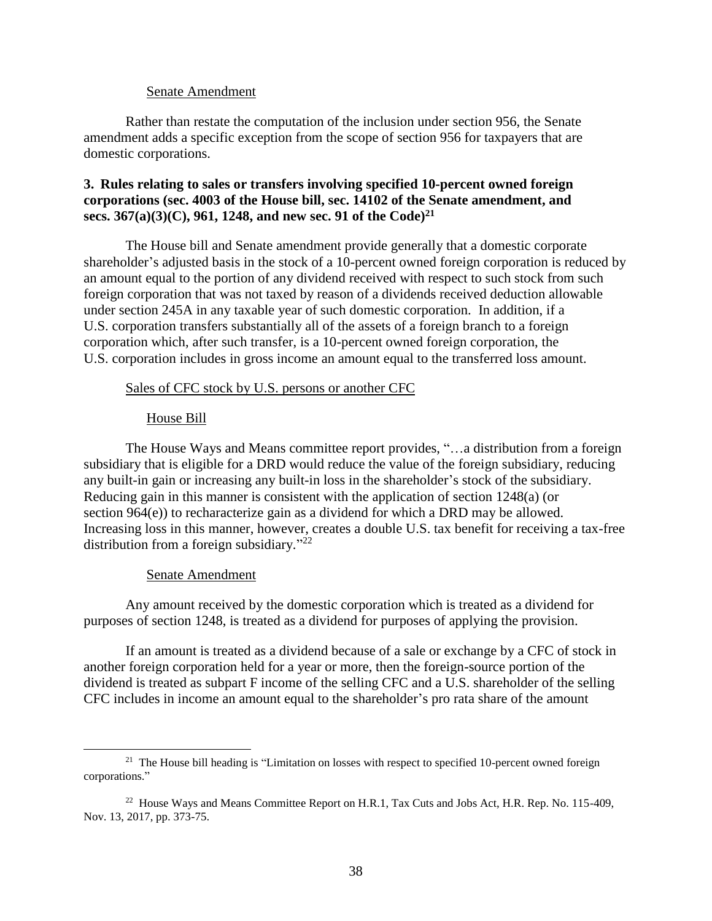Senate Amendment

Rather than restate the computation of the inclusion under section 956, the Senate amendment adds a specific exception from the scope of section 956 for taxpayers that are domestic corporations.

**3. Rules relating to sales or transfers involving specified 10-percent owned foreign corporations (sec. 4003 of the House bill, sec. 14102 of the Senate amendment, and secs. 367(a)(3)(C), 961, 1248, and new sec. 91 of the Code)[21]**

The House bill and Senate amendment provide generally that a domestic corporate shareholder's adjusted basis in the stock of a 10-percent owned foreign corporation is reduced by an amount equal to the portion of any dividend received with respect to such stock from such foreign corporation that was not taxed by reason of a dividends received deduction allowable under section 245A in any taxable year of such domestic corporation. In addition, if a U.S. corporation transfers substantially all of the assets of a foreign branch to a foreign corporation which, after such transfer, is a 10-percent owned foreign corporation, the U.S. corporation includes in gross income an amount equal to the transferred loss amount.

Sales of CFC stock by U.S. persons or another CFC

House Bill

The House Ways and Means committee report provides, "…a distribution from a foreign subsidiary that is eligible for a DRD would reduce the value of the foreign subsidiary, reducing any built-in gain or increasing any built-in loss in the shareholder's stock of the subsidiary. Reducing gain in this manner is consistent with the application of section 1248(a) (or section 964(e)) to recharacterize gain as a dividend for which a DRD may be allowed. Increasing loss in this manner, however, creates a double U.S. tax benefit for receiving a tax-free distribution from a foreign subsidiary."[22]

Senate Amendment

Any amount received by the domestic corporation which is treated as a dividend for purposes of section 1248, is treated as a dividend for purposes of applying the provision.

If an amount is treated as a dividend because of a sale or exchange by a CFC of stock in another foreign corporation held for a year or more, then the foreign-source portion of the dividend is treated as subpart F income of the selling CFC and a U.S. shareholder of the selling CFC includes in income an amount equal to the shareholder's pro rata share of the amount

---

[21] The House bill heading is "Limitation on losses with respect to specified 10-percent owned foreign corporations."

[22] House Ways and Means Committee Report on H.R.1, Tax Cuts and Jobs Act, H.R. Rep. No. 115-409, Nov. 13, 2017, pp. 373-75.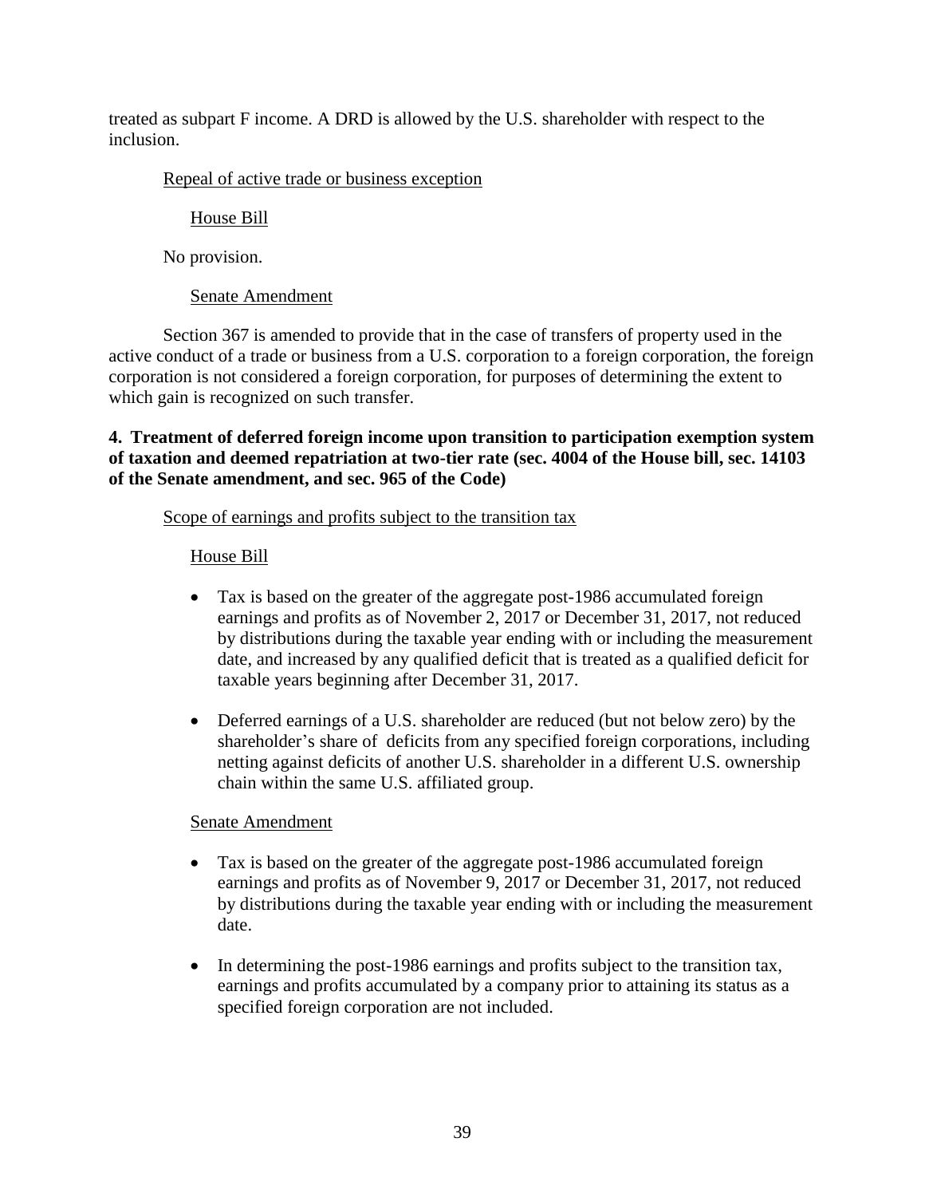treated as subpart F income. A DRD is allowed by the U.S. shareholder with respect to the inclusion.

Repeal of active trade or business exception

House Bill

No provision.

Senate Amendment

Section 367 is amended to provide that in the case of transfers of property used in the active conduct of a trade or business from a U.S. corporation to a foreign corporation, the foreign corporation is not considered a foreign corporation, for purposes of determining the extent to which gain is recognized on such transfer.

**4. Treatment of deferred foreign income upon transition to participation exemption system of taxation and deemed repatriation at two-tier rate (sec. 4004 of the House bill, sec. 14103 of the Senate amendment, and sec. 965 of the Code)**

Scope of earnings and profits subject to the transition tax

House Bill

- Tax is based on the greater of the aggregate post-1986 accumulated foreign earnings and profits as of November 2, 2017 or December 31, 2017, not reduced by distributions during the taxable year ending with or including the measurement date, and increased by any qualified deficit that is treated as a qualified deficit for taxable years beginning after December 31, 2017.
- Deferred earnings of a U.S. shareholder are reduced (but not below zero) by the shareholder's share of deficits from any specified foreign corporations, including netting against deficits of another U.S. shareholder in a different U.S. ownership chain within the same U.S. affiliated group.

Senate Amendment

- Tax is based on the greater of the aggregate post-1986 accumulated foreign earnings and profits as of November 9, 2017 or December 31, 2017, not reduced by distributions during the taxable year ending with or including the measurement date.
- In determining the post-1986 earnings and profits subject to the transition tax, earnings and profits accumulated by a company prior to attaining its status as a specified foreign corporation are not included.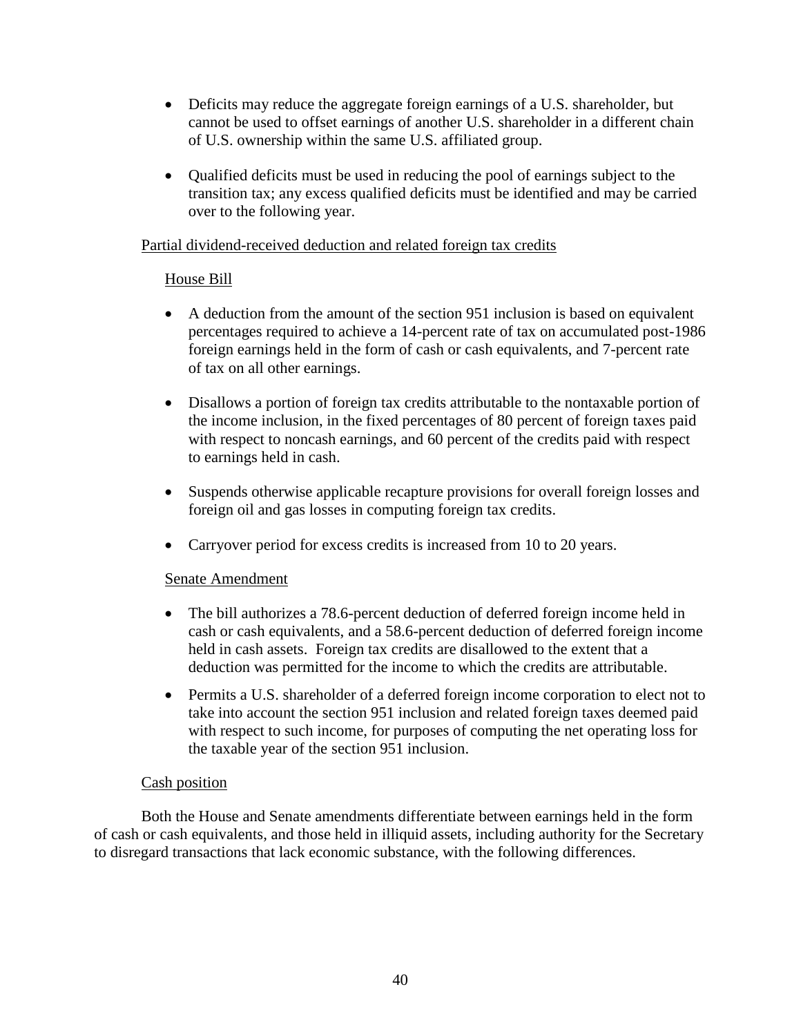- Deficits may reduce the aggregate foreign earnings of a U.S. shareholder, but cannot be used to offset earnings of another U.S. shareholder in a different chain of U.S. ownership within the same U.S. affiliated group.

- Qualified deficits must be used in reducing the pool of earnings subject to the transition tax; any excess qualified deficits must be identified and may be carried over to the following year.

<u>Partial dividend-received deduction and related foreign tax credits</u>

<u>House Bill</u>

- A deduction from the amount of the section 951 inclusion is based on equivalent percentages required to achieve a 14-percent rate of tax on accumulated post-1986 foreign earnings held in the form of cash or cash equivalents, and 7-percent rate of tax on all other earnings.

- Disallows a portion of foreign tax credits attributable to the nontaxable portion of the income inclusion, in the fixed percentages of 80 percent of foreign taxes paid with respect to noncash earnings, and 60 percent of the credits paid with respect to earnings held in cash.

- Suspends otherwise applicable recapture provisions for overall foreign losses and foreign oil and gas losses in computing foreign tax credits.

- Carryover period for excess credits is increased from 10 to 20 years.

<u>Senate Amendment</u>

- The bill authorizes a 78.6-percent deduction of deferred foreign income held in cash or cash equivalents, and a 58.6-percent deduction of deferred foreign income held in cash assets. Foreign tax credits are disallowed to the extent that a deduction was permitted for the income to which the credits are attributable.

- Permits a U.S. shareholder of a deferred foreign income corporation to elect not to take into account the section 951 inclusion and related foreign taxes deemed paid with respect to such income, for purposes of computing the net operating loss for the taxable year of the section 951 inclusion.

<u>Cash position</u>

Both the House and Senate amendments differentiate between earnings held in the form of cash or cash equivalents, and those held in illiquid assets, including authority for the Secretary to disregard transactions that lack economic substance, with the following differences.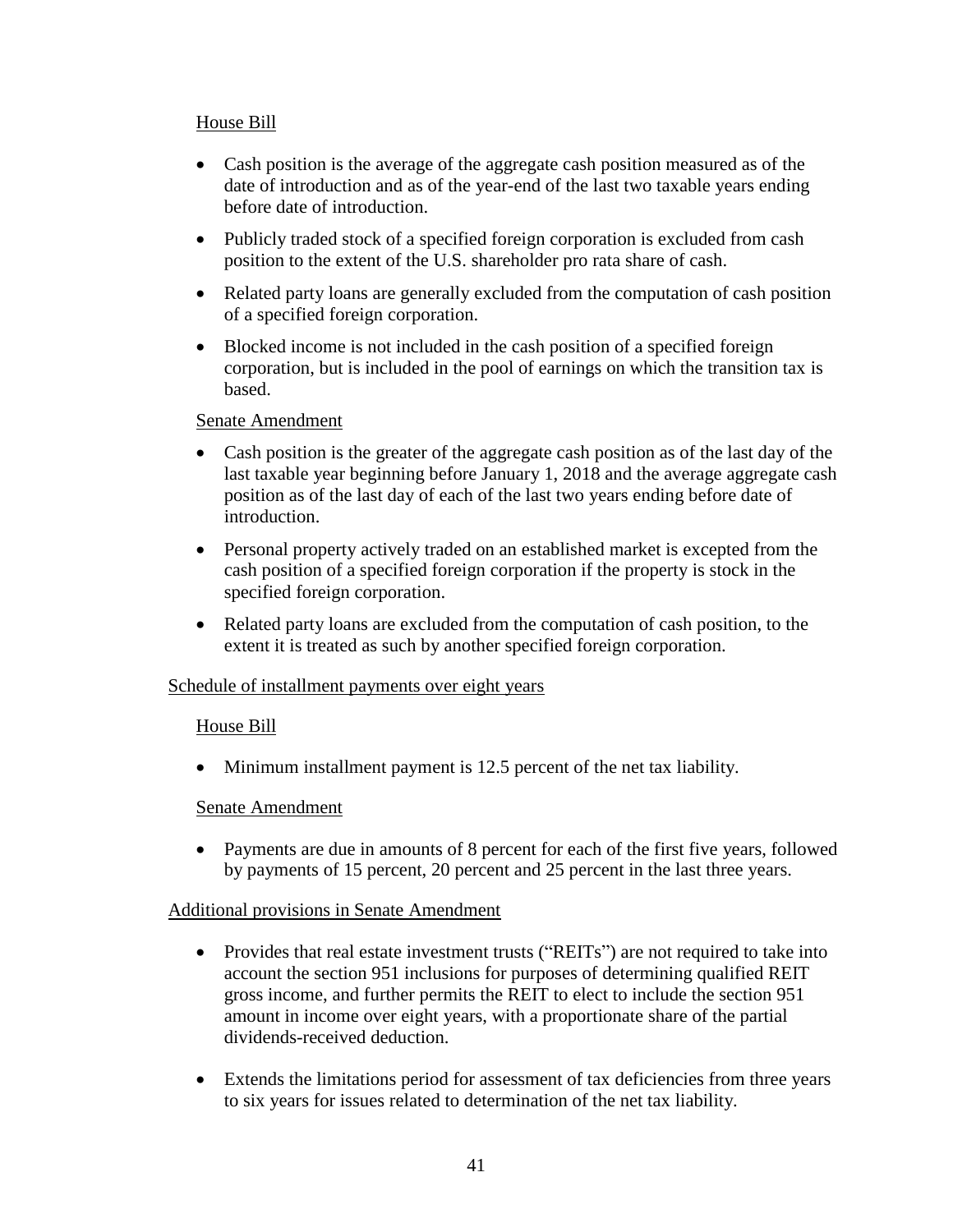House Bill

- Cash position is the average of the aggregate cash position measured as of the date of introduction and as of the year-end of the last two taxable years ending before date of introduction.
- Publicly traded stock of a specified foreign corporation is excluded from cash position to the extent of the U.S. shareholder pro rata share of cash.
- Related party loans are generally excluded from the computation of cash position of a specified foreign corporation.
- Blocked income is not included in the cash position of a specified foreign corporation, but is included in the pool of earnings on which the transition tax is based.

Senate Amendment

- Cash position is the greater of the aggregate cash position as of the last day of the last taxable year beginning before January 1, 2018 and the average aggregate cash position as of the last day of each of the last two years ending before date of introduction.
- Personal property actively traded on an established market is excepted from the cash position of a specified foreign corporation if the property is stock in the specified foreign corporation.
- Related party loans are excluded from the computation of cash position, to the extent it is treated as such by another specified foreign corporation.

Schedule of installment payments over eight years

House Bill

- Minimum installment payment is 12.5 percent of the net tax liability.

Senate Amendment

- Payments are due in amounts of 8 percent for each of the first five years, followed by payments of 15 percent, 20 percent and 25 percent in the last three years.

Additional provisions in Senate Amendment

- Provides that real estate investment trusts ("REITs") are not required to take into account the section 951 inclusions for purposes of determining qualified REIT gross income, and further permits the REIT to elect to include the section 951 amount in income over eight years, with a proportionate share of the partial dividends-received deduction.
- Extends the limitations period for assessment of tax deficiencies from three years to six years for issues related to determination of the net tax liability.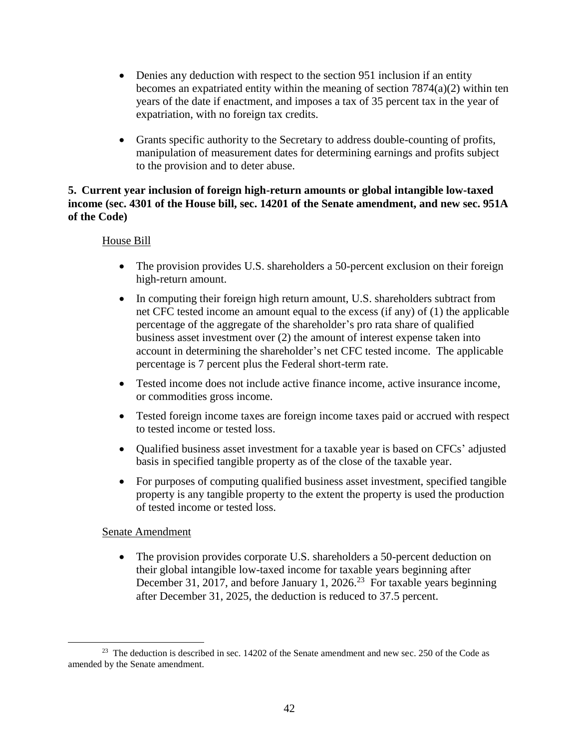- Denies any deduction with respect to the section 951 inclusion if an entity becomes an expatriated entity within the meaning of section 7874(a)(2) within ten years of the date if enactment, and imposes a tax of 35 percent tax in the year of expatriation, with no foreign tax credits.

- Grants specific authority to the Secretary to address double-counting of profits, manipulation of measurement dates for determining earnings and profits subject to the provision and to deter abuse.

**5. Current year inclusion of foreign high-return amounts or global intangible low-taxed income (sec. 4301 of the House bill, sec. 14201 of the Senate amendment, and new sec. 951A of the Code)**

House Bill

- The provision provides U.S. shareholders a 50-percent exclusion on their foreign high-return amount.

- In computing their foreign high return amount, U.S. shareholders subtract from net CFC tested income an amount equal to the excess (if any) of (1) the applicable percentage of the aggregate of the shareholder's pro rata share of qualified business asset investment over (2) the amount of interest expense taken into account in determining the shareholder's net CFC tested income. The applicable percentage is 7 percent plus the Federal short-term rate.

- Tested income does not include active finance income, active insurance income, or commodities gross income.

- Tested foreign income taxes are foreign income taxes paid or accrued with respect to tested income or tested loss.

- Qualified business asset investment for a taxable year is based on CFCs' adjusted basis in specified tangible property as of the close of the taxable year.

- For purposes of computing qualified business asset investment, specified tangible property is any tangible property to the extent the property is used the production of tested income or tested loss.

Senate Amendment

- The provision provides corporate U.S. shareholders a 50-percent deduction on their global intangible low-taxed income for taxable years beginning after December 31, 2017, and before January 1, 2026.[23] For taxable years beginning after December 31, 2025, the deduction is reduced to 37.5 percent.

---

[23] The deduction is described in sec. 14202 of the Senate amendment and new sec. 250 of the Code as amended by the Senate amendment.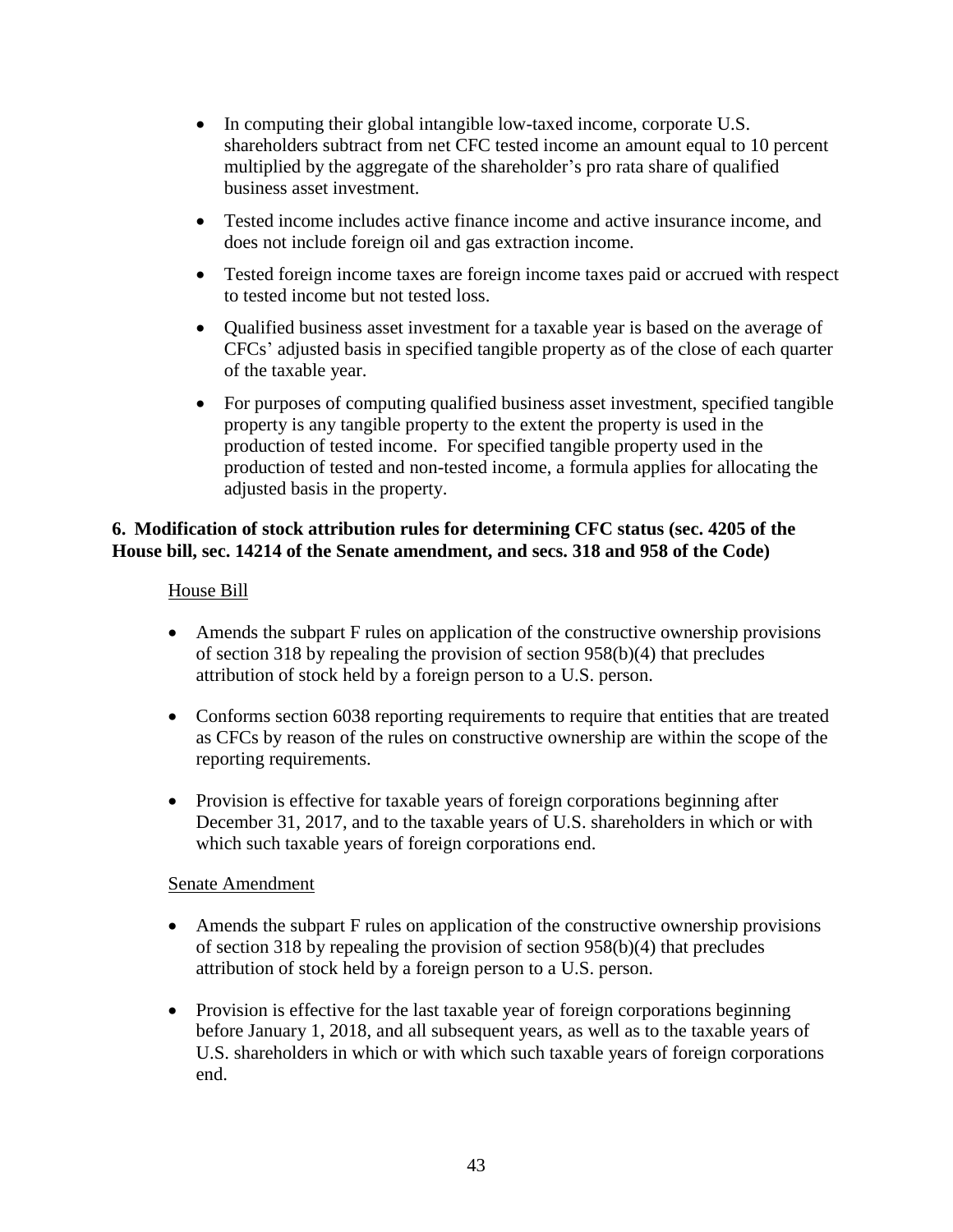- In computing their global intangible low-taxed income, corporate U.S. shareholders subtract from net CFC tested income an amount equal to 10 percent multiplied by the aggregate of the shareholder's pro rata share of qualified business asset investment.

- Tested income includes active finance income and active insurance income, and does not include foreign oil and gas extraction income.

- Tested foreign income taxes are foreign income taxes paid or accrued with respect to tested income but not tested loss.

- Qualified business asset investment for a taxable year is based on the average of CFCs' adjusted basis in specified tangible property as of the close of each quarter of the taxable year.

- For purposes of computing qualified business asset investment, specified tangible property is any tangible property to the extent the property is used in the production of tested income. For specified tangible property used in the production of tested and non-tested income, a formula applies for allocating the adjusted basis in the property.

**6. Modification of stock attribution rules for determining CFC status (sec. 4205 of the House bill, sec. 14214 of the Senate amendment, and secs. 318 and 958 of the Code)**

House Bill

- Amends the subpart F rules on application of the constructive ownership provisions of section 318 by repealing the provision of section 958(b)(4) that precludes attribution of stock held by a foreign person to a U.S. person.

- Conforms section 6038 reporting requirements to require that entities that are treated as CFCs by reason of the rules on constructive ownership are within the scope of the reporting requirements.

- Provision is effective for taxable years of foreign corporations beginning after December 31, 2017, and to the taxable years of U.S. shareholders in which or with which such taxable years of foreign corporations end.

Senate Amendment

- Amends the subpart F rules on application of the constructive ownership provisions of section 318 by repealing the provision of section 958(b)(4) that precludes attribution of stock held by a foreign person to a U.S. person.

- Provision is effective for the last taxable year of foreign corporations beginning before January 1, 2018, and all subsequent years, as well as to the taxable years of U.S. shareholders in which or with which such taxable years of foreign corporations end.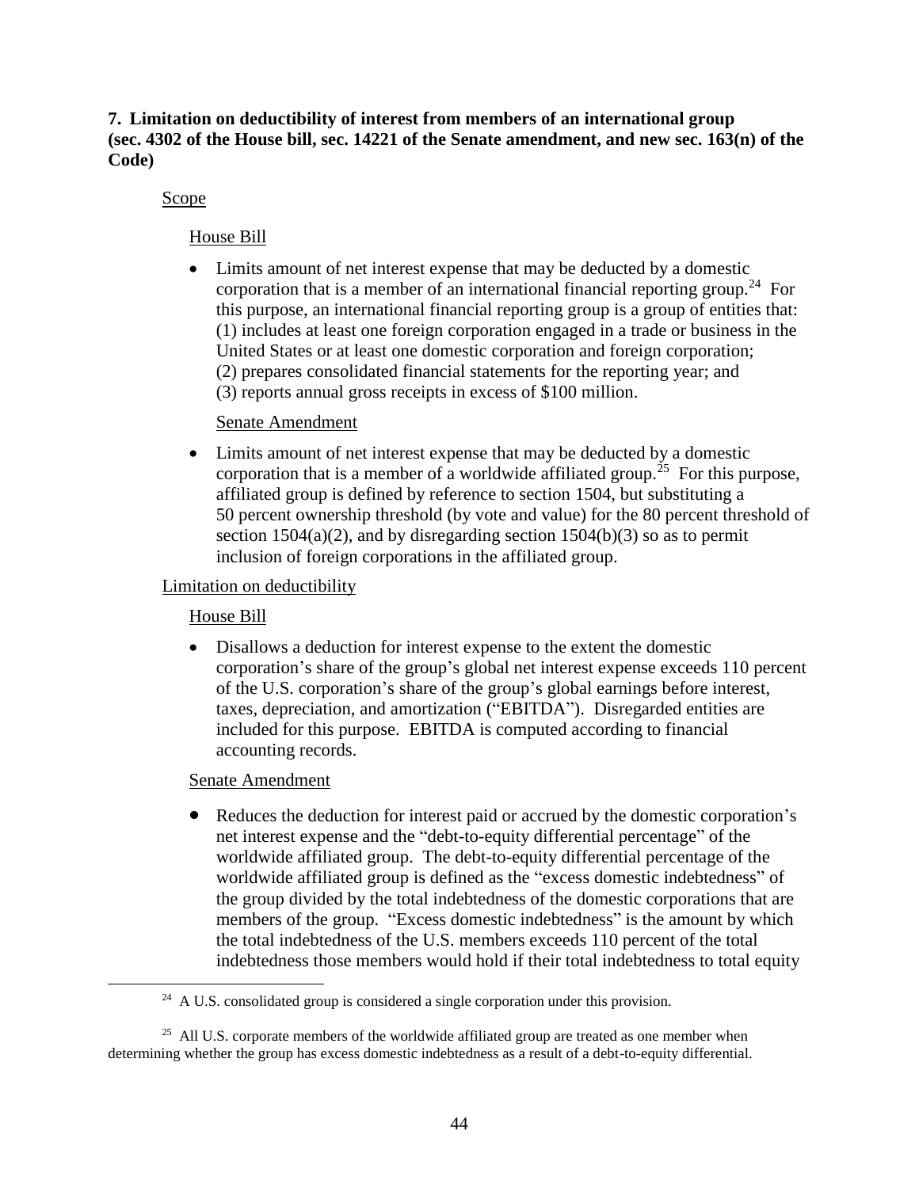**7. Limitation on deductibility of interest from members of an international group (sec. 4302 of the House bill, sec. 14221 of the Senate amendment, and new sec. 163(n) of the Code)**

Scope

House Bill

- Limits amount of net interest expense that may be deducted by a domestic corporation that is a member of an international financial reporting group.[24] For this purpose, an international financial reporting group is a group of entities that: (1) includes at least one foreign corporation engaged in a trade or business in the United States or at least one domestic corporation and foreign corporation; (2) prepares consolidated financial statements for the reporting year; and (3) reports annual gross receipts in excess of $100 million.

Senate Amendment

- Limits amount of net interest expense that may be deducted by a domestic corporation that is a member of a worldwide affiliated group.[25] For this purpose, affiliated group is defined by reference to section 1504, but substituting a 50 percent ownership threshold (by vote and value) for the 80 percent threshold of section 1504(a)(2), and by disregarding section 1504(b)(3) so as to permit inclusion of foreign corporations in the affiliated group.

Limitation on deductibility

House Bill

- Disallows a deduction for interest expense to the extent the domestic corporation's share of the group's global net interest expense exceeds 110 percent of the U.S. corporation's share of the group's global earnings before interest, taxes, depreciation, and amortization ("EBITDA"). Disregarded entities are included for this purpose. EBITDA is computed according to financial accounting records.

Senate Amendment

- Reduces the deduction for interest paid or accrued by the domestic corporation's net interest expense and the "debt-to-equity differential percentage" of the worldwide affiliated group. The debt-to-equity differential percentage of the worldwide affiliated group is defined as the "excess domestic indebtedness" of the group divided by the total indebtedness of the domestic corporations that are members of the group. "Excess domestic indebtedness" is the amount by which the total indebtedness of the U.S. members exceeds 110 percent of the total indebtedness those members would hold if their total indebtedness to total equity

---

[24] A U.S. consolidated group is considered a single corporation under this provision.

[25] All U.S. corporate members of the worldwide affiliated group are treated as one member when determining whether the group has excess domestic indebtedness as a result of a debt-to-equity differential.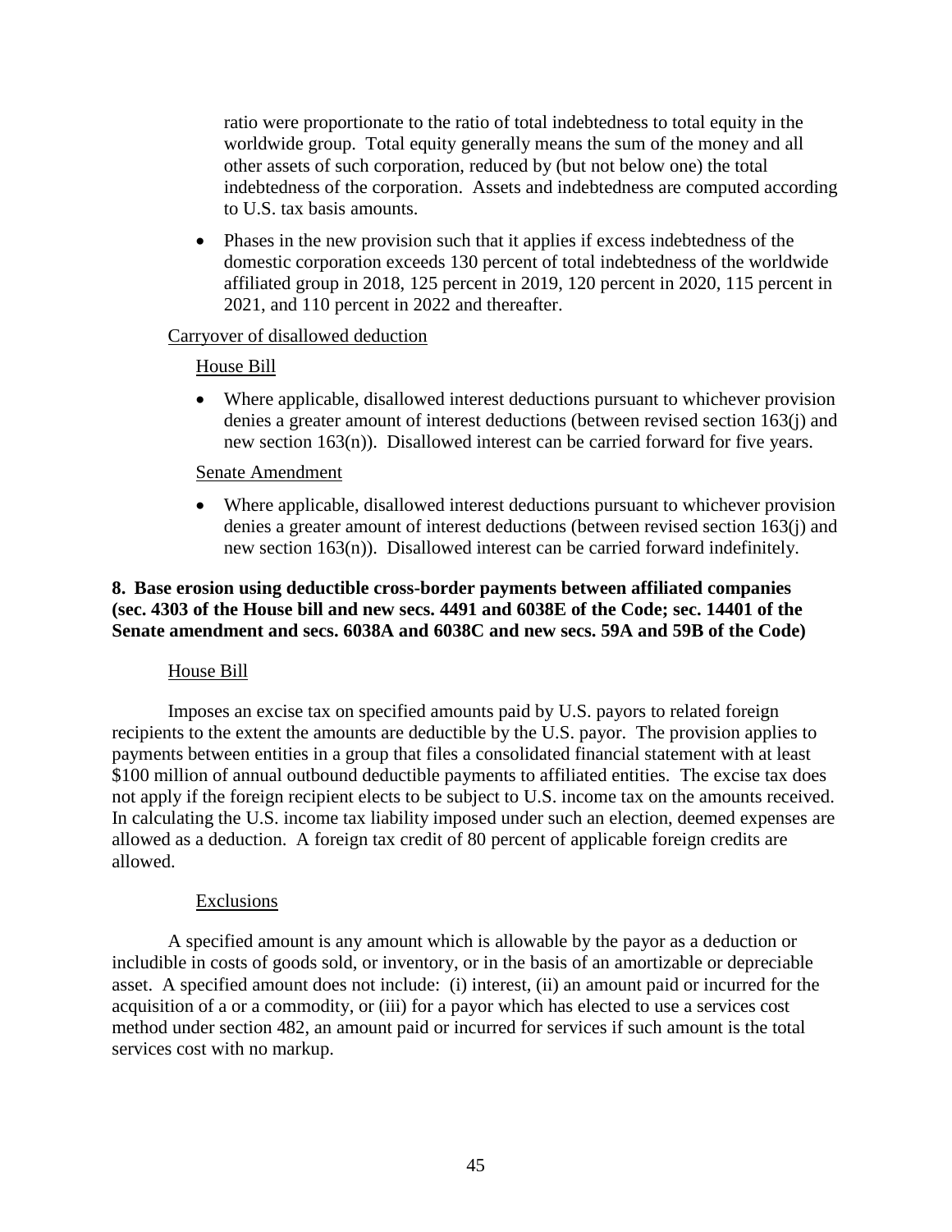ratio were proportionate to the ratio of total indebtedness to total equity in the worldwide group. Total equity generally means the sum of the money and all other assets of such corporation, reduced by (but not below one) the total indebtedness of the corporation. Assets and indebtedness are computed according to U.S. tax basis amounts.

- Phases in the new provision such that it applies if excess indebtedness of the domestic corporation exceeds 130 percent of total indebtedness of the worldwide affiliated group in 2018, 125 percent in 2019, 120 percent in 2020, 115 percent in 2021, and 110 percent in 2022 and thereafter.

Carryover of disallowed deduction

House Bill

- Where applicable, disallowed interest deductions pursuant to whichever provision denies a greater amount of interest deductions (between revised section 163(j) and new section 163(n)). Disallowed interest can be carried forward for five years.

Senate Amendment

- Where applicable, disallowed interest deductions pursuant to whichever provision denies a greater amount of interest deductions (between revised section 163(j) and new section 163(n)). Disallowed interest can be carried forward indefinitely.

**8. Base erosion using deductible cross-border payments between affiliated companies (sec. 4303 of the House bill and new secs. 4491 and 6038E of the Code; sec. 14401 of the Senate amendment and secs. 6038A and 6038C and new secs. 59A and 59B of the Code)**

House Bill

Imposes an excise tax on specified amounts paid by U.S. payors to related foreign recipients to the extent the amounts are deductible by the U.S. payor. The provision applies to payments between entities in a group that files a consolidated financial statement with at least $100 million of annual outbound deductible payments to affiliated entities. The excise tax does not apply if the foreign recipient elects to be subject to U.S. income tax on the amounts received. In calculating the U.S. income tax liability imposed under such an election, deemed expenses are allowed as a deduction. A foreign tax credit of 80 percent of applicable foreign credits are allowed.

Exclusions

A specified amount is any amount which is allowable by the payor as a deduction or includible in costs of goods sold, or inventory, or in the basis of an amortizable or depreciable asset. A specified amount does not include: (i) interest, (ii) an amount paid or incurred for the acquisition of a or a commodity, or (iii) for a payor which has elected to use a services cost method under section 482, an amount paid or incurred for services if such amount is the total services cost with no markup.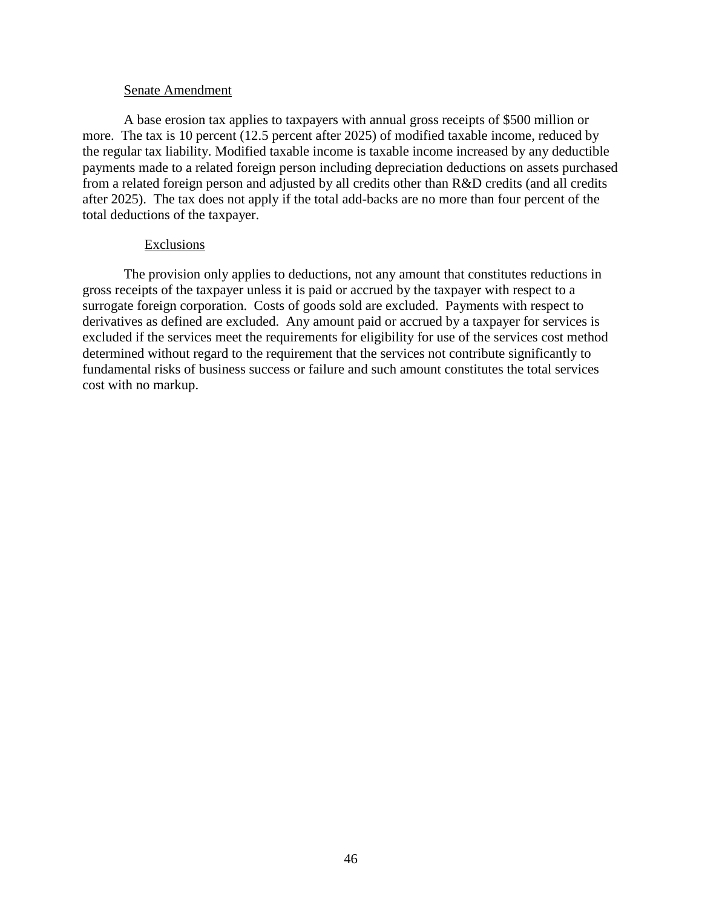### Senate Amendment

A base erosion tax applies to taxpayers with annual gross receipts of $500 million or more. The tax is 10 percent (12.5 percent after 2025) of modified taxable income, reduced by the regular tax liability. Modified taxable income is taxable income increased by any deductible payments made to a related foreign person including depreciation deductions on assets purchased from a related foreign person and adjusted by all credits other than R&D credits (and all credits after 2025). The tax does not apply if the total add-backs are no more than four percent of the total deductions of the taxpayer.

#### Exclusions

The provision only applies to deductions, not any amount that constitutes reductions in gross receipts of the taxpayer unless it is paid or accrued by the taxpayer with respect to a surrogate foreign corporation. Costs of goods sold are excluded. Payments with respect to derivatives as defined are excluded. Any amount paid or accrued by a taxpayer for services is excluded if the services meet the requirements for eligibility for use of the services cost method determined without regard to the requirement that the services not contribute significantly to fundamental risks of business success or failure and such amount constitutes the total services cost with no markup.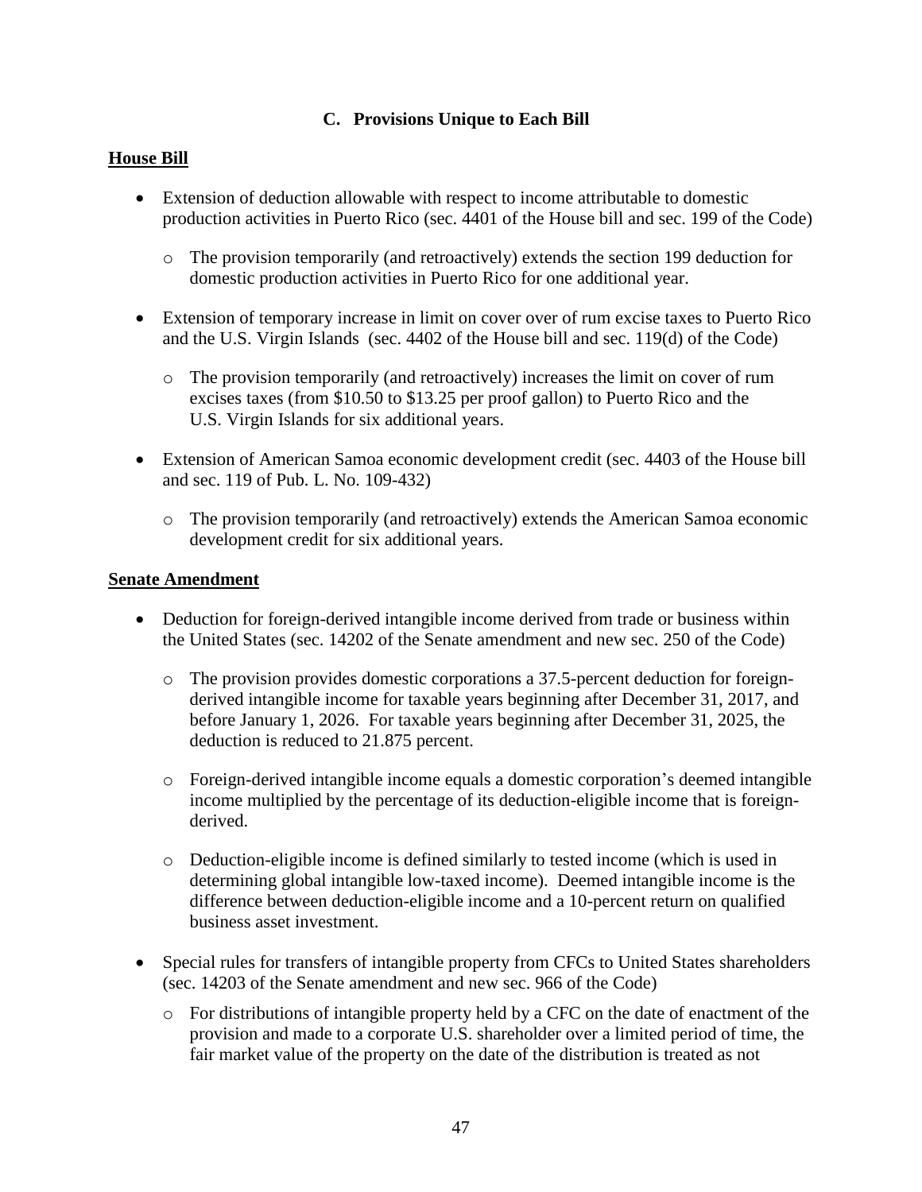## C. Provisions Unique to Each Bill

**House Bill**

- Extension of deduction allowable with respect to income attributable to domestic production activities in Puerto Rico (sec. 4401 of the House bill and sec. 199 of the Code)
  - The provision temporarily (and retroactively) extends the section 199 deduction for domestic production activities in Puerto Rico for one additional year.
- Extension of temporary increase in limit on cover over of rum excise taxes to Puerto Rico and the U.S. Virgin Islands (sec. 4402 of the House bill and sec. 119(d) of the Code)
  - The provision temporarily (and retroactively) increases the limit on cover of rum excises taxes (from $10.50 to $13.25 per proof gallon) to Puerto Rico and the U.S. Virgin Islands for six additional years.
- Extension of American Samoa economic development credit (sec. 4403 of the House bill and sec. 119 of Pub. L. No. 109-432)
  - The provision temporarily (and retroactively) extends the American Samoa economic development credit for six additional years.

**Senate Amendment**

- Deduction for foreign-derived intangible income derived from trade or business within the United States (sec. 14202 of the Senate amendment and new sec. 250 of the Code)
  - The provision provides domestic corporations a 37.5-percent deduction for foreign-derived intangible income for taxable years beginning after December 31, 2017, and before January 1, 2026. For taxable years beginning after December 31, 2025, the deduction is reduced to 21.875 percent.
  - Foreign-derived intangible income equals a domestic corporation's deemed intangible income multiplied by the percentage of its deduction-eligible income that is foreign-derived.
  - Deduction-eligible income is defined similarly to tested income (which is used in determining global intangible low-taxed income). Deemed intangible income is the difference between deduction-eligible income and a 10-percent return on qualified business asset investment.
- Special rules for transfers of intangible property from CFCs to United States shareholders (sec. 14203 of the Senate amendment and new sec. 966 of the Code)
  - For distributions of intangible property held by a CFC on the date of enactment of the provision and made to a corporate U.S. shareholder over a limited period of time, the fair market value of the property on the date of the distribution is treated as not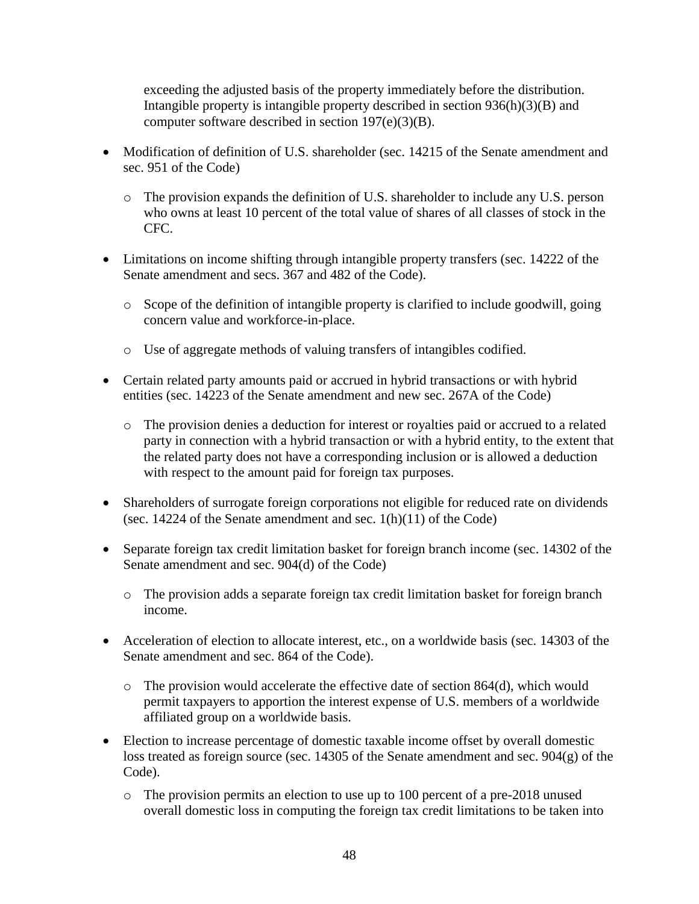exceeding the adjusted basis of the property immediately before the distribution. Intangible property is intangible property described in section 936(h)(3)(B) and computer software described in section 197(e)(3)(B).

- Modification of definition of U.S. shareholder (sec. 14215 of the Senate amendment and sec. 951 of the Code)
  - The provision expands the definition of U.S. shareholder to include any U.S. person who owns at least 10 percent of the total value of shares of all classes of stock in the CFC.
- Limitations on income shifting through intangible property transfers (sec. 14222 of the Senate amendment and secs. 367 and 482 of the Code).
  - Scope of the definition of intangible property is clarified to include goodwill, going concern value and workforce-in-place.
  - Use of aggregate methods of valuing transfers of intangibles codified.
- Certain related party amounts paid or accrued in hybrid transactions or with hybrid entities (sec. 14223 of the Senate amendment and new sec. 267A of the Code)
  - The provision denies a deduction for interest or royalties paid or accrued to a related party in connection with a hybrid transaction or with a hybrid entity, to the extent that the related party does not have a corresponding inclusion or is allowed a deduction with respect to the amount paid for foreign tax purposes.
- Shareholders of surrogate foreign corporations not eligible for reduced rate on dividends (sec. 14224 of the Senate amendment and sec. 1(h)(11) of the Code)
- Separate foreign tax credit limitation basket for foreign branch income (sec. 14302 of the Senate amendment and sec. 904(d) of the Code)
  - The provision adds a separate foreign tax credit limitation basket for foreign branch income.
- Acceleration of election to allocate interest, etc., on a worldwide basis (sec. 14303 of the Senate amendment and sec. 864 of the Code).
  - The provision would accelerate the effective date of section 864(d), which would permit taxpayers to apportion the interest expense of U.S. members of a worldwide affiliated group on a worldwide basis.
- Election to increase percentage of domestic taxable income offset by overall domestic loss treated as foreign source (sec. 14305 of the Senate amendment and sec. 904(g) of the Code).
  - The provision permits an election to use up to 100 percent of a pre-2018 unused overall domestic loss in computing the foreign tax credit limitations to be taken into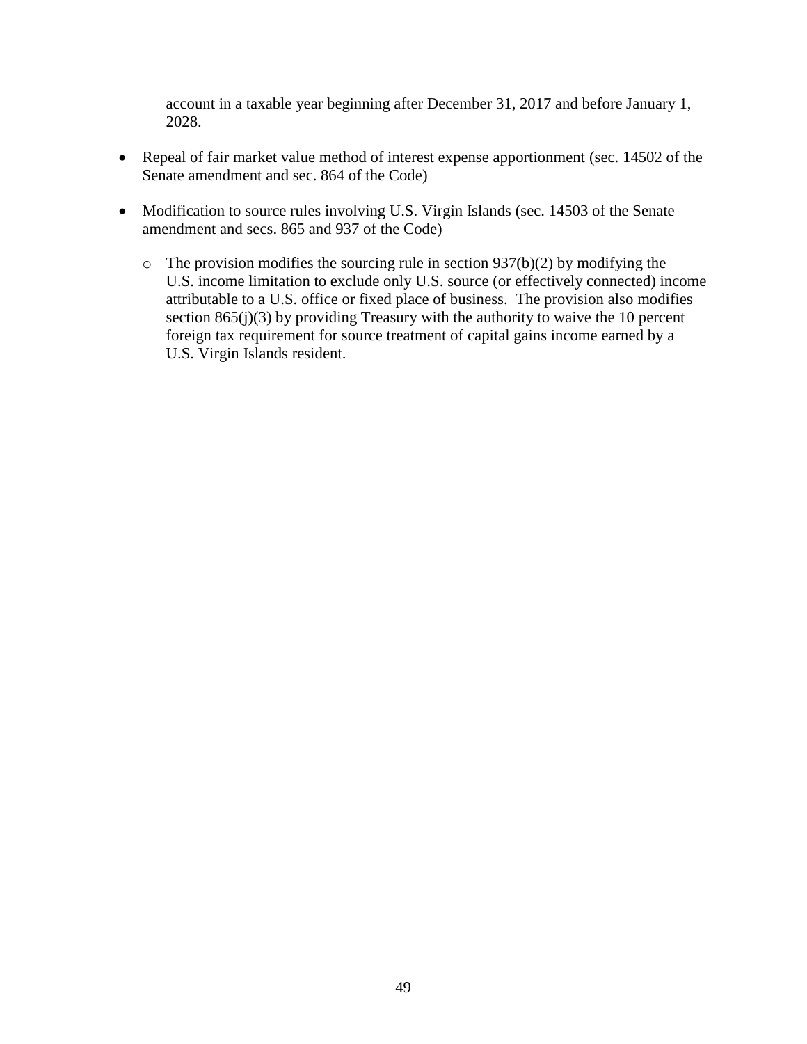account in a taxable year beginning after December 31, 2017 and before January 1, 2028.

- Repeal of fair market value method of interest expense apportionment (sec. 14502 of the Senate amendment and sec. 864 of the Code)
- Modification to source rules involving U.S. Virgin Islands (sec. 14503 of the Senate amendment and secs. 865 and 937 of the Code)
  - The provision modifies the sourcing rule in section 937(b)(2) by modifying the U.S. income limitation to exclude only U.S. source (or effectively connected) income attributable to a U.S. office or fixed place of business. The provision also modifies section 865(j)(3) by providing Treasury with the authority to waive the 10 percent foreign tax requirement for source treatment of capital gains income earned by a U.S. Virgin Islands resident.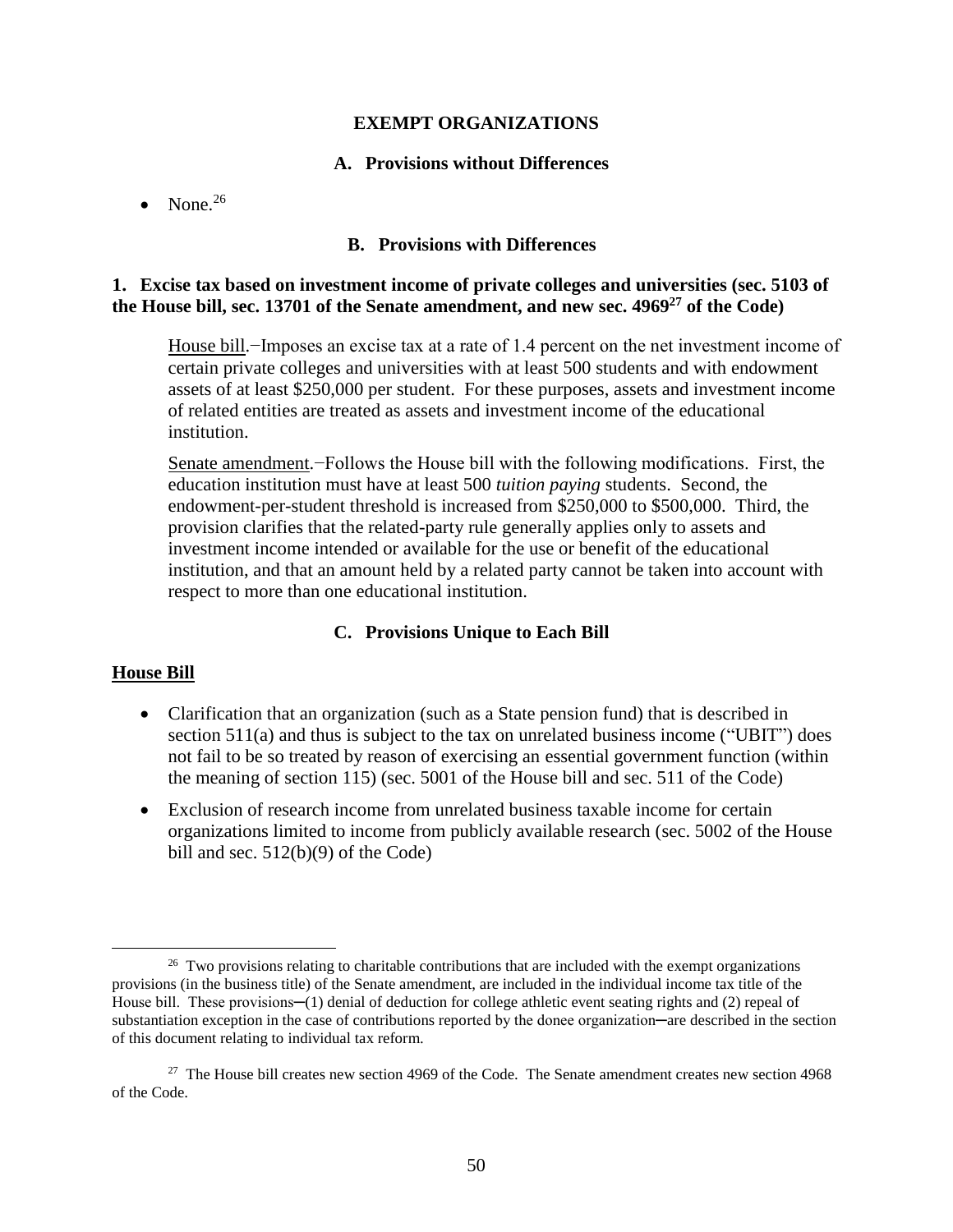# EXEMPT ORGANIZATIONS

## A. Provisions without Differences

- None.[26]

## B. Provisions with Differences

### 1. Excise tax based on investment income of private colleges and universities (sec. 5103 of the House bill, sec. 13701 of the Senate amendment, and new sec. 4969[27] of the Code)

House bill.−Imposes an excise tax at a rate of 1.4 percent on the net investment income of certain private colleges and universities with at least 500 students and with endowment assets of at least $250,000 per student. For these purposes, assets and investment income of related entities are treated as assets and investment income of the educational institution.

Senate amendment.−Follows the House bill with the following modifications. First, the education institution must have at least 500 *tuition paying* students. Second, the endowment-per-student threshold is increased from $250,000 to $500,000. Third, the provision clarifies that the related-party rule generally applies only to assets and investment income intended or available for the use or benefit of the educational institution, and that an amount held by a related party cannot be taken into account with respect to more than one educational institution.

## C. Provisions Unique to Each Bill

**House Bill**

- Clarification that an organization (such as a State pension fund) that is described in section 511(a) and thus is subject to the tax on unrelated business income ("UBIT") does not fail to be so treated by reason of exercising an essential government function (within the meaning of section 115) (sec. 5001 of the House bill and sec. 511 of the Code)
- Exclusion of research income from unrelated business taxable income for certain organizations limited to income from publicly available research (sec. 5002 of the House bill and sec. 512(b)(9) of the Code)

---

[26] Two provisions relating to charitable contributions that are included with the exempt organizations provisions (in the business title) of the Senate amendment, are included in the individual income tax title of the House bill. These provisions─(1) denial of deduction for college athletic event seating rights and (2) repeal of substantiation exception in the case of contributions reported by the donee organization─are described in the section of this document relating to individual tax reform.

[27] The House bill creates new section 4969 of the Code. The Senate amendment creates new section 4968 of the Code.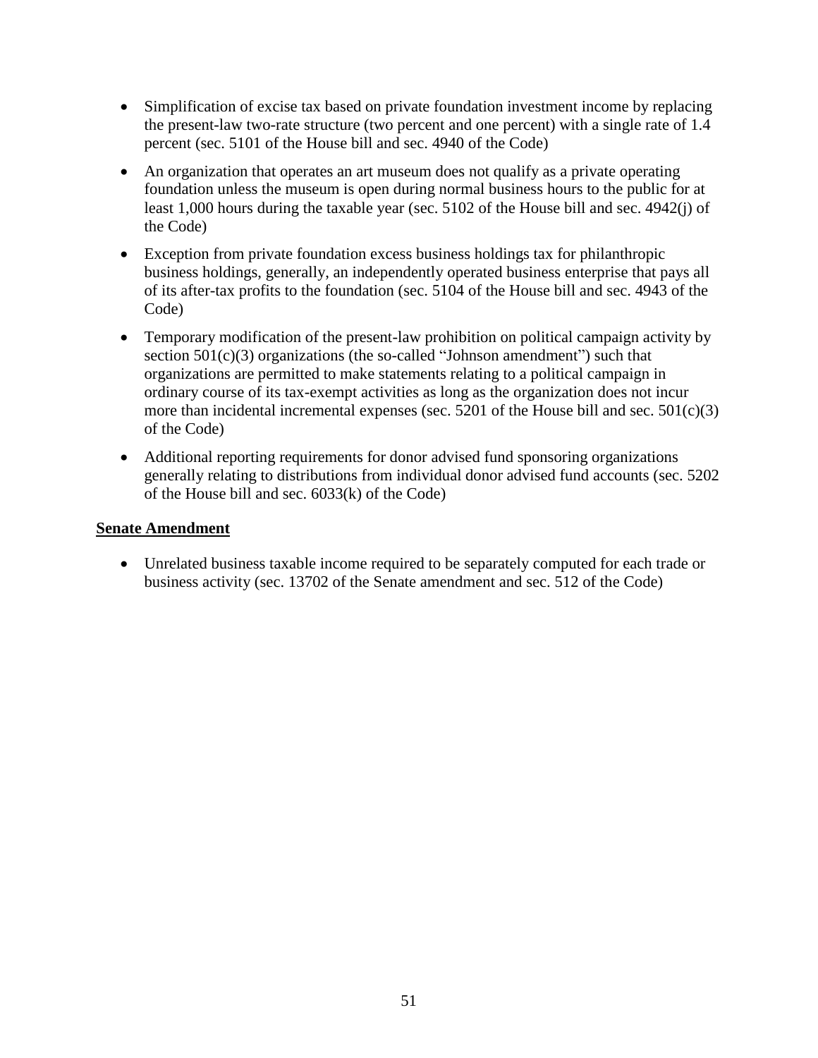- Simplification of excise tax based on private foundation investment income by replacing the present-law two-rate structure (two percent and one percent) with a single rate of 1.4 percent (sec. 5101 of the House bill and sec. 4940 of the Code)
- An organization that operates an art museum does not qualify as a private operating foundation unless the museum is open during normal business hours to the public for at least 1,000 hours during the taxable year (sec. 5102 of the House bill and sec. 4942(j) of the Code)
- Exception from private foundation excess business holdings tax for philanthropic business holdings, generally, an independently operated business enterprise that pays all of its after-tax profits to the foundation (sec. 5104 of the House bill and sec. 4943 of the Code)
- Temporary modification of the present-law prohibition on political campaign activity by section 501(c)(3) organizations (the so-called "Johnson amendment") such that organizations are permitted to make statements relating to a political campaign in ordinary course of its tax-exempt activities as long as the organization does not incur more than incidental incremental expenses (sec. 5201 of the House bill and sec. 501(c)(3) of the Code)
- Additional reporting requirements for donor advised fund sponsoring organizations generally relating to distributions from individual donor advised fund accounts (sec. 5202 of the House bill and sec. 6033(k) of the Code)

**Senate Amendment**

- Unrelated business taxable income required to be separately computed for each trade or business activity (sec. 13702 of the Senate amendment and sec. 512 of the Code)